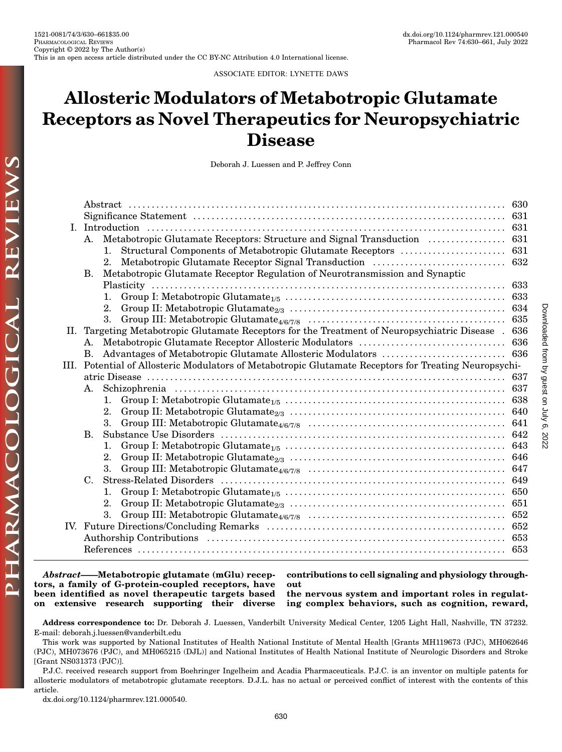ASSOCIATE EDITOR: LYNETTE DAWS

# Allosteric Modulators of Metabotropic Glutamate Receptors as Novel Therapeutics for Neuropsychiatric Disease

Deborah J. Luessen and P. Jeffrey Conn

- Abstract ..... 630
- Significance Statement ..... 631
- I. Introduction ..... 631
  - A. Metabotropic Glutamate Receptors: Structure and Signal Transduction ..... 631
    1. Structural Components of Metabotropic Glutamate Receptors ..... 631
    2. Metabotropic Glutamate Receptor Signal Transduction ..... 632
  - B. Metabotropic Glutamate Receptor Regulation of Neurotransmission and Synaptic Plasticity ..... 633
    1. Group I: Metabotropic Glutamate$_{1/5}$ ..... 633
    2. Group II: Metabotropic Glutamate$_{2/3}$ ..... 634
    3. Group III: Metabotropic Glutamate$_{4/6/7/8}$ ..... 635
- II. Targeting Metabotropic Glutamate Receptors for the Treatment of Neuropsychiatric Disease . 636
  - A. Metabotropic Glutamate Receptor Allosteric Modulators ..... 636
  - B. Advantages of Metabotropic Glutamate Allosteric Modulators ..... 636
- III. Potential of Allosteric Modulators of Metabotropic Glutamate Receptors for Treating Neuropsychiatric Disease ..... 637
  - A. Schizophrenia ..... 637
    1. Group I: Metabotropic Glutamate$_{1/5}$ ..... 638
    2. Group II: Metabotropic Glutamate$_{2/3}$ ..... 640
    3. Group III: Metabotropic Glutamate$_{4/6/7/8}$ ..... 641
  - B. Substance Use Disorders ..... 642
    1. Group I: Metabotropic Glutamate$_{1/5}$ ..... 643
    2. Group II: Metabotropic Glutamate$_{2/3}$ ..... 646
    3. Group III: Metabotropic Glutamate$_{4/6/7/8}$ ..... 647
  - C. Stress-Related Disorders ..... 649
    1. Group I: Metabotropic Glutamate$_{1/5}$ ..... 650
    2. Group II: Metabotropic Glutamate$_{2/3}$ ..... 651
    3. Group III: Metabotropic Glutamate$_{4/6/7/8}$ ..... 652
- IV. Future Directions/Concluding Remarks ..... 652
- Authorship Contributions ..... 653
- References ..... 653

***Abstract*——Metabotropic glutamate (mGlu) receptors, a family of G-protein-coupled receptors, have been identified as novel therapeutic targets based on extensive research supporting their diverse contributions to cell signaling and physiology throughout the nervous system and important roles in regulating complex behaviors, such as cognition, reward,**

**Address correspondence to:** Dr. Deborah J. Luessen, Vanderbilt University Medical Center, 1205 Light Hall, Nashville, TN 37232. E-mail: deborah.j.luessen@vanderbilt.edu

This work was supported by National Institutes of Health National Institute of Mental Health [Grants MH119673 (PJC), MH062646 (PJC), MH073676 (PJC), and MH065215 (DJL)] and National Institutes of Health National Institute of Neurologic Disorders and Stroke [Grant NS031373 (PJC)].

P.J.C. received research support from Boehringer Ingelheim and Acadia Pharmaceuticals. P.J.C. is an inventor on multiple patents for allosteric modulators of metabotropic glutamate receptors. D.J.L. has no actual or perceived conflict of interest with the contents of this article.

dx.doi.org/10.1124/pharmrev.121.000540.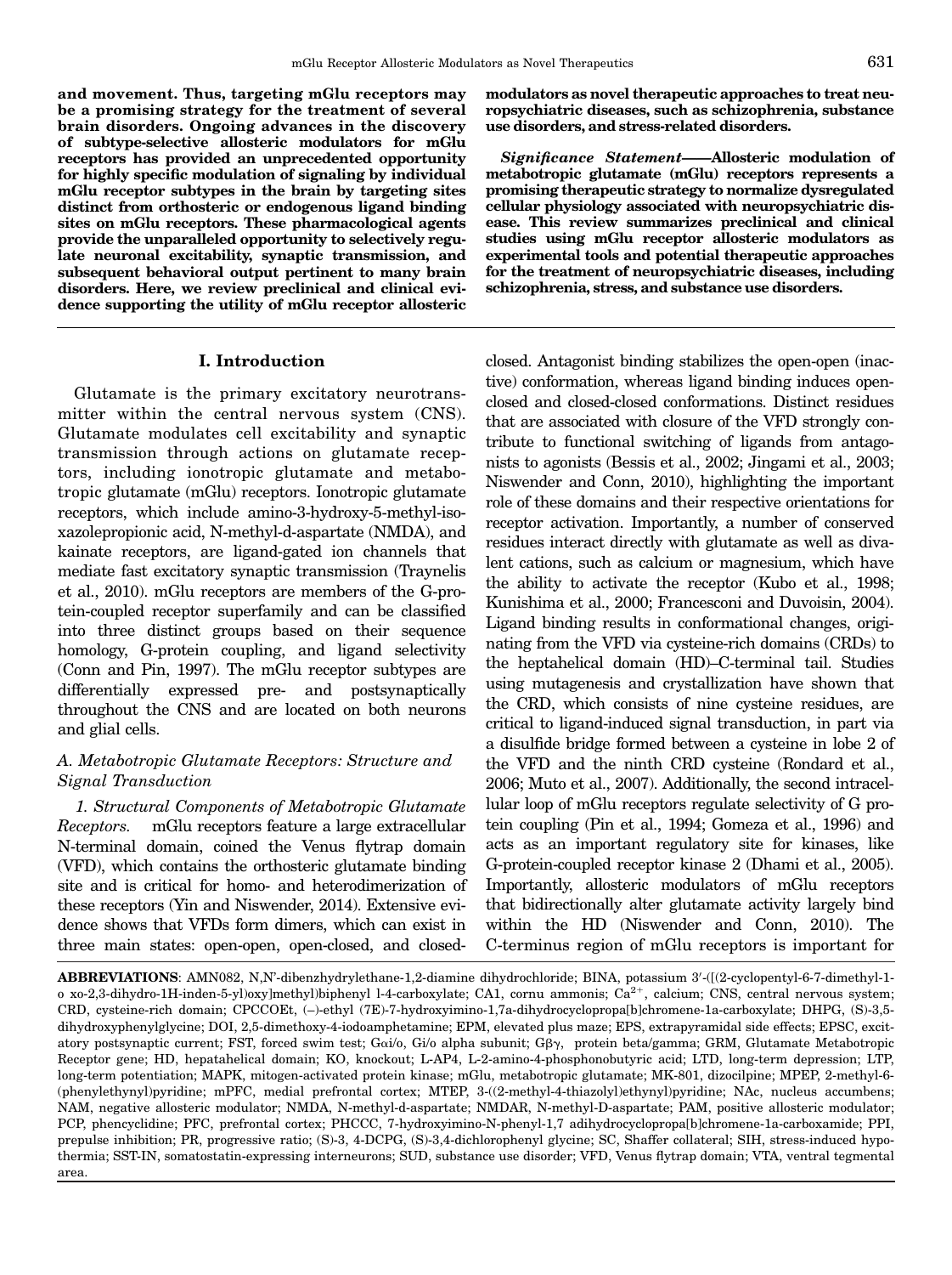**and movement. Thus, targeting mGlu receptors may be a promising strategy for the treatment of several brain disorders. Ongoing advances in the discovery of subtype-selective allosteric modulators for mGlu receptors has provided an unprecedented opportunity for highly specific modulation of signaling by individual mGlu receptor subtypes in the brain by targeting sites distinct from orthosteric or endogenous ligand binding sites on mGlu receptors. These pharmacological agents provide the unparalleled opportunity to selectively regulate neuronal excitability, synaptic transmission, and subsequent behavioral output pertinent to many brain disorders. Here, we review preclinical and clinical evidence supporting the utility of mGlu receptor allosteric modulators as novel therapeutic approaches to treat neuropsychiatric diseases, such as schizophrenia, substance use disorders, and stress-related disorders.**

***Significance Statement*——Allosteric modulation of metabotropic glutamate (mGlu) receptors represents a promising therapeutic strategy to normalize dysregulated cellular physiology associated with neuropsychiatric disease. This review summarizes preclinical and clinical studies using mGlu receptor allosteric modulators as experimental tools and potential therapeutic approaches for the treatment of neuropsychiatric diseases, including schizophrenia, stress, and substance use disorders.**

## I. Introduction

Glutamate is the primary excitatory neurotransmitter within the central nervous system (CNS). Glutamate modulates cell excitability and synaptic transmission through actions on glutamate receptors, including ionotropic glutamate and metabotropic glutamate (mGlu) receptors. Ionotropic glutamate receptors, which include amino-3-hydroxy-5-methyl-isoxazolepropionic acid, N-methyl-d-aspartate (NMDA), and kainate receptors, are ligand-gated ion channels that mediate fast excitatory synaptic transmission (Traynelis et al., 2010). mGlu receptors are members of the G-protein-coupled receptor superfamily and can be classified into three distinct groups based on their sequence homology, G-protein coupling, and ligand selectivity (Conn and Pin, 1997). The mGlu receptor subtypes are differentially expressed pre- and postsynaptically throughout the CNS and are located on both neurons and glial cells.

### A. Metabotropic Glutamate Receptors: Structure and Signal Transduction

*1. Structural Components of Metabotropic Glutamate Receptors.* mGlu receptors feature a large extracellular N-terminal domain, coined the Venus flytrap domain (VFD), which contains the orthosteric glutamate binding site and is critical for homo- and heterodimerization of these receptors (Yin and Niswender, 2014). Extensive evidence shows that VFDs form dimers, which can exist in three main states: open-open, open-closed, and closed-closed. Antagonist binding stabilizes the open-open (inactive) conformation, whereas ligand binding induces open-closed and closed-closed conformations. Distinct residues that are associated with closure of the VFD strongly contribute to functional switching of ligands from antagonists to agonists (Bessis et al., 2002; Jingami et al., 2003; Niswender and Conn, 2010), highlighting the important role of these domains and their respective orientations for receptor activation. Importantly, a number of conserved residues interact directly with glutamate as well as divalent cations, such as calcium or magnesium, which have the ability to activate the receptor (Kubo et al., 1998; Kunishima et al., 2000; Francesconi and Duvoisin, 2004). Ligand binding results in conformational changes, originating from the VFD via cysteine-rich domains (CRDs) to the heptahelical domain (HD)–C-terminal tail. Studies using mutagenesis and crystallization have shown that the CRD, which consists of nine cysteine residues, are critical to ligand-induced signal transduction, in part via a disulfide bridge formed between a cysteine in lobe 2 of the VFD and the ninth CRD cysteine (Rondard et al., 2006; Muto et al., 2007). Additionally, the second intracellular loop of mGlu receptors regulate selectivity of G protein coupling (Pin et al., 1994; Gomeza et al., 1996) and acts as an important regulatory site for kinases, like G-protein-coupled receptor kinase 2 (Dhami et al., 2005). Importantly, allosteric modulators of mGlu receptors that bidirectionally alter glutamate activity largely bind within the HD (Niswender and Conn, 2010). The C-terminus region of mGlu receptors is important for

**ABBREVIATIONS**: AMN082, N,N′-dibenzhydrylethane-1,2-diamine dihydrochloride; BINA, potassium 3′-([(2-cyclopentyl-6-7-dimethyl-1-o xo-2,3-dihydro-1H-inden-5-yl)oxy]methyl)biphenyl l-4-carboxylate; CA1, cornu ammonis; $Ca^{2+}$, calcium; CNS, central nervous system; CRD, cysteine-rich domain; CPCCOEt, (–)-ethyl (7E)-7-hydroxyimino-1,7a-dihydrocyclopropa[b]chromene-1a-carboxylate; DHPG, (S)-3,5-dihydroxyphenylglycine; DOI, 2,5-dimethoxy-4-iodoamphetamine; EPM, elevated plus maze; EPS, extrapyramidal side effects; EPSC, excitatory postsynaptic current; FST, forced swim test; Gαi/o, Gi/o alpha subunit; Gβγ, protein beta/gamma; GRM, Glutamate Metabotropic Receptor gene; HD, hepatahelical domain; KO, knockout; L-AP4, L-2-amino-4-phosphonobutyric acid; LTD, long-term depression; LTP, long-term potentiation; MAPK, mitogen-activated protein kinase; mGlu, metabotropic glutamate; MK-801, dizocilpine; MPEP, 2-methyl-6-(phenylethynyl)pyridine; mPFC, medial prefrontal cortex; MTEP, 3-((2-methyl-4-thiazolyl)ethynyl)pyridine; NAc, nucleus accumbens; NAM, negative allosteric modulator; NMDA, N-methyl-d-aspartate; NMDAR, N-methyl-D-aspartate; PAM, positive allosteric modulator; PCP, phencyclidine; PFC, prefrontal cortex; PHCCC, 7-hydroxyimino-N-phenyl-1,7 adihydrocyclopropa[b]chromene-1a-carboxamide; PPI, prepulse inhibition; PR, progressive ratio; (S)-3, 4-DCPG, (S)-3,4-dichlorophenyl glycine; SC, Shaffer collateral; SIH, stress-induced hypothermia; SST-IN, somatostatin-expressing interneurons; SUD, substance use disorder; VFD, Venus flytrap domain; VTA, ventral tegmental area.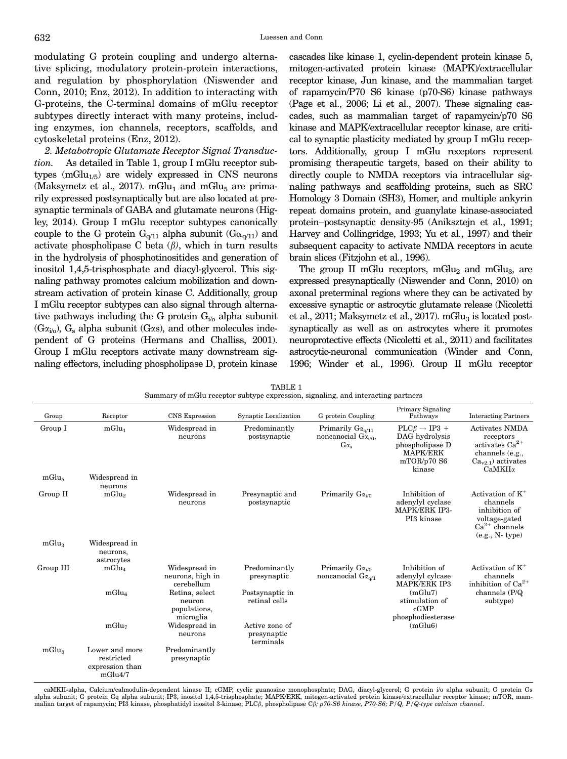modulating G protein coupling and undergo alternative splicing, modulatory protein-protein interactions, and regulation by phosphorylation (Niswender and Conn, 2010; Enz, 2012). In addition to interacting with G-proteins, the C-terminal domains of mGlu receptor subtypes directly interact with many proteins, including enzymes, ion channels, receptors, scaffolds, and cytoskeletal proteins (Enz, 2012).

*2. Metabotropic Glutamate Receptor Signal Transduction.* As detailed in Table 1, group I mGlu receptor subtypes ($mGlu_{1/5}$) are widely expressed in CNS neurons (Maksymetz et al., 2017). $mGlu_1$ and $mGlu_5$ are primarily expressed postsynaptically but are also located at presynaptic terminals of GABA and glutamate neurons (Higley, 2014). Group I mGlu receptor subtypes canonically couple to the G protein $G_{q/11}$ alpha subunit ($G\alpha_{q/11}$) and activate phospholipase C beta ($\beta$), which in turn results in the hydrolysis of phosphotinositides and generation of inositol 1,4,5-trisphosphate and diacyl-glycerol. This signaling pathway promotes calcium mobilization and downstream activation of protein kinase C. Additionally, group I mGlu receptor subtypes can also signal through alternative pathways including the G protein $G_{i/o}$ alpha subunit ($G\alpha_{i/o}$), $G_s$ alpha subunit ($G\alpha s$), and other molecules independent of G proteins (Hermans and Challiss, 2001). Group I mGlu receptors activate many downstream signaling effectors, including phospholipase D, protein kinase cascades like kinase 1, cyclin-dependent protein kinase 5, mitogen-activated protein kinase (MAPK)/extracellular receptor kinase, Jun kinase, and the mammalian target of rapamycin/P70 S6 kinase (p70-S6) kinase pathways (Page et al., 2006; Li et al., 2007). These signaling cascades, such as mammalian target of rapamycin/p70 S6 kinase and MAPK/extracellular receptor kinase, are critical to synaptic plasticity mediated by group I mGlu receptors. Additionally, group I mGlu receptors represent promising therapeutic targets, based on their ability to directly couple to NMDA receptors via intracellular signaling pathways and scaffolding proteins, such as SRC Homology 3 Domain (SH3), Homer, and multiple ankyrin repeat domains protein, and guanylate kinase-associated protein–postsynaptic density-95 (Aniksztejn et al., 1991; Harvey and Collingridge, 1993; Yu et al., 1997) and their subsequent capacity to activate NMDA receptors in acute brain slices (Fitzjohn et al., 1996).

The group II mGlu receptors, $mGlu_2$ and $mGlu_3$, are expressed presynaptically (Niswender and Conn, 2010) on axonal preterminal regions where they can be activated by excessive synaptic or astrocytic glutamate release (Nicoletti et al., 2011; Maksymetz et al., 2017). $mGlu_3$ is located postsynaptically as well as on astrocytes where it promotes neuroprotective effects (Nicoletti et al., 2011) and facilitates astrocytic-neuronal communication (Winder and Conn, 1996; Winder et al., 1996). Group II mGlu receptor

TABLE 1
Summary of mGlu receptor subtype expression, signaling, and interacting partners

| Group | Receptor | CNS Expression | Synaptic Localization | G protein Coupling | Primary Signaling Pathways | Interacting Partners |
|---|---|---|---|---|---|---|
| Group I | $mGlu_1$ | Widespread in neurons | Predominantly postsynaptic | Primarily $G\alpha_{q/11}$ noncanocial $G\alpha_{i/0}$, $G\alpha_s$ | $PLC\beta \rightarrow IP3$ + DAG hydrolysis phospholipase D MAPK/ERK mTOR/p70 S6 kinase | Activates NMDA receptors activates $Ca^{2+}$ channels (e.g., $Ca_{v2.1}$) activates CaMKIIα |
| $mGlu_5$ | Widespread in neurons | | | | | |
| Group II | $mGlu_2$ | Widespread in neurons | Presynaptic and postsynaptic | Primarily $G\alpha_{i/0}$ | Inhibition of adenylyl cyclase MAPK/ERK IP3-PI3 kinase | Activation of $K^+$ channels inhibition of voltage-gated $Ca^{2+}$ channels (e.g., N- type) |
| $mGlu_3$ | Widespread in neurons, astrocytes | | | | | |
| Group III | $mGlu_4$ | Widespread in neurons, high in cerebellum | Predominantly presynaptic | Primarily $G\alpha_{i/0}$ noncanocial $G\alpha_{q/1}$ | Inhibition of adenylyl cylcase MAPK/ERK IP3 (mGlu7) stimulation of cGMP phosphodiesterase (mGlu6) | Activation of $K^+$ channels inhibition of $Ca^{2+}$ channels (P/Q subtype) |
| | $mGlu_6$ | Retina, select neuron populations, microglia | Postsynaptic in retinal cells | | | |
| | $mGlu_7$ | Widespread in neurons | Active zone of presynaptic terminals | | | |
| $mGlu_8$ | Lower and more restricted expression than mGlu4/7 | Predominantly presynaptic | | | | |

caMKII-alpha, Calcium/calmodulin-dependent kinase II; cGMP, cyclic guanosine monophosphate; DAG, diacyl-glycerol; G protein i/o alpha subunit; G protein Gs alpha subunit; G protein Gq alpha subunit; IP3, inositol 1,4,5-trisphosphate; MAPK/ERK, mitogen-activated protein kinase/extracellular receptor kinase; mTOR, mammalian target of rapamycin; PI3 kinase, phosphatidyl inositol 3-kinase; PLCβ, phospholipase C*β; p70-S6 kinase, P70-S6; P/Q, P/Q-type calcium channel.*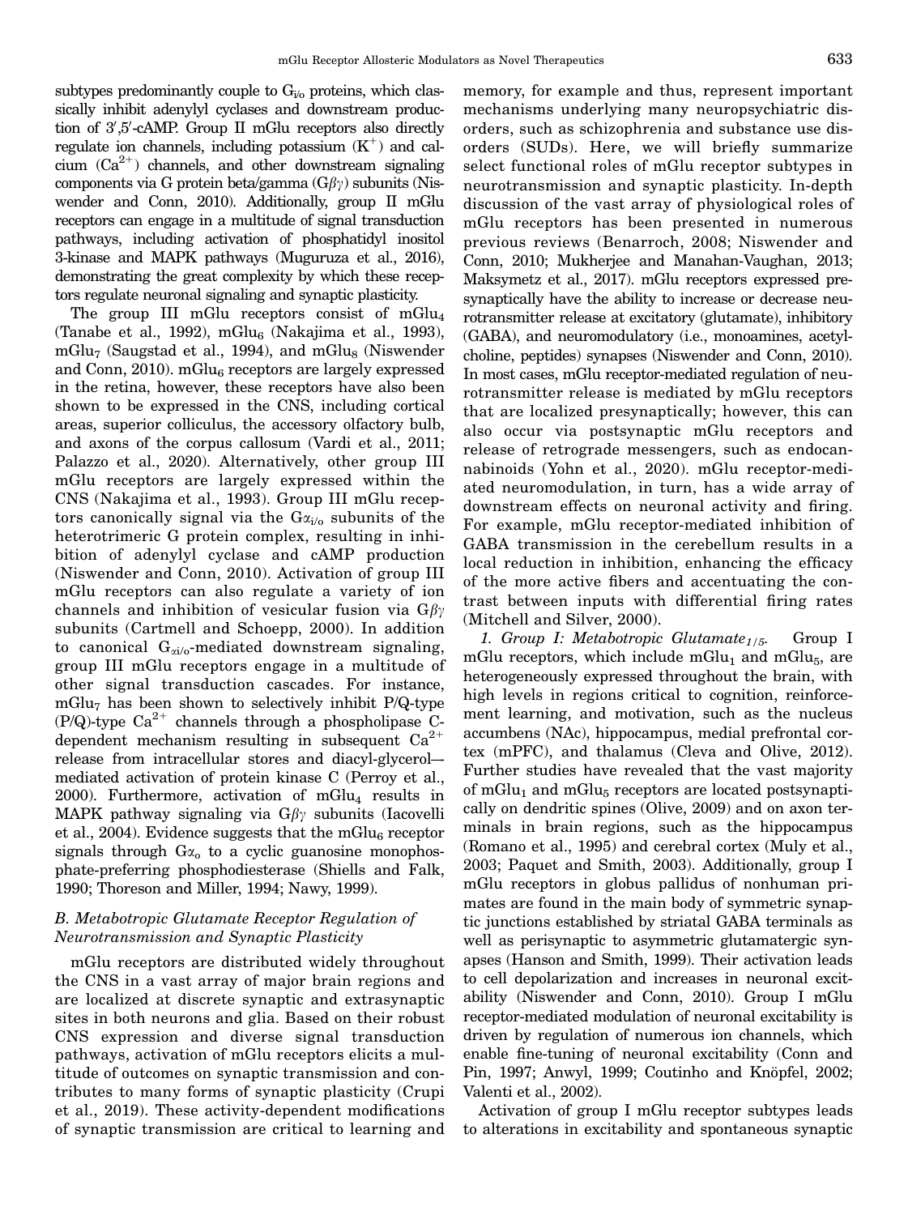subtypes predominantly couple to $G_{i/o}$ proteins, which classically inhibit adenylyl cyclases and downstream production of 3′,5′-cAMP. Group II mGlu receptors also directly regulate ion channels, including potassium ($K^+$) and calcium ($Ca^{2+}$) channels, and other downstream signaling components via G protein beta/gamma ($G\beta\gamma$) subunits (Niswender and Conn, 2010). Additionally, group II mGlu receptors can engage in a multitude of signal transduction pathways, including activation of phosphatidyl inositol 3-kinase and MAPK pathways (Muguruza et al., 2016), demonstrating the great complexity by which these receptors regulate neuronal signaling and synaptic plasticity.

The group III mGlu receptors consist of $mGlu_4$ (Tanabe et al., 1992), $mGlu_6$ (Nakajima et al., 1993), $mGlu_7$ (Saugstad et al., 1994), and $mGlu_8$ (Niswender and Conn, 2010). $mGlu_6$ receptors are largely expressed in the retina, however, these receptors have also been shown to be expressed in the CNS, including cortical areas, superior colliculus, the accessory olfactory bulb, and axons of the corpus callosum (Vardi et al., 2011; Palazzo et al., 2020). Alternatively, other group III mGlu receptors are largely expressed within the CNS (Nakajima et al., 1993). Group III mGlu receptors canonically signal via the $G\alpha_{i/o}$ subunits of the heterotrimeric G protein complex, resulting in inhibition of adenylyl cyclase and cAMP production (Niswender and Conn, 2010). Activation of group III mGlu receptors can also regulate a variety of ion channels and inhibition of vesicular fusion via $G\beta\gamma$ subunits (Cartmell and Schoepp, 2000). In addition to canonical $G_{\alpha i/o}$-mediated downstream signaling, group III mGlu receptors engage in a multitude of other signal transduction cascades. For instance, $mGlu_7$ has been shown to selectively inhibit P/Q-type (P/Q)-type $Ca^{2+}$ channels through a phospholipase C-dependent mechanism resulting in subsequent $Ca^{2+}$ release from intracellular stores and diacyl-glycerol–mediated activation of protein kinase C (Perroy et al., 2000). Furthermore, activation of $mGlu_4$ results in MAPK pathway signaling via $G\beta\gamma$ subunits (Iacovelli et al., 2004). Evidence suggests that the $mGlu_6$ receptor signals through $G\alpha_o$ to a cyclic guanosine monophosphate-preferring phosphodiesterase (Shiells and Falk, 1990; Thoreson and Miller, 1994; Nawy, 1999).

### B. Metabotropic Glutamate Receptor Regulation of Neurotransmission and Synaptic Plasticity

mGlu receptors are distributed widely throughout the CNS in a vast array of major brain regions and are localized at discrete synaptic and extrasynaptic sites in both neurons and glia. Based on their robust CNS expression and diverse signal transduction pathways, activation of mGlu receptors elicits a multitude of outcomes on synaptic transmission and contributes to many forms of synaptic plasticity (Crupi et al., 2019). These activity-dependent modifications of synaptic transmission are critical to learning and memory, for example and thus, represent important mechanisms underlying many neuropsychiatric disorders, such as schizophrenia and substance use disorders (SUDs). Here, we will briefly summarize select functional roles of mGlu receptor subtypes in neurotransmission and synaptic plasticity. In-depth discussion of the vast array of physiological roles of mGlu receptors has been presented in numerous previous reviews (Benarroch, 2008; Niswender and Conn, 2010; Mukherjee and Manahan-Vaughan, 2013; Maksymetz et al., 2017). mGlu receptors expressed presynaptically have the ability to increase or decrease neurotransmitter release at excitatory (glutamate), inhibitory (GABA), and neuromodulatory (i.e., monoamines, acetylcholine, peptides) synapses (Niswender and Conn, 2010). In most cases, mGlu receptor-mediated regulation of neurotransmitter release is mediated by mGlu receptors that are localized presynaptically; however, this can also occur via postsynaptic mGlu receptors and release of retrograde messengers, such as endocannabinoids (Yohn et al., 2020). mGlu receptor-mediated neuromodulation, in turn, has a wide array of downstream effects on neuronal activity and firing. For example, mGlu receptor-mediated inhibition of GABA transmission in the cerebellum results in a local reduction in inhibition, enhancing the efficacy of the more active fibers and accentuating the contrast between inputs with differential firing rates (Mitchell and Silver, 2000).

*1. Group I: Metabotropic Glutamate$_{1/5}$.* Group I mGlu receptors, which include $mGlu_1$ and $mGlu_5$, are heterogeneously expressed throughout the brain, with high levels in regions critical to cognition, reinforcement learning, and motivation, such as the nucleus accumbens (NAc), hippocampus, medial prefrontal cortex (mPFC), and thalamus (Cleva and Olive, 2012). Further studies have revealed that the vast majority of $mGlu_1$ and $mGlu_5$ receptors are located postsynaptically on dendritic spines (Olive, 2009) and on axon terminals in brain regions, such as the hippocampus (Romano et al., 1995) and cerebral cortex (Muly et al., 2003; Paquet and Smith, 2003). Additionally, group I mGlu receptors in globus pallidus of nonhuman primates are found in the main body of symmetric synaptic junctions established by striatal GABA terminals as well as perisynaptic to asymmetric glutamatergic synapses (Hanson and Smith, 1999). Their activation leads to cell depolarization and increases in neuronal excitability (Niswender and Conn, 2010). Group I mGlu receptor-mediated modulation of neuronal excitability is driven by regulation of numerous ion channels, which enable fine-tuning of neuronal excitability (Conn and Pin, 1997; Anwyl, 1999; Coutinho and Knöpfel, 2002; Valenti et al., 2002).

Activation of group I mGlu receptor subtypes leads to alterations in excitability and spontaneous synaptic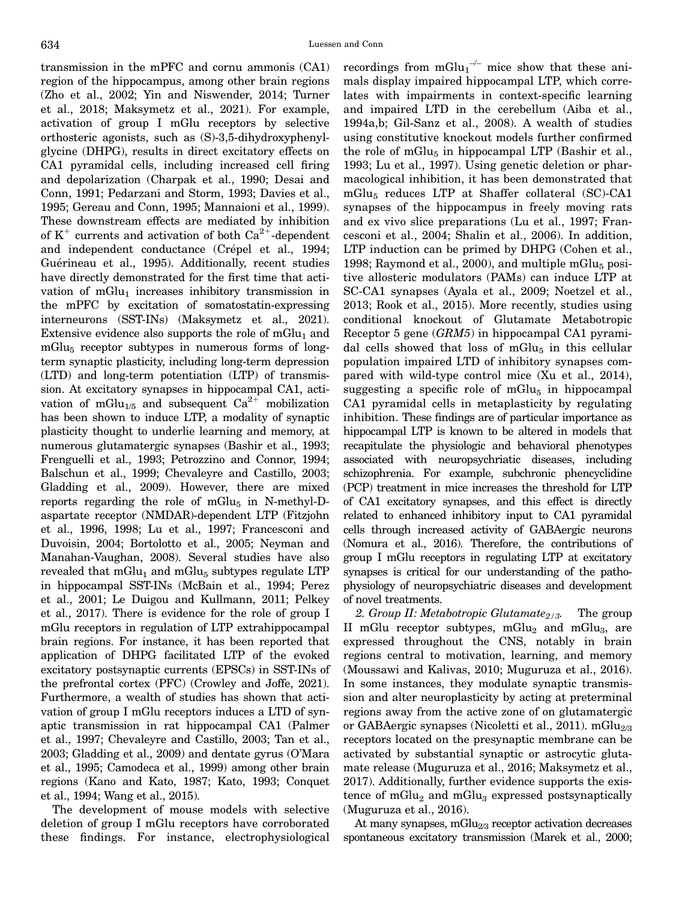transmission in the mPFC and cornu ammonis (CA1) region of the hippocampus, among other brain regions (Zho et al., 2002; Yin and Niswender, 2014; Turner et al., 2018; Maksymetz et al., 2021). For example, activation of group I mGlu receptors by selective orthosteric agonists, such as (S)-3,5-dihydroxyphenylglycine (DHPG), results in direct excitatory effects on CA1 pyramidal cells, including increased cell firing and depolarization (Charpak et al., 1990; Desai and Conn, 1991; Pedarzani and Storm, 1993; Davies et al., 1995; Gereau and Conn, 1995; Mannaioni et al., 1999). These downstream effects are mediated by inhibition of $K^+$ currents and activation of both $Ca^{2+}$-dependent and independent conductance (Crépel et al., 1994; Guérineau et al., 1995). Additionally, recent studies have directly demonstrated for the first time that activation of $mGlu_1$ increases inhibitory transmission in the mPFC by excitation of somatostatin-expressing interneurons (SST-INs) (Maksymetz et al., 2021). Extensive evidence also supports the role of $mGlu_1$ and $mGlu_5$ receptor subtypes in numerous forms of long-term synaptic plasticity, including long-term depression (LTD) and long-term potentiation (LTP) of transmission. At excitatory synapses in hippocampal CA1, activation of $mGlu_{1/5}$ and subsequent $Ca^{2+}$ mobilization has been shown to induce LTP, a modality of synaptic plasticity thought to underlie learning and memory, at numerous glutamatergic synapses (Bashir et al., 1993; Frenguelli et al., 1993; Petrozzino and Connor, 1994; Balschun et al., 1999; Chevaleyre and Castillo, 2003; Gladding et al., 2009). However, there are mixed reports regarding the role of $mGlu_5$ in N-methyl-D-aspartate receptor (NMDAR)-dependent LTP (Fitzjohn et al., 1996, 1998; Lu et al., 1997; Francesconi and Duvoisin, 2004; Bortolotto et al., 2005; Neyman and Manahan-Vaughan, 2008). Several studies have also revealed that $mGlu_1$ and $mGlu_5$ subtypes regulate LTP in hippocampal SST-INs (McBain et al., 1994; Perez et al., 2001; Le Duigou and Kullmann, 2011; Pelkey et al., 2017). There is evidence for the role of group I mGlu receptors in regulation of LTP extrahippocampal brain regions. For instance, it has been reported that application of DHPG facilitated LTP of the evoked excitatory postsynaptic currents (EPSCs) in SST-INs of the prefrontal cortex (PFC) (Crowley and Joffe, 2021). Furthermore, a wealth of studies has shown that activation of group I mGlu receptors induces a LTD of synaptic transmission in rat hippocampal CA1 (Palmer et al., 1997; Chevaleyre and Castillo, 2003; Tan et al., 2003; Gladding et al., 2009) and dentate gyrus (O'Mara et al., 1995; Camodeca et al., 1999) among other brain regions (Kano and Kato, 1987; Kato, 1993; Conquet et al., 1994; Wang et al., 2015).

The development of mouse models with selective deletion of group I mGlu receptors have corroborated these findings. For instance, electrophysiological recordings from $mGlu_1^{-/-}$ mice show that these animals display impaired hippocampal LTP, which correlates with impairments in context-specific learning and impaired LTD in the cerebellum (Aiba et al., 1994a,b; Gil-Sanz et al., 2008). A wealth of studies using constitutive knockout models further confirmed the role of $mGlu_5$ in hippocampal LTP (Bashir et al., 1993; Lu et al., 1997). Using genetic deletion or pharmacological inhibition, it has been demonstrated that $mGlu_5$ reduces LTP at Shaffer collateral (SC)-CA1 synapses of the hippocampus in freely moving rats and ex vivo slice preparations (Lu et al., 1997; Francesconi et al., 2004; Shalin et al., 2006). In addition, LTP induction can be primed by DHPG (Cohen et al., 1998; Raymond et al., 2000), and multiple $mGlu_5$ positive allosteric modulators (PAMs) can induce LTP at SC-CA1 synapses (Ayala et al., 2009; Noetzel et al., 2013; Rook et al., 2015). More recently, studies using conditional knockout of Glutamate Metabotropic Receptor 5 gene (*GRM5*) in hippocampal CA1 pyramidal cells showed that loss of $mGlu_5$ in this cellular population impaired LTD of inhibitory synapses compared with wild-type control mice (Xu et al., 2014), suggesting a specific role of $mGlu_5$ in hippocampal CA1 pyramidal cells in metaplasticity by regulating inhibition. These findings are of particular importance as hippocampal LTP is known to be altered in models that recapitulate the physiologic and behavioral phenotypes associated with neuropsychriatic diseases, including schizophrenia. For example, subchronic phencyclidine (PCP) treatment in mice increases the threshold for LTP of CA1 excitatory synapses, and this effect is directly related to enhanced inhibitory input to CA1 pyramidal cells through increased activity of GABAergic neurons (Nomura et al., 2016). Therefore, the contributions of group I mGlu receptors in regulating LTP at excitatory synapses is critical for our understanding of the pathophysiology of neuropsychiatric diseases and development of novel treatments.

*2. Group II: Metabotropic Glutamate$_{2/3}$.* The group II mGlu receptor subtypes, $mGlu_2$ and $mGlu_3$, are expressed throughout the CNS, notably in brain regions central to motivation, learning, and memory (Moussawi and Kalivas, 2010; Muguruza et al., 2016). In some instances, they modulate synaptic transmission and alter neuroplasticity by acting at preterminal regions away from the active zone of on glutamatergic or GABAergic synapses (Nicoletti et al., 2011). $mGlu_{2/3}$ receptors located on the presynaptic membrane can be activated by substantial synaptic or astrocytic glutamate release (Muguruza et al., 2016; Maksymetz et al., 2017). Additionally, further evidence supports the existence of $mGlu_2$ and $mGlu_3$ expressed postsynaptically (Muguruza et al., 2016).

At many synapses, $mGlu_{2/3}$ receptor activation decreases spontaneous excitatory transmission (Marek et al., 2000;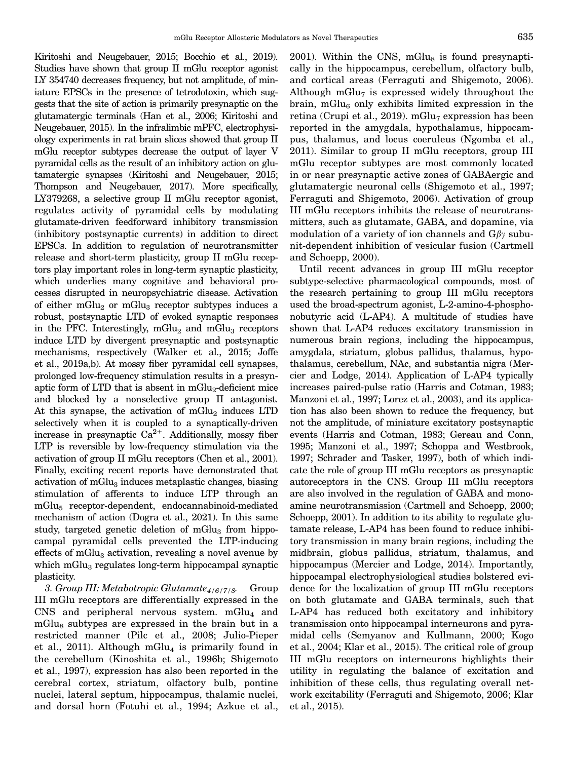Kiritoshi and Neugebauer, 2015; Bocchio et al., 2019). Studies have shown that group II mGlu receptor agonist LY 354740 decreases frequency, but not amplitude, of miniature EPSCs in the presence of tetrodotoxin, which suggests that the site of action is primarily presynaptic on the glutamatergic terminals (Han et al., 2006; Kiritoshi and Neugebauer, 2015). In the infralimbic mPFC, electrophysiology experiments in rat brain slices showed that group II mGlu receptor subtypes decrease the output of layer V pyramidal cells as the result of an inhibitory action on glutamatergic synapses (Kiritoshi and Neugebauer, 2015; Thompson and Neugebauer, 2017). More specifically, LY379268, a selective group II mGlu receptor agonist, regulates activity of pyramidal cells by modulating glutamate-driven feedforward inhibitory transmission (inhibitory postsynaptic currents) in addition to direct EPSCs. In addition to regulation of neurotransmitter release and short-term plasticity, group II mGlu receptors play important roles in long-term synaptic plasticity, which underlies many cognitive and behavioral processes disrupted in neuropsychiatric disease. Activation of either $mGlu_2$ or $mGlu_3$ receptor subtypes induces a robust, postsynaptic LTD of evoked synaptic responses in the PFC. Interestingly, $mGlu_2$ and $mGlu_3$ receptors induce LTD by divergent presynaptic and postsynaptic mechanisms, respectively (Walker et al., 2015; Joffe et al., 2019a,b). At mossy fiber pyramidal cell synapses, prolonged low-frequency stimulation results in a presynaptic form of LTD that is absent in $mGlu_2$-deficient mice and blocked by a nonselective group II antagonist. At this synapse, the activation of $mGlu_2$ induces LTD selectively when it is coupled to a synaptically-driven increase in presynaptic $Ca^{2+}$. Additionally, mossy fiber LTP is reversible by low-frequency stimulation via the activation of group II mGlu receptors (Chen et al., 2001). Finally, exciting recent reports have demonstrated that activation of $mGlu_3$ induces metaplastic changes, biasing stimulation of afferents to induce LTP through an $mGlu_5$ receptor-dependent, endocannabinoid-mediated mechanism of action (Dogra et al., 2021). In this same study, targeted genetic deletion of $mGlu_3$ from hippocampal pyramidal cells prevented the LTP-inducing effects of $mGlu_3$ activation, revealing a novel avenue by which $mGlu_3$ regulates long-term hippocampal synaptic plasticity.

*3. Group III: Metabotropic Glutamate$_{4/6/7/8}$.* Group III mGlu receptors are differentially expressed in the CNS and peripheral nervous system. $mGlu_4$ and $mGlu_8$ subtypes are expressed in the brain but in a restricted manner (Pilc et al., 2008; Julio-Pieper et al., 2011). Although $mGlu_4$ is primarily found in the cerebellum (Kinoshita et al., 1996b; Shigemoto et al., 1997), expression has also been reported in the cerebral cortex, striatum, olfactory bulb, pontine nuclei, lateral septum, hippocampus, thalamic nuclei, and dorsal horn (Fotuhi et al., 1994; Azkue et al., 2001). Within the CNS, $mGlu_8$ is found presynaptically in the hippocampus, cerebellum, olfactory bulb, and cortical areas (Ferraguti and Shigemoto, 2006). Although $mGlu_7$ is expressed widely throughout the brain, $mGlu_6$ only exhibits limited expression in the retina (Crupi et al., 2019). $mGlu_7$ expression has been reported in the amygdala, hypothalamus, hippocampus, thalamus, and locus coeruleus (Ngomba et al., 2011). Similar to group II mGlu receptors, group III mGlu receptor subtypes are most commonly located in or near presynaptic active zones of GABAergic and glutamatergic neuronal cells (Shigemoto et al., 1997; Ferraguti and Shigemoto, 2006). Activation of group III mGlu receptors inhibits the release of neurotransmitters, such as glutamate, GABA, and dopamine, via modulation of a variety of ion channels and $G\beta\gamma$ subunit-dependent inhibition of vesicular fusion (Cartmell and Schoepp, 2000).

Until recent advances in group III mGlu receptor subtype-selective pharmacological compounds, most of the research pertaining to group III mGlu receptors used the broad-spectrum agonist, L-2-amino-4-phosphonobutyric acid (L-AP4). A multitude of studies have shown that L-AP4 reduces excitatory transmission in numerous brain regions, including the hippocampus, amygdala, striatum, globus pallidus, thalamus, hypothalamus, cerebellum, NAc, and substantia nigra (Mercier and Lodge, 2014). Application of L-AP4 typically increases paired-pulse ratio (Harris and Cotman, 1983; Manzoni et al., 1997; Lorez et al., 2003), and its application has also been shown to reduce the frequency, but not the amplitude, of miniature excitatory postsynaptic events (Harris and Cotman, 1983; Gereau and Conn, 1995; Manzoni et al., 1997; Schoppa and Westbrook, 1997; Schrader and Tasker, 1997), both of which indicate the role of group III mGlu receptors as presynaptic autoreceptors in the CNS. Group III mGlu receptors are also involved in the regulation of GABA and monoamine neurotransmission (Cartmell and Schoepp, 2000; Schoepp, 2001). In addition to its ability to regulate glutamate release, L-AP4 has been found to reduce inhibitory transmission in many brain regions, including the midbrain, globus pallidus, striatum, thalamus, and hippocampus (Mercier and Lodge, 2014). Importantly, hippocampal electrophysiological studies bolstered evidence for the localization of group III mGlu receptors on both glutamate and GABA terminals, such that L-AP4 has reduced both excitatory and inhibitory transmission onto hippocampal interneurons and pyramidal cells (Semyanov and Kullmann, 2000; Kogo et al., 2004; Klar et al., 2015). The critical role of group III mGlu receptors on interneurons highlights their utility in regulating the balance of excitation and inhibition of these cells, thus regulating overall network excitability (Ferraguti and Shigemoto, 2006; Klar et al., 2015).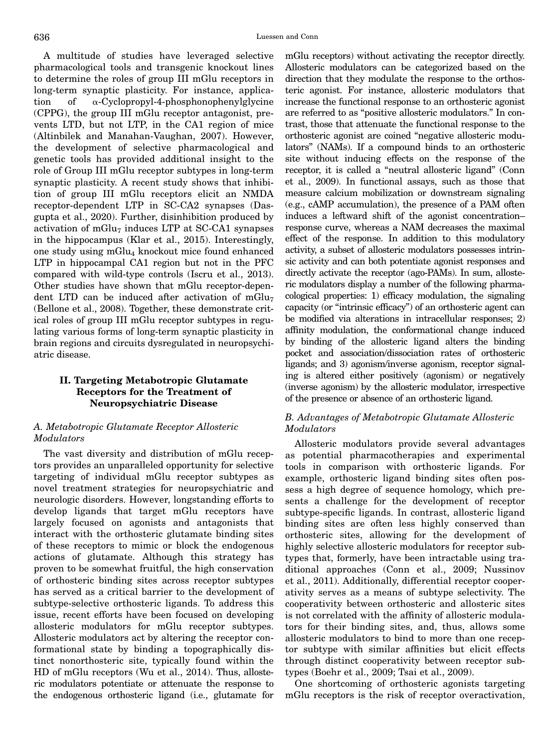A multitude of studies have leveraged selective pharmacological tools and transgenic knockout lines to determine the roles of group III mGlu receptors in long-term synaptic plasticity. For instance, application of α-Cyclopropyl-4-phosphonophenylglycine (CPPG), the group III mGlu receptor antagonist, prevents LTD, but not LTP, in the CA1 region of mice (Altinbilek and Manahan-Vaughan, 2007). However, the development of selective pharmacological and genetic tools has provided additional insight to the role of Group III mGlu receptor subtypes in long-term synaptic plasticity. A recent study shows that inhibition of group III mGlu receptors elicit an NMDA receptor-dependent LTP in SC-CA2 synapses (Dasgupta et al., 2020). Further, disinhibition produced by activation of $mGlu_7$ induces LTP at SC-CA1 synapses in the hippocampus (Klar et al., 2015). Interestingly, one study using $mGlu_4$ knockout mice found enhanced LTP in hippocampal CA1 region but not in the PFC compared with wild-type controls (Iscru et al., 2013). Other studies have shown that mGlu receptor-dependent LTD can be induced after activation of $mGlu_7$ (Bellone et al., 2008). Together, these demonstrate critical roles of group III mGlu receptor subtypes in regulating various forms of long-term synaptic plasticity in brain regions and circuits dysregulated in neuropsychiatric disease.

## II. Targeting Metabotropic Glutamate Receptors for the Treatment of Neuropsychiatric Disease

### A. Metabotropic Glutamate Receptor Allosteric Modulators

The vast diversity and distribution of mGlu receptors provides an unparalleled opportunity for selective targeting of individual mGlu receptor subtypes as novel treatment strategies for neuropsychiatric and neurologic disorders. However, longstanding efforts to develop ligands that target mGlu receptors have largely focused on agonists and antagonists that interact with the orthosteric glutamate binding sites of these receptors to mimic or block the endogenous actions of glutamate. Although this strategy has proven to be somewhat fruitful, the high conservation of orthosteric binding sites across receptor subtypes has served as a critical barrier to the development of subtype-selective orthosteric ligands. To address this issue, recent efforts have been focused on developing allosteric modulators for mGlu receptor subtypes. Allosteric modulators act by altering the receptor conformational state by binding a topographically distinct nonorthosteric site, typically found within the HD of mGlu receptors (Wu et al., 2014). Thus, allosteric modulators potentiate or attenuate the response to the endogenous orthosteric ligand (i.e., glutamate for mGlu receptors) without activating the receptor directly. Allosteric modulators can be categorized based on the direction that they modulate the response to the orthosteric agonist. For instance, allosteric modulators that increase the functional response to an orthosteric agonist are referred to as "positive allosteric modulators." In contrast, those that attenuate the functional response to the orthosteric agonist are coined "negative allosteric modulators" (NAMs). If a compound binds to an orthosteric site without inducing effects on the response of the receptor, it is called a "neutral allosteric ligand" (Conn et al., 2009). In functional assays, such as those that measure calcium mobilization or downstream signaling (e.g., cAMP accumulation), the presence of a PAM often induces a leftward shift of the agonist concentration–response curve, whereas a NAM decreases the maximal effect of the response. In addition to this modulatory activity, a subset of allosteric modulators possesses intrinsic activity and can both potentiate agonist responses and directly activate the receptor (ago-PAMs). In sum, allosteric modulators display a number of the following pharmacological properties: 1) efficacy modulation, the signaling capacity (or "intrinsic efficacy") of an orthosteric agent can be modified via alterations in intracellular responses; 2) affinity modulation, the conformational change induced by binding of the allosteric ligand alters the binding pocket and association/dissociation rates of orthosteric ligands; and 3) agonism/inverse agonism, receptor signaling is altered either positively (agonism) or negatively (inverse agonism) by the allosteric modulator, irrespective of the presence or absence of an orthosteric ligand.

### B. Advantages of Metabotropic Glutamate Allosteric Modulators

Allosteric modulators provide several advantages as potential pharmacotherapies and experimental tools in comparison with orthosteric ligands. For example, orthosteric ligand binding sites often possess a high degree of sequence homology, which presents a challenge for the development of receptor subtype-specific ligands. In contrast, allosteric ligand binding sites are often less highly conserved than orthosteric sites, allowing for the development of highly selective allosteric modulators for receptor subtypes that, formerly, have been intractable using traditional approaches (Conn et al., 2009; Nussinov et al., 2011). Additionally, differential receptor cooperativity serves as a means of subtype selectivity. The cooperativity between orthosteric and allosteric sites is not correlated with the affinity of allosteric modulators for their binding sites, and, thus, allows some allosteric modulators to bind to more than one receptor subtype with similar affinities but elicit effects through distinct cooperativity between receptor subtypes (Boehr et al., 2009; Tsai et al., 2009).

One shortcoming of orthosteric agonists targeting mGlu receptors is the risk of receptor overactivation,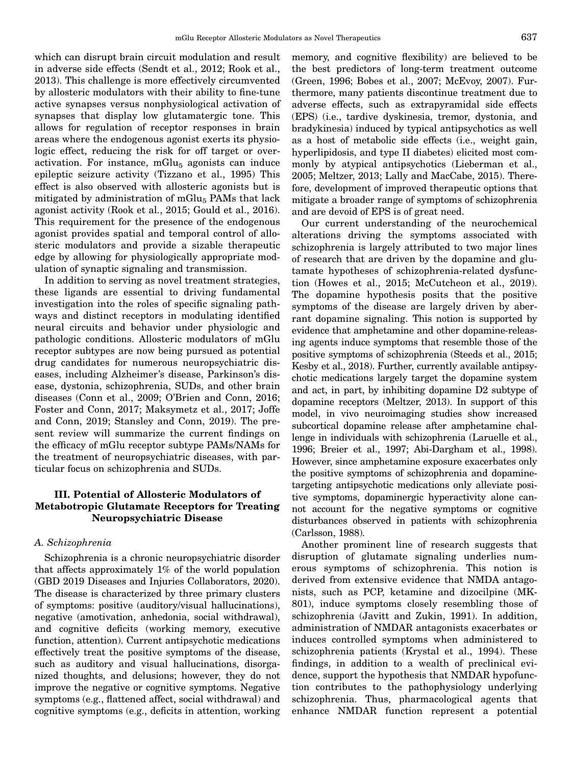which can disrupt brain circuit modulation and result in adverse side effects (Sendt et al., 2012; Rook et al., 2013). This challenge is more effectively circumvented by allosteric modulators with their ability to fine-tune active synapses versus nonphysiological activation of synapses that display low glutamatergic tone. This allows for regulation of receptor responses in brain areas where the endogenous agonist exerts its physiologic effect, reducing the risk for off target or overactivation. For instance, $mGlu_5$ agonists can induce epileptic seizure activity (Tizzano et al., 1995) This effect is also observed with allosteric agonists but is mitigated by administration of $mGlu_5$ PAMs that lack agonist activity (Rook et al., 2015; Gould et al., 2016). This requirement for the presence of the endogenous agonist provides spatial and temporal control of allosteric modulators and provide a sizable therapeutic edge by allowing for physiologically appropriate modulation of synaptic signaling and transmission.

In addition to serving as novel treatment strategies, these ligands are essential to driving fundamental investigation into the roles of specific signaling pathways and distinct receptors in modulating identified neural circuits and behavior under physiologic and pathologic conditions. Allosteric modulators of mGlu receptor subtypes are now being pursued as potential drug candidates for numerous neuropsychiatric diseases, including Alzheimer's disease, Parkinson's disease, dystonia, schizophrenia, SUDs, and other brain diseases (Conn et al., 2009; O'Brien and Conn, 2016; Foster and Conn, 2017; Maksymetz et al., 2017; Joffe and Conn, 2019; Stansley and Conn, 2019). The present review will summarize the current findings on the efficacy of mGlu receptor subtype PAMs/NAMs for the treatment of neuropsychiatric diseases, with particular focus on schizophrenia and SUDs.

## III. Potential of Allosteric Modulators of Metabotropic Glutamate Receptors for Treating Neuropsychiatric Disease

### *A. Schizophrenia*

Schizophrenia is a chronic neuropsychiatric disorder that affects approximately 1% of the world population (GBD 2019 Diseases and Injuries Collaborators, 2020). The disease is characterized by three primary clusters of symptoms: positive (auditory/visual hallucinations), negative (amotivation, anhedonia, social withdrawal), and cognitive deficits (working memory, executive function, attention). Current antipsychotic medications effectively treat the positive symptoms of the disease, such as auditory and visual hallucinations, disorganized thoughts, and delusions; however, they do not improve the negative or cognitive symptoms. Negative symptoms (e.g., flattened affect, social withdrawal) and cognitive symptoms (e.g., deficits in attention, working memory, and cognitive flexibility) are believed to be the best predictors of long-term treatment outcome (Green, 1996; Bobes et al., 2007; McEvoy, 2007). Furthermore, many patients discontinue treatment due to adverse effects, such as extrapyramidal side effects (EPS) (i.e., tardive dyskinesia, tremor, dystonia, and bradykinesia) induced by typical antipsychotics as well as a host of metabolic side effects (i.e., weight gain, hyperlipidosis, and type II diabetes) elicited most commonly by atypical antipsychotics (Lieberman et al., 2005; Meltzer, 2013; Lally and MacCabe, 2015). Therefore, development of improved therapeutic options that mitigate a broader range of symptoms of schizophrenia and are devoid of EPS is of great need.

Our current understanding of the neurochemical alterations driving the symptoms associated with schizophrenia is largely attributed to two major lines of research that are driven by the dopamine and glutamate hypotheses of schizophrenia-related dysfunction (Howes et al., 2015; McCutcheon et al., 2019). The dopamine hypothesis posits that the positive symptoms of the disease are largely driven by aberrant dopamine signaling. This notion is supported by evidence that amphetamine and other dopamine-releasing agents induce symptoms that resemble those of the positive symptoms of schizophrenia (Steeds et al., 2015; Kesby et al., 2018). Further, currently available antipsychotic medications largely target the dopamine system and act, in part, by inhibiting dopamine D2 subtype of dopamine receptors (Meltzer, 2013). In support of this model, in vivo neuroimaging studies show increased subcortical dopamine release after amphetamine challenge in individuals with schizophrenia (Laruelle et al., 1996; Breier et al., 1997; Abi-Dargham et al., 1998). However, since amphetamine exposure exacerbates only the positive symptoms of schizophrenia and dopamine-targeting antipsychotic medications only alleviate positive symptoms, dopaminergic hyperactivity alone cannot account for the negative symptoms or cognitive disturbances observed in patients with schizophrenia (Carlsson, 1988).

Another prominent line of research suggests that disruption of glutamate signaling underlies numerous symptoms of schizophrenia. This notion is derived from extensive evidence that NMDA antagonists, such as PCP, ketamine and dizocilpine (MK-801), induce symptoms closely resembling those of schizophrenia (Javitt and Zukin, 1991). In addition, administration of NMDAR antagonists exacerbates or induces controlled symptoms when administered to schizophrenia patients (Krystal et al., 1994). These findings, in addition to a wealth of preclinical evidence, support the hypothesis that NMDAR hypofunction contributes to the pathophysiology underlying schizophrenia. Thus, pharmacological agents that enhance NMDAR function represent a potential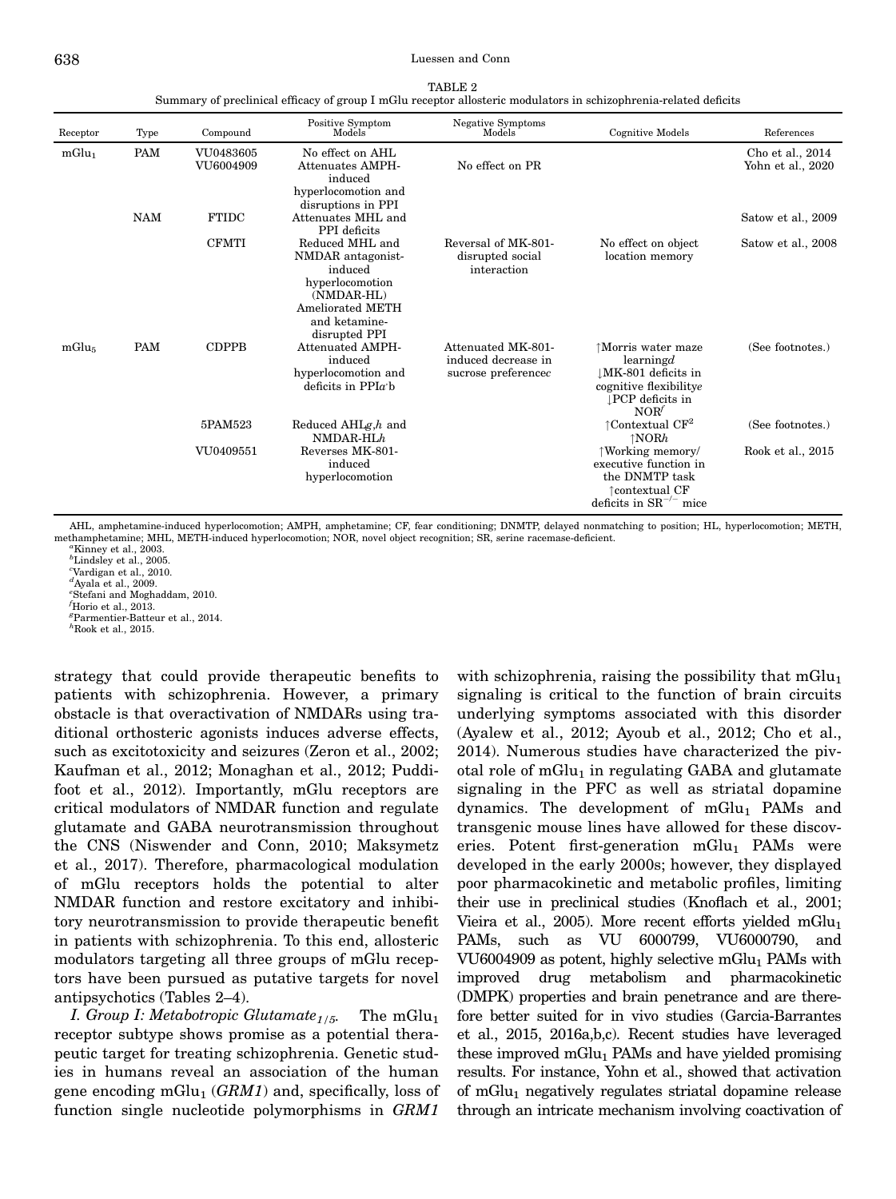TABLE 2

Summary of preclinical efficacy of group I mGlu receptor allosteric modulators in schizophrenia-related deficits

| Receptor | Type | Compound | Positive Symptom Models | Negative Symptoms Models | Cognitive Models | References |
|---|---|---|---|---|---|---|
| $mGlu_1$ | PAM | VU0483605 | No effect on AHL | | | Cho et al., 2014 |
| | | VU6004909 | Attenuates AMPH-induced hyperlocomotion and disruptions in PPI | No effect on PR | | Yohn et al., 2020 |
| | NAM | FTIDC | Attenuates MHL and PPI deficits | | | Satow et al., 2009 |
| | | CFMTI | Reduced MHL and NMDAR antagonist-induced hyperlocomotion (NMDAR-HL) Ameliorated METH and ketamine-disrupted PPI | Reversal of MK-801-disrupted social interaction | No effect on object location memory | Satow et al., 2008 |
| $mGlu_5$ | PAM | CDPPB | Attenuated AMPH-induced hyperlocomotion and deficits in PPI[a,b] | Attenuated MK-801-induced decrease in sucrose preference[c] | ↑Morris water maze learning[d] ↓MK-801 deficits in cognitive flexibility[e] ↓PCP deficits in NOR[f] | (See footnotes.) |
| | | 5PAM523 | Reduced AHL[g,h] and NMDAR-HL[h] | | ↑Contextual CF[g] ↑NOR[h] | (See footnotes.) |
| | | VU0409551 | Reverses MK-801-induced hyperlocomotion | | ↑Working memory/ executive function in the DNMTP task ↑contextual CF deficits in $SR^{-/-}$ mice | Rook et al., 2015 |

AHL, amphetamine-induced hyperlocomotion; AMPH, amphetamine; CF, fear conditioning; DNMTP, delayed nonmatching to position; HL, hyperlocomotion; METH, methamphetamine; MHL, METH-induced hyperlocomotion; NOR, novel object recognition; SR, serine racemase-deficient.

[a]Kinney et al., 2003.
[b]Lindsley et al., 2005.
[c]Vardigan et al., 2010.
[d]Ayala et al., 2009.
[e]Stefani and Moghaddam, 2010.
[f]Horio et al., 2013.
[g]Parmentier-Batteur et al., 2014.
[h]Rook et al., 2015.

strategy that could provide therapeutic benefits to patients with schizophrenia. However, a primary obstacle is that overactivation of NMDARs using traditional orthosteric agonists induces adverse effects, such as excitotoxicity and seizures (Zeron et al., 2002; Kaufman et al., 2012; Monaghan et al., 2012; Puddifoot et al., 2012). Importantly, mGlu receptors are critical modulators of NMDAR function and regulate glutamate and GABA neurotransmission throughout the CNS (Niswender and Conn, 2010; Maksymetz et al., 2017). Therefore, pharmacological modulation of mGlu receptors holds the potential to alter NMDAR function and restore excitatory and inhibitory neurotransmission to provide therapeutic benefit in patients with schizophrenia. To this end, allosteric modulators targeting all three groups of mGlu receptors have been pursued as putative targets for novel antipsychotics (Tables 2–4).

*I. Group I: Metabotropic Glutamate$_{1/5}$.* The $mGlu_1$ receptor subtype shows promise as a potential therapeutic target for treating schizophrenia. Genetic studies in humans reveal an association of the human gene encoding $mGlu_1$ (*GRM1*) and, specifically, loss of function single nucleotide polymorphisms in *GRM1* with schizophrenia, raising the possibility that $mGlu_1$ signaling is critical to the function of brain circuits underlying symptoms associated with this disorder (Ayalew et al., 2012; Ayoub et al., 2012; Cho et al., 2014). Numerous studies have characterized the pivotal role of $mGlu_1$ in regulating GABA and glutamate signaling in the PFC as well as striatal dopamine dynamics. The development of $mGlu_1$ PAMs and transgenic mouse lines have allowed for these discoveries. Potent first-generation $mGlu_1$ PAMs were developed in the early 2000s; however, they displayed poor pharmacokinetic and metabolic profiles, limiting their use in preclinical studies (Knoflach et al., 2001; Vieira et al., 2005). More recent efforts yielded $mGlu_1$ PAMs, such as VU 6000799, VU6000790, and VU6004909 as potent, highly selective $mGlu_1$ PAMs with improved drug metabolism and pharmacokinetic (DMPK) properties and brain penetrance and are therefore better suited for in vivo studies (Garcia-Barrantes et al., 2015, 2016a,b,c). Recent studies have leveraged these improved $mGlu_1$ PAMs and have yielded promising results. For instance, Yohn et al., showed that activation of $mGlu_1$ negatively regulates striatal dopamine release through an intricate mechanism involving coactivation of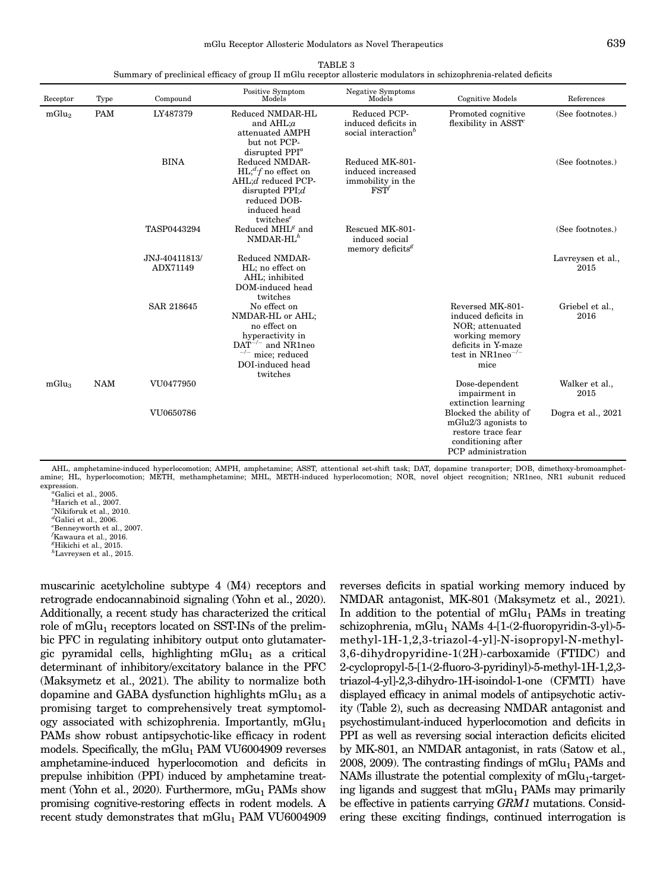TABLE 3

Summary of preclinical efficacy of group II mGlu receptor allosteric modulators in schizophrenia-related deficits

| Receptor | Type | Compound | Positive Symptom Models | Negative Symptoms Models | Cognitive Models | References |
|---|---|---|---|---|---|---|
| $mGlu_2$ | PAM | LY487379 | Reduced NMDAR-HL and AHL;[a] attenuated AMPH but not PCP-disrupted PPI[a] | Reduced PCP-induced deficits in social interaction[b] | Promoted cognitive flexibility in ASST[c] | (See footnotes.) |
| | | BINA | Reduced NMDAR-HL;[d,f] no effect on AHL;[d] reduced PCP-disrupted PPI;[d] reduced DOB-induced head twitches[e] | Reduced MK-801-induced increased immobility in the FST[f] | | (See footnotes.) |
| | | TASP0443294 | Reduced MHL[g] and NMDAR-HL[h] | Rescued MK-801-induced social memory deficits[g] | | (See footnotes.) |
| | | JNJ-40411813/ ADX71149 | Reduced NMDAR-HL; no effect on AHL; inhibited DOM-induced head twitches | | | Lavreysen et al., 2015 |
| | | SAR 218645 | No effect on NMDAR-HL or AHL; no effect on hyperactivity in $DAT^{-/-}$ and NR1neo $^{-/-}$ mice; reduced DOI-induced head twitches | | Reversed MK-801-induced deficits in NOR; attenuated working memory deficits in Y-maze test in NR1neo$^{-/-}$ mice | Griebel et al., 2016 |
| $mGlu_3$ | NAM | VU0477950 | | | Dose-dependent impairment in extinction learning | Walker et al., 2015 |
| | | VU0650786 | | | Blocked the ability of mGlu2/3 agonists to restore trace fear conditioning after PCP administration | Dogra et al., 2021 |

AHL, amphetamine-induced hyperlocomotion; AMPH, amphetamine; ASST, attentional set-shift task; DAT, dopamine transporter; DOB, dimethoxy-bromoamphetamine; HL, hyperlocomotion; METH, methamphetamine; MHL, METH-induced hyperlocomotion; NOR, novel object recognition; NR1neo, NR1 subunit reduced expression.

[a]Galici et al., 2005.
[b]Harich et al., 2007.
[c]Nikiforuk et al., 2010.
[d]Galici et al., 2006.
[e]Benneyworth et al., 2007.
[f]Kawaura et al., 2016.
[g]Hikichi et al., 2015.
[h]Lavreysen et al., 2015.

muscarinic acetylcholine subtype 4 (M4) receptors and retrograde endocannabinoid signaling (Yohn et al., 2020). Additionally, a recent study has characterized the critical role of $mGlu_1$ receptors located on SST-INs of the prelimbic PFC in regulating inhibitory output onto glutamatergic pyramidal cells, highlighting $mGlu_1$ as a critical determinant of inhibitory/excitatory balance in the PFC (Maksymetz et al., 2021). The ability to normalize both dopamine and GABA dysfunction highlights $mGlu_1$ as a promising target to comprehensively treat symptomology associated with schizophrenia. Importantly, $mGlu_1$ PAMs show robust antipsychotic-like efficacy in rodent models. Specifically, the $mGlu_1$ PAM VU6004909 reverses amphetamine-induced hyperlocomotion and deficits in prepulse inhibition (PPI) induced by amphetamine treatment (Yohn et al., 2020). Furthermore, $mGu_1$ PAMs show promising cognitive-restoring effects in rodent models. A recent study demonstrates that $mGlu_1$ PAM VU6004909 reverses deficits in spatial working memory induced by NMDAR antagonist, MK-801 (Maksymetz et al., 2021). In addition to the potential of $mGlu_1$ PAMs in treating schizophrenia, $mGlu_1$ NAMs 4-[1-(2-fluoropyridin-3-yl)-5-methyl-1H-1,2,3-triazol-4-yl]-N-isopropyl-N-methyl-3,6-dihydropyridine-1(2H)-carboxamide (FTIDC) and 2-cyclopropyl-5-[1-(2-fluoro-3-pyridinyl)-5-methyl-1H-1,2,3-triazol-4-yl]-2,3-dihydro-1H-isoindol-1-one (CFMTI) have displayed efficacy in animal models of antipsychotic activity (Table 2), such as decreasing NMDAR antagonist and psychostimulant-induced hyperlocomotion and deficits in PPI as well as reversing social interaction deficits elicited by MK-801, an NMDAR antagonist, in rats (Satow et al., 2008, 2009). The contrasting findings of $mGlu_1$ PAMs and NAMs illustrate the potential complexity of $mGlu_1$-targeting ligands and suggest that $mGlu_1$ PAMs may primarily be effective in patients carrying *GRM1* mutations. Considering these exciting findings, continued interrogation is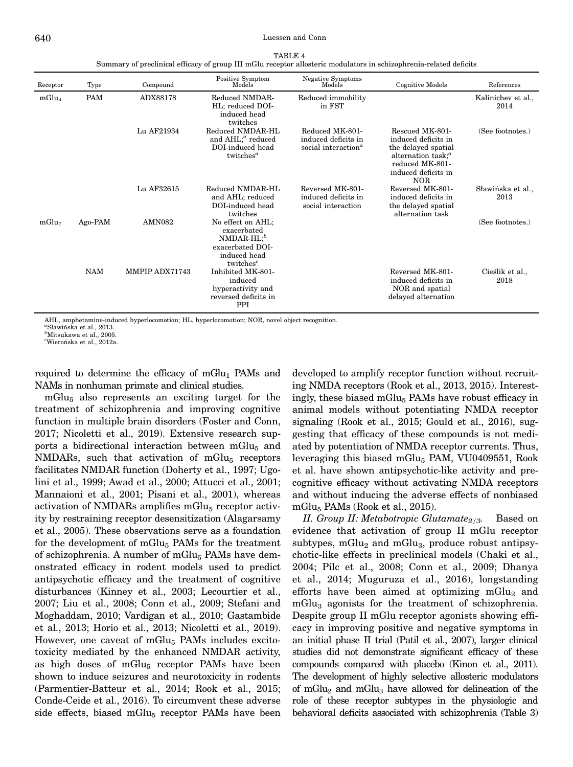TABLE 4

Summary of preclinical efficacy of group III mGlu receptor allosteric modulators in schizophrenia-related deficits

| Receptor | Type | Compound | Positive Symptom Models | Negative Symptoms Models | Cognitive Models | References |
|---|---|---|---|---|---|---|
| $mGlu_4$ | PAM | ADX88178 | Reduced NMDAR-HL; reduced DOI-induced head twitches | Reduced immobility in FST | | Kalinichev et al., 2014 |
| | | Lu AF21934 | Reduced NMDAR-HL and AHL;[a] reduced DOI-induced head twitches[a] | Reduced MK-801-induced deficits in social interaction[a] | Rescued MK-801-induced deficits in the delayed spatial alternation task;[a] reduced MK-801-induced deficits in NOR | (See footnotes.) |
| | | Lu AF32615 | Reduced NMDAR-HL and AHL; reduced DOI-induced head twitches | Reversed MK-801-induced deficits in social interaction | Reversed MK-801-induced deficits in the delayed spatial alternation task | Sławińska et al., 2013 |
| $mGlu_7$ | Ago-PAM | AMN082 | No effect on AHL; exacerbated NMDAR-HL;[b] exacerbated DOI-induced head twitches[c] | | | (See footnotes.) |
| | NAM | MMPIP ADX71743 | Inhibited MK-801-induced hyperactivity and reversed deficits in PPI | | Reversed MK-801-induced deficits in NOR and spatial delayed alternation | Cieślik et al., 2018 |

AHL, amphetamine-induced hyperlocomotion; HL, hyperlocomotion; NOR, novel object recognition.
[a]Sławińska et al., 2013.
[b]Mitsukawa et al., 2005.
[c]Wierońska et al., 2012a.

required to determine the efficacy of $mGlu_1$ PAMs and NAMs in nonhuman primate and clinical studies.

$mGlu_5$ also represents an exciting target for the treatment of schizophrenia and improving cognitive function in multiple brain disorders (Foster and Conn, 2017; Nicoletti et al., 2019). Extensive research supports a bidirectional interaction between $mGlu_5$ and NMDARs, such that activation of $mGlu_5$ receptors facilitates NMDAR function (Doherty et al., 1997; Ugolini et al., 1999; Awad et al., 2000; Attucci et al., 2001; Mannaioni et al., 2001; Pisani et al., 2001), whereas activation of NMDARs amplifies $mGlu_5$ receptor activity by restraining receptor desensitization (Alagarsamy et al., 2005). These observations serve as a foundation for the development of $mGlu_5$ PAMs for the treatment of schizophrenia. A number of $mGlu_5$ PAMs have demonstrated efficacy in rodent models used to predict antipsychotic efficacy and the treatment of cognitive disturbances (Kinney et al., 2003; Lecourtier et al., 2007; Liu et al., 2008; Conn et al., 2009; Stefani and Moghaddam, 2010; Vardigan et al., 2010; Gastambide et al., 2013; Horio et al., 2013; Nicoletti et al., 2019). However, one caveat of $mGlu_5$ PAMs includes excitotoxicity mediated by the enhanced NMDAR activity, as high doses of $mGlu_5$ receptor PAMs have been shown to induce seizures and neurotoxicity in rodents (Parmentier-Batteur et al., 2014; Rook et al., 2015; Conde-Ceide et al., 2016). To circumvent these adverse side effects, biased $mGlu_5$ receptor PAMs have been developed to amplify receptor function without recruiting NMDA receptors (Rook et al., 2013, 2015). Interestingly, these biased $mGlu_5$ PAMs have robust efficacy in animal models without potentiating NMDA receptor signaling (Rook et al., 2015; Gould et al., 2016), suggesting that efficacy of these compounds is not mediated by potentiation of NMDA receptor currents. Thus, leveraging this biased $mGlu_5$ PAM, VU0409551, Rook et al. have shown antipsychotic-like activity and precognitive efficacy without activating NMDA receptors and without inducing the adverse effects of nonbiased $mGlu_5$ PAMs (Rook et al., 2015).

*II. Group II: Metabotropic Glutamate$_{2/3}$.* Based on evidence that activation of group II mGlu receptor subtypes, $mGlu_2$ and $mGlu_3$, produce robust antipsychotic-like effects in preclinical models (Chaki et al., 2004; Pilc et al., 2008; Conn et al., 2009; Dhanya et al., 2014; Muguruza et al., 2016), longstanding efforts have been aimed at optimizing $mGlu_2$ and $mGlu_3$ agonists for the treatment of schizophrenia. Despite group II mGlu receptor agonists showing efficacy in improving positive and negative symptoms in an initial phase II trial (Patil et al., 2007), larger clinical studies did not demonstrate significant efficacy of these compounds compared with placebo (Kinon et al., 2011). The development of highly selective allosteric modulators of $mGlu_2$ and $mGlu_3$ have allowed for delineation of the role of these receptor subtypes in the physiologic and behavioral deficits associated with schizophrenia (Table 3)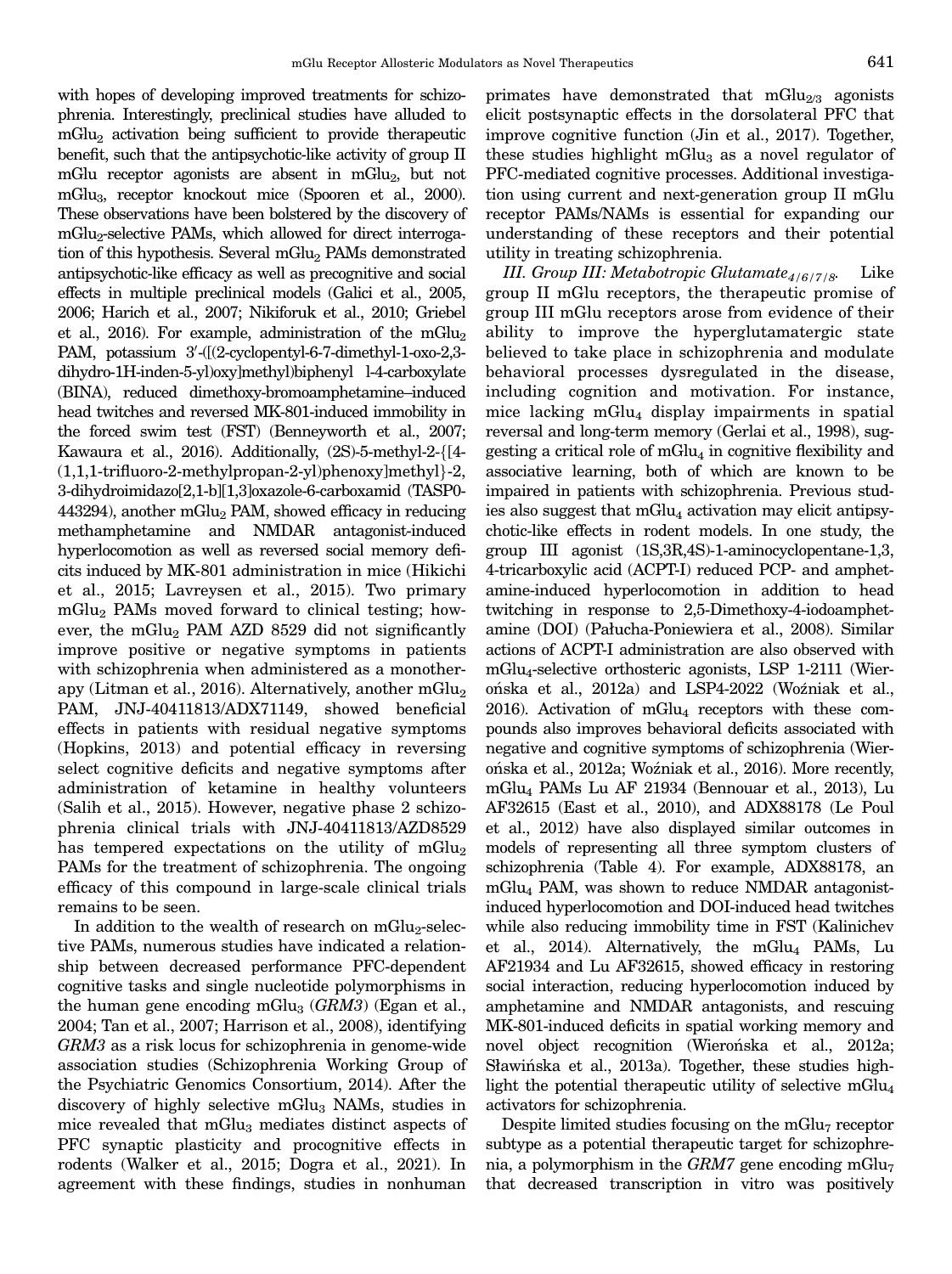with hopes of developing improved treatments for schizophrenia. Interestingly, preclinical studies have alluded to $mGlu_2$ activation being sufficient to provide therapeutic benefit, such that the antipsychotic-like activity of group II mGlu receptor agonists are absent in $mGlu_2$, but not $mGlu_3$, receptor knockout mice (Spooren et al., 2000). These observations have been bolstered by the discovery of $mGlu_2$-selective PAMs, which allowed for direct interrogation of this hypothesis. Several $mGlu_2$ PAMs demonstrated antipsychotic-like efficacy as well as precognitive and social effects in multiple preclinical models (Galici et al., 2005, 2006; Harich et al., 2007; Nikiforuk et al., 2010; Griebel et al., 2016). For example, administration of the $mGlu_2$ PAM, potassium 3′-([(2-cyclopentyl-6-7-dimethyl-1-oxo-2,3-dihydro-1H-inden-5-yl)oxy]methyl)biphenyl l-4-carboxylate (BINA), reduced dimethoxy-bromoamphetamine–induced head twitches and reversed MK-801-induced immobility in the forced swim test (FST) (Benneyworth et al., 2007; Kawaura et al., 2016). Additionally, (2S)-5-methyl-2-{[4-(1,1,1-trifluoro-2-methylpropan-2-yl)phenoxy]methyl}-2,3-dihydroimidazo[2,1-b][1,3]oxazole-6-carboxamid (TASP0443294), another $mGlu_2$ PAM, showed efficacy in reducing methamphetamine and NMDAR antagonist-induced hyperlocomotion as well as reversed social memory deficits induced by MK-801 administration in mice (Hikichi et al., 2015; Lavreysen et al., 2015). Two primary $mGlu_2$ PAMs moved forward to clinical testing; however, the $mGlu_2$ PAM AZD 8529 did not significantly improve positive or negative symptoms in patients with schizophrenia when administered as a monotherapy (Litman et al., 2016). Alternatively, another $mGlu_2$ PAM, JNJ-40411813/ADX71149, showed beneficial effects in patients with residual negative symptoms (Hopkins, 2013) and potential efficacy in reversing select cognitive deficits and negative symptoms after administration of ketamine in healthy volunteers (Salih et al., 2015). However, negative phase 2 schizophrenia clinical trials with JNJ-40411813/AZD8529 has tempered expectations on the utility of $mGlu_2$ PAMs for the treatment of schizophrenia. The ongoing efficacy of this compound in large-scale clinical trials remains to be seen.

In addition to the wealth of research on $mGlu_2$-selective PAMs, numerous studies have indicated a relationship between decreased performance PFC-dependent cognitive tasks and single nucleotide polymorphisms in the human gene encoding $mGlu_3$ (*GRM3*) (Egan et al., 2004; Tan et al., 2007; Harrison et al., 2008), identifying *GRM3* as a risk locus for schizophrenia in genome-wide association studies (Schizophrenia Working Group of the Psychiatric Genomics Consortium, 2014). After the discovery of highly selective $mGlu_3$ NAMs, studies in mice revealed that $mGlu_3$ mediates distinct aspects of PFC synaptic plasticity and procognitive effects in rodents (Walker et al., 2015; Dogra et al., 2021). In agreement with these findings, studies in nonhuman primates have demonstrated that $mGlu_{2/3}$ agonists elicit postsynaptic effects in the dorsolateral PFC that improve cognitive function (Jin et al., 2017). Together, these studies highlight $mGlu_3$ as a novel regulator of PFC-mediated cognitive processes. Additional investigation using current and next-generation group II mGlu receptor PAMs/NAMs is essential for expanding our understanding of these receptors and their potential utility in treating schizophrenia.

*III. Group III: Metabotropic Glutamate$_{4/6/7/8}$.* Like group II mGlu receptors, the therapeutic promise of group III mGlu receptors arose from evidence of their ability to improve the hyperglutamatergic state believed to take place in schizophrenia and modulate behavioral processes dysregulated in the disease, including cognition and motivation. For instance, mice lacking $mGlu_4$ display impairments in spatial reversal and long-term memory (Gerlai et al., 1998), suggesting a critical role of $mGlu_4$ in cognitive flexibility and associative learning, both of which are known to be impaired in patients with schizophrenia. Previous studies also suggest that $mGlu_4$ activation may elicit antipsychotic-like effects in rodent models. In one study, the group III agonist (1S,3R,4S)-1-aminocyclopentane-1,3,4-tricarboxylic acid (ACPT-I) reduced PCP- and amphetamine-induced hyperlocomotion in addition to head twitching in response to 2,5-Dimethoxy-4-iodoamphetamine (DOI) (Pałucha-Poniewiera et al., 2008). Similar actions of ACPT-I administration are also observed with $mGlu_4$-selective orthosteric agonists, LSP 1-2111 (Wierońska et al., 2012a) and LSP4-2022 (Woźniak et al., 2016). Activation of $mGlu_4$ receptors with these compounds also improves behavioral deficits associated with negative and cognitive symptoms of schizophrenia (Wierońska et al., 2012a; Woźniak et al., 2016). More recently, $mGlu_4$ PAMs Lu AF 21934 (Bennouar et al., 2013), Lu AF32615 (East et al., 2010), and ADX88178 (Le Poul et al., 2012) have also displayed similar outcomes in models of representing all three symptom clusters of schizophrenia (Table 4). For example, ADX88178, an $mGlu_4$ PAM, was shown to reduce NMDAR antagonist-induced hyperlocomotion and DOI-induced head twitches while also reducing immobility time in FST (Kalinichev et al., 2014). Alternatively, the $mGlu_4$ PAMs, Lu AF21934 and Lu AF32615, showed efficacy in restoring social interaction, reducing hyperlocomotion induced by amphetamine and NMDAR antagonists, and rescuing MK-801-induced deficits in spatial working memory and novel object recognition (Wierońska et al., 2012a; Sławińska et al., 2013a). Together, these studies highlight the potential therapeutic utility of selective $mGlu_4$ activators for schizophrenia.

Despite limited studies focusing on the $mGlu_7$ receptor subtype as a potential therapeutic target for schizophrenia, a polymorphism in the *GRM7* gene encoding $mGlu_7$ that decreased transcription in vitro was positively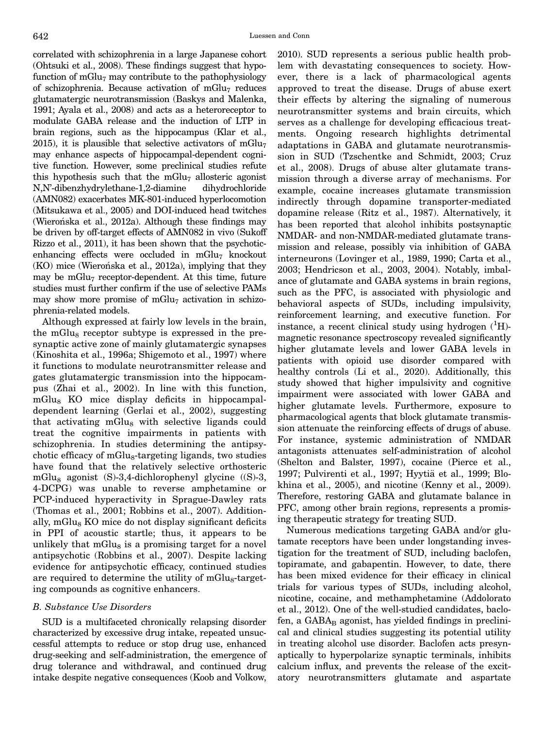correlated with schizophrenia in a large Japanese cohort (Ohtsuki et al., 2008). These findings suggest that hypofunction of $mGlu_7$ may contribute to the pathophysiology of schizophrenia. Because activation of $mGlu_7$ reduces glutamatergic neurotransmission (Baskys and Malenka, 1991; Ayala et al., 2008) and acts as a heteroreceptor to modulate GABA release and the induction of LTP in brain regions, such as the hippocampus (Klar et al., 2015), it is plausible that selective activators of $mGlu_7$ may enhance aspects of hippocampal-dependent cognitive function. However, some preclinical studies refute this hypothesis such that the $mGlu_7$ allosteric agonist N,N'-dibenzhydrylethane-1,2-diamine dihydrochloride (AMN082) exacerbates MK-801-induced hyperlocomotion (Mitsukawa et al., 2005) and DOI-induced head twitches (Wierońska et al., 2012a). Although these findings may be driven by off-target effects of AMN082 in vivo (Sukoff Rizzo et al., 2011), it has been shown that the psychotic-enhancing effects were occluded in $mGlu_7$ knockout (KO) mice (Wierońska et al., 2012a), implying that they may be $mGlu_7$ receptor-dependent. At this time, future studies must further confirm if the use of selective PAMs may show more promise of $mGlu_7$ activation in schizophrenia-related models.

Although expressed at fairly low levels in the brain, the $mGlu_8$ receptor subtype is expressed in the presynaptic active zone of mainly glutamatergic synapses (Kinoshita et al., 1996a; Shigemoto et al., 1997) where it functions to modulate neurotransmitter release and gates glutamatergic transmission into the hippocampus (Zhai et al., 2002). In line with this function, $mGlu_8$ KO mice display deficits in hippocampal-dependent learning (Gerlai et al., 2002), suggesting that activating $mGlu_8$ with selective ligands could treat the cognitive impairments in patients with schizophrenia. In studies determining the antipsychotic efficacy of $mGlu_8$-targeting ligands, two studies have found that the relatively selective orthosteric $mGlu_8$ agonist (S)-3,4-dichlorophenyl glycine ((S)-3, 4-DCPG) was unable to reverse amphetamine or PCP-induced hyperactivity in Sprague-Dawley rats (Thomas et al., 2001; Robbins et al., 2007). Additionally, $mGlu_8$ KO mice do not display significant deficits in PPI of acoustic startle; thus, it appears to be unlikely that $mGlu_8$ is a promising target for a novel antipsychotic (Robbins et al., 2007). Despite lacking evidence for antipsychotic efficacy, continued studies are required to determine the utility of $mGlu_8$-targeting compounds as cognitive enhancers.

### *B. Substance Use Disorders*

SUD is a multifaceted chronically relapsing disorder characterized by excessive drug intake, repeated unsuccessful attempts to reduce or stop drug use, enhanced drug-seeking and self-administration, the emergence of drug tolerance and withdrawal, and continued drug intake despite negative consequences (Koob and Volkow, 2010). SUD represents a serious public health problem with devastating consequences to society. However, there is a lack of pharmacological agents approved to treat the disease. Drugs of abuse exert their effects by altering the signaling of numerous neurotransmitter systems and brain circuits, which serves as a challenge for developing efficacious treatments. Ongoing research highlights detrimental adaptations in GABA and glutamate neurotransmission in SUD (Tzschentke and Schmidt, 2003; Cruz et al., 2008). Drugs of abuse alter glutamate transmission through a diverse array of mechanisms. For example, cocaine increases glutamate transmission indirectly through dopamine transporter-mediated dopamine release (Ritz et al., 1987). Alternatively, it has been reported that alcohol inhibits postsynaptic NMDAR- and non-NMDAR-mediated glutamate transmission and release, possibly via inhibition of GABA interneurons (Lovinger et al., 1989, 1990; Carta et al., 2003; Hendricson et al., 2003, 2004). Notably, imbalance of glutamate and GABA systems in brain regions, such as the PFC, is associated with physiologic and behavioral aspects of SUDs, including impulsivity, reinforcement learning, and executive function. For instance, a recent clinical study using hydrogen ($^{1}H$)-magnetic resonance spectroscopy revealed significantly higher glutamate levels and lower GABA levels in patients with opioid use disorder compared with healthy controls (Li et al., 2020). Additionally, this study showed that higher impulsivity and cognitive impairment were associated with lower GABA and higher glutamate levels. Furthermore, exposure to pharmacological agents that block glutamate transmission attenuate the reinforcing effects of drugs of abuse. For instance, systemic administration of NMDAR antagonists attenuates self-administration of alcohol (Shelton and Balster, 1997), cocaine (Pierce et al., 1997; Pulvirenti et al., 1997; Hyytiä et al., 1999; Blokhina et al., 2005), and nicotine (Kenny et al., 2009). Therefore, restoring GABA and glutamate balance in PFC, among other brain regions, represents a promising therapeutic strategy for treating SUD.

Numerous medications targeting GABA and/or glutamate receptors have been under longstanding investigation for the treatment of SUD, including baclofen, topiramate, and gabapentin. However, to date, there has been mixed evidence for their efficacy in clinical trials for various types of SUDs, including alcohol, nicotine, cocaine, and methamphetamine (Addolorato et al., 2012). One of the well-studied candidates, baclofen, a $GABA_B$ agonist, has yielded findings in preclinical and clinical studies suggesting its potential utility in treating alcohol use disorder. Baclofen acts presynaptically to hyperpolarize synaptic terminals, inhibits calcium influx, and prevents the release of the excitatory neurotransmitters glutamate and aspartate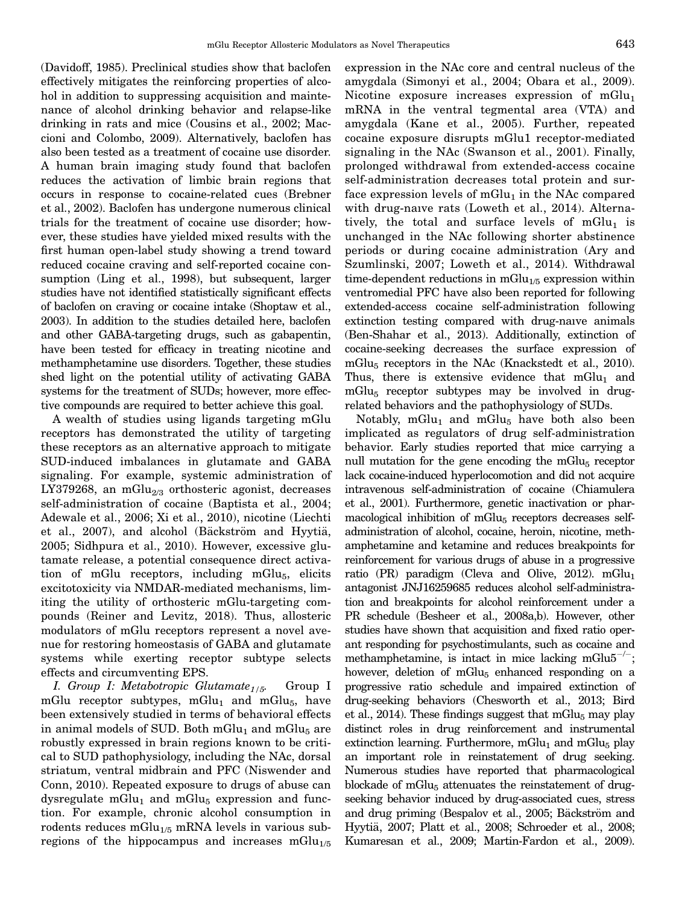(Davidoff, 1985). Preclinical studies show that baclofen effectively mitigates the reinforcing properties of alcohol in addition to suppressing acquisition and maintenance of alcohol drinking behavior and relapse-like drinking in rats and mice (Cousins et al., 2002; Maccioni and Colombo, 2009). Alternatively, baclofen has also been tested as a treatment of cocaine use disorder. A human brain imaging study found that baclofen reduces the activation of limbic brain regions that occurs in response to cocaine-related cues (Brebner et al., 2002). Baclofen has undergone numerous clinical trials for the treatment of cocaine use disorder; however, these studies have yielded mixed results with the first human open-label study showing a trend toward reduced cocaine craving and self-reported cocaine consumption (Ling et al., 1998), but subsequent, larger studies have not identified statistically significant effects of baclofen on craving or cocaine intake (Shoptaw et al., 2003). In addition to the studies detailed here, baclofen and other GABA-targeting drugs, such as gabapentin, have been tested for efficacy in treating nicotine and methamphetamine use disorders. Together, these studies shed light on the potential utility of activating GABA systems for the treatment of SUDs; however, more effective compounds are required to better achieve this goal.

A wealth of studies using ligands targeting mGlu receptors has demonstrated the utility of targeting these receptors as an alternative approach to mitigate SUD-induced imbalances in glutamate and GABA signaling. For example, systemic administration of LY379268, an $mGlu_{2/3}$ orthosteric agonist, decreases self-administration of cocaine (Baptista et al., 2004; Adewale et al., 2006; Xi et al., 2010), nicotine (Liechti et al., 2007), and alcohol (Bäckström and Hyytiä, 2005; Sidhpura et al., 2010). However, excessive glutamate release, a potential consequence direct activation of mGlu receptors, including $mGlu_5$, elicits excitotoxicity via NMDAR-mediated mechanisms, limiting the utility of orthosteric mGlu-targeting compounds (Reiner and Levitz, 2018). Thus, allosteric modulators of mGlu receptors represent a novel avenue for restoring homeostasis of GABA and glutamate systems while exerting receptor subtype selects effects and circumventing EPS.

*I. Group I: Metabotropic Glutamate$_{1/5}$.* Group I mGlu receptor subtypes, $mGlu_1$ and $mGlu_5$, have been extensively studied in terms of behavioral effects in animal models of SUD. Both $mGlu_1$ and $mGlu_5$ are robustly expressed in brain regions known to be critical to SUD pathophysiology, including the NAc, dorsal striatum, ventral midbrain and PFC (Niswender and Conn, 2010). Repeated exposure to drugs of abuse can dysregulate $mGlu_1$ and $mGlu_5$ expression and function. For example, chronic alcohol consumption in rodents reduces $mGlu_{1/5}$ mRNA levels in various subregions of the hippocampus and increases $mGlu_{1/5}$ expression in the NAc core and central nucleus of the amygdala (Simonyi et al., 2004; Obara et al., 2009). Nicotine exposure increases expression of $mGlu_1$ mRNA in the ventral tegmental area (VTA) and amygdala (Kane et al., 2005). Further, repeated cocaine exposure disrupts mGlu1 receptor-mediated signaling in the NAc (Swanson et al., 2001). Finally, prolonged withdrawal from extended-access cocaine self-administration decreases total protein and surface expression levels of $mGlu_1$ in the NAc compared with drug-naıve rats (Loweth et al., 2014). Alternatively, the total and surface levels of $mGlu_1$ is unchanged in the NAc following shorter abstinence periods or during cocaine administration (Ary and Szumlinski, 2007; Loweth et al., 2014). Withdrawal time-dependent reductions in $mGlu_{1/5}$ expression within ventromedial PFC have also been reported for following extended-access cocaine self-administration following extinction testing compared with drug-naıve animals (Ben-Shahar et al., 2013). Additionally, extinction of cocaine-seeking decreases the surface expression of $mGlu_5$ receptors in the NAc (Knackstedt et al., 2010). Thus, there is extensive evidence that $mGlu_1$ and $mGlu_5$ receptor subtypes may be involved in drug-related behaviors and the pathophysiology of SUDs.

Notably, $mGlu_1$ and $mGlu_5$ have both also been implicated as regulators of drug self-administration behavior. Early studies reported that mice carrying a null mutation for the gene encoding the $mGlu_5$ receptor lack cocaine-induced hyperlocomotion and did not acquire intravenous self-administration of cocaine (Chiamulera et al., 2001). Furthermore, genetic inactivation or pharmacological inhibition of $mGlu_5$ receptors decreases self-administration of alcohol, cocaine, heroin, nicotine, methamphetamine and ketamine and reduces breakpoints for reinforcement for various drugs of abuse in a progressive ratio (PR) paradigm (Cleva and Olive, 2012). $mGlu_1$ antagonist JNJ16259685 reduces alcohol self-administration and breakpoints for alcohol reinforcement under a PR schedule (Besheer et al., 2008a,b). However, other studies have shown that acquisition and fixed ratio operant responding for psychostimulants, such as cocaine and methamphetamine, is intact in mice lacking $mGlu5^{-/-}$; however, deletion of $mGlu_5$ enhanced responding on a progressive ratio schedule and impaired extinction of drug-seeking behaviors (Chesworth et al., 2013; Bird et al., 2014). These findings suggest that $mGlu_5$ may play distinct roles in drug reinforcement and instrumental extinction learning. Furthermore, $mGlu_1$ and $mGlu_5$ play an important role in reinstatement of drug seeking. Numerous studies have reported that pharmacological blockade of $mGlu_5$ attenuates the reinstatement of drug-seeking behavior induced by drug-associated cues, stress and drug priming (Bespalov et al., 2005; Bäckström and Hyytiä, 2007; Platt et al., 2008; Schroeder et al., 2008; Kumaresan et al., 2009; Martin-Fardon et al., 2009).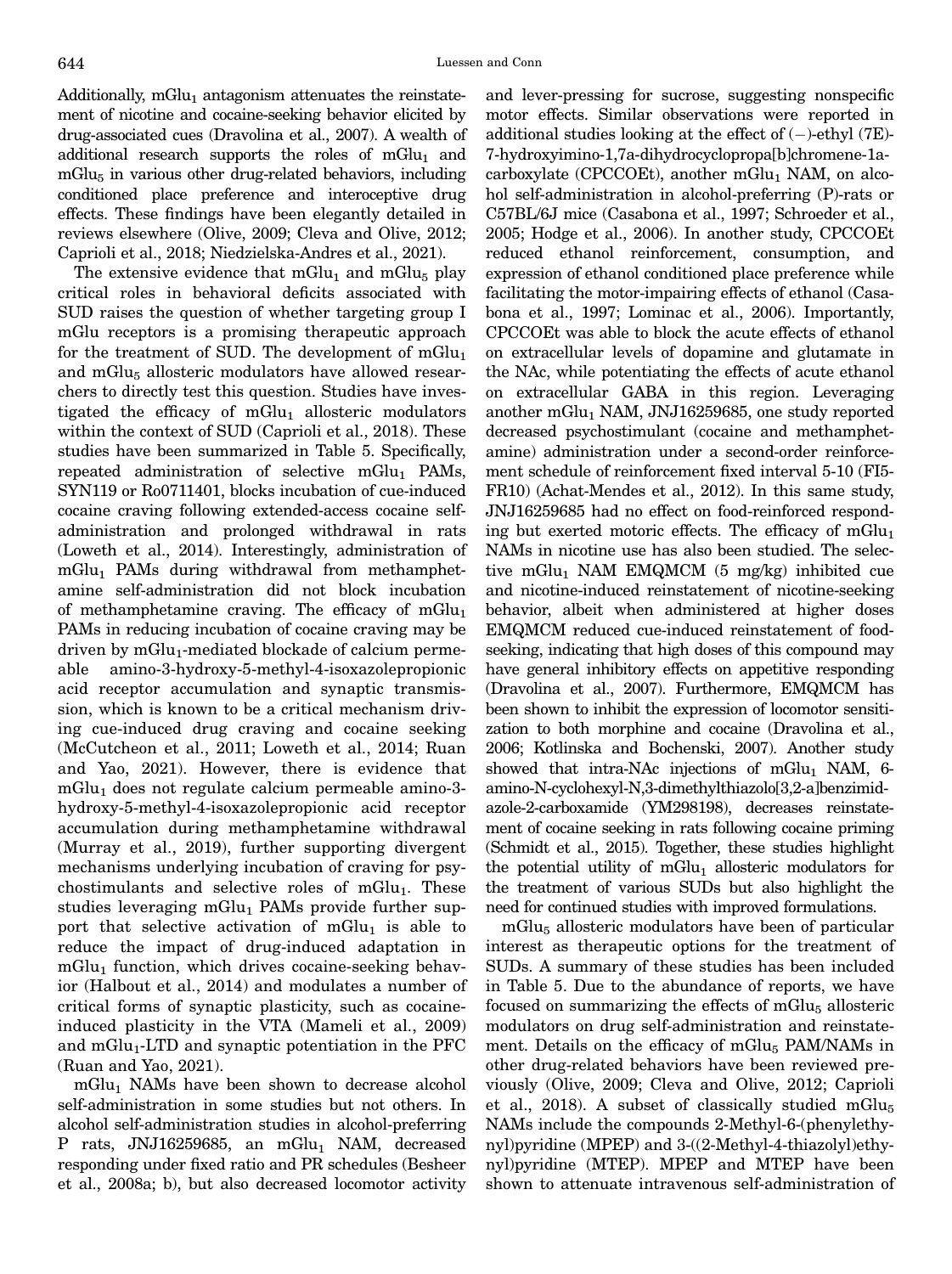Additionally, $mGlu_1$ antagonism attenuates the reinstatement of nicotine and cocaine-seeking behavior elicited by drug-associated cues (Dravolina et al., 2007). A wealth of additional research supports the roles of $mGlu_1$ and $mGlu_5$ in various other drug-related behaviors, including conditioned place preference and interoceptive drug effects. These findings have been elegantly detailed in reviews elsewhere (Olive, 2009; Cleva and Olive, 2012; Caprioli et al., 2018; Niedzielska-Andres et al., 2021).

The extensive evidence that $mGlu_1$ and $mGlu_5$ play critical roles in behavioral deficits associated with SUD raises the question of whether targeting group I mGlu receptors is a promising therapeutic approach for the treatment of SUD. The development of $mGlu_1$ and $mGlu_5$ allosteric modulators have allowed researchers to directly test this question. Studies have investigated the efficacy of $mGlu_1$ allosteric modulators within the context of SUD (Caprioli et al., 2018). These studies have been summarized in Table 5. Specifically, repeated administration of selective $mGlu_1$ PAMs, SYN119 or Ro0711401, blocks incubation of cue-induced cocaine craving following extended-access cocaine self-administration and prolonged withdrawal in rats (Loweth et al., 2014). Interestingly, administration of $mGlu_1$ PAMs during withdrawal from methamphetamine self-administration did not block incubation of methamphetamine craving. The efficacy of $mGlu_1$ PAMs in reducing incubation of cocaine craving may be driven by $mGlu_1$-mediated blockade of calcium permeable amino-3-hydroxy-5-methyl-4-isoxazolepropionic acid receptor accumulation and synaptic transmission, which is known to be a critical mechanism driving cue-induced drug craving and cocaine seeking (McCutcheon et al., 2011; Loweth et al., 2014; Ruan and Yao, 2021). However, there is evidence that $mGlu_1$ does not regulate calcium permeable amino-3-hydroxy-5-methyl-4-isoxazolepropionic acid receptor accumulation during methamphetamine withdrawal (Murray et al., 2019), further supporting divergent mechanisms underlying incubation of craving for psychostimulants and selective roles of $mGlu_1$. These studies leveraging $mGlu_1$ PAMs provide further support that selective activation of $mGlu_1$ is able to reduce the impact of drug-induced adaptation in $mGlu_1$ function, which drives cocaine-seeking behavior (Halbout et al., 2014) and modulates a number of critical forms of synaptic plasticity, such as cocaine-induced plasticity in the VTA (Mameli et al., 2009) and $mGlu_1$-LTD and synaptic potentiation in the PFC (Ruan and Yao, 2021).

$mGlu_1$ NAMs have been shown to decrease alcohol self-administration in some studies but not others. In alcohol self-administration studies in alcohol-preferring P rats, JNJ16259685, an $mGlu_1$ NAM, decreased responding under fixed ratio and PR schedules (Besheer et al., 2008a; b), but also decreased locomotor activity and lever-pressing for sucrose, suggesting nonspecific motor effects. Similar observations were reported in additional studies looking at the effect of (−)-ethyl (7E)-7-hydroxyimino-1,7a-dihydrocyclopropa[b]chromene-1a-carboxylate (CPCCOEt), another $mGlu_1$ NAM, on alcohol self-administration in alcohol-preferring (P)-rats or C57BL/6J mice (Casabona et al., 1997; Schroeder et al., 2005; Hodge et al., 2006). In another study, CPCCOEt reduced ethanol reinforcement, consumption, and expression of ethanol conditioned place preference while facilitating the motor-impairing effects of ethanol (Casabona et al., 1997; Lominac et al., 2006). Importantly, CPCCOEt was able to block the acute effects of ethanol on extracellular levels of dopamine and glutamate in the NAc, while potentiating the effects of acute ethanol on extracellular GABA in this region. Leveraging another $mGlu_1$ NAM, JNJ16259685, one study reported decreased psychostimulant (cocaine and methamphetamine) administration under a second-order reinforcement schedule of reinforcement fixed interval 5-10 (FI5-FR10) (Achat-Mendes et al., 2012). In this same study, JNJ16259685 had no effect on food-reinforced responding but exerted motoric effects. The efficacy of $mGlu_1$ NAMs in nicotine use has also been studied. The selective $mGlu_1$ NAM EMQMCM (5 mg/kg) inhibited cue and nicotine-induced reinstatement of nicotine-seeking behavior, albeit when administered at higher doses EMQMCM reduced cue-induced reinstatement of food-seeking, indicating that high doses of this compound may have general inhibitory effects on appetitive responding (Dravolina et al., 2007). Furthermore, EMQMCM has been shown to inhibit the expression of locomotor sensitization to both morphine and cocaine (Dravolina et al., 2006; Kotlinska and Bochenski, 2007). Another study showed that intra-NAc injections of $mGlu_1$ NAM, 6-amino-N-cyclohexyl-N,3-dimethylthiazolo[3,2-a]benzimidazole-2-carboxamide (YM298198), decreases reinstatement of cocaine seeking in rats following cocaine priming (Schmidt et al., 2015). Together, these studies highlight the potential utility of $mGlu_1$ allosteric modulators for the treatment of various SUDs but also highlight the need for continued studies with improved formulations.

$mGlu_5$ allosteric modulators have been of particular interest as therapeutic options for the treatment of SUDs. A summary of these studies has been included in Table 5. Due to the abundance of reports, we have focused on summarizing the effects of $mGlu_5$ allosteric modulators on drug self-administration and reinstatement. Details on the efficacy of $mGlu_5$ PAM/NAMs in other drug-related behaviors have been reviewed previously (Olive, 2009; Cleva and Olive, 2012; Caprioli et al., 2018). A subset of classically studied $mGlu_5$ NAMs include the compounds 2-Methyl-6-(phenylethynyl)pyridine (MPEP) and 3-((2-Methyl-4-thiazolyl)ethynyl)pyridine (MTEP). MPEP and MTEP have been shown to attenuate intravenous self-administration of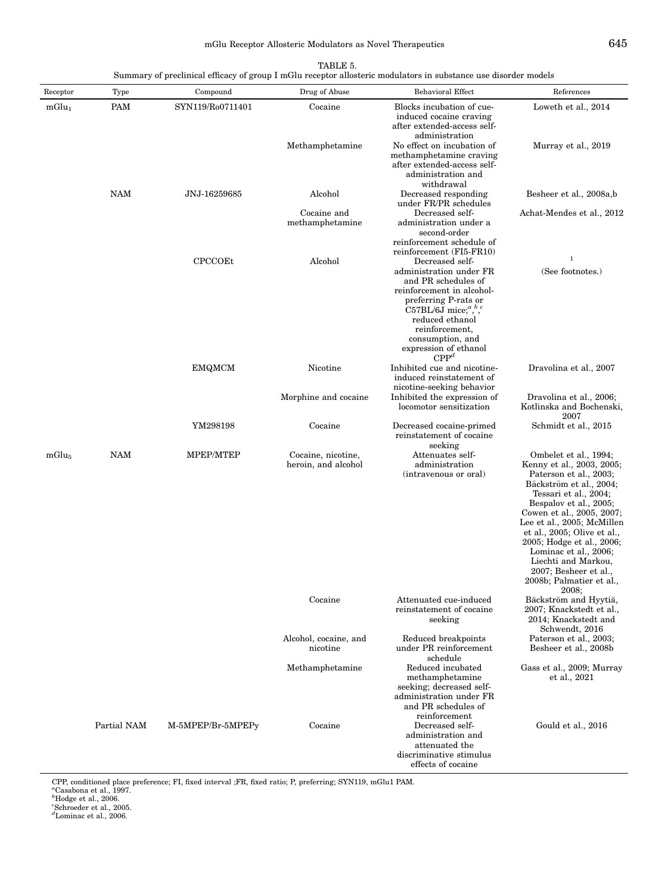TABLE 5.

Summary of preclinical efficacy of group I mGlu receptor allosteric modulators in substance use disorder models

| Receptor | Type | Compound | Drug of Abuse | Behavioral Effect | References |
|---|---|---|---|---|---|
| $mGlu_1$ | PAM | SYN119/Ro0711401 | Cocaine | Blocks incubation of cue-induced cocaine craving after extended-access self-administration | Loweth et al., 2014 |
| | | | Methamphetamine | No effect on incubation of methamphetamine craving after extended-access self-administration and withdrawal | Murray et al., 2019 |
| | NAM | JNJ-16259685 | Alcohol | Decreased responding under FR/PR schedules | Besheer et al., 2008a,b |
| | | | Cocaine and methamphetamine | Decreased self-administration under a second-order reinforcement schedule of reinforcement (FI5-FR10) | Achat-Mendes et al., 2012 |
| | | CPCCOEt | Alcohol | Decreased self-administration under FR and PR schedules of reinforcement in alcohol-preferring P-rats or C57BL/6J mice;[a],[b],[c] reduced ethanol reinforcement, consumption, and expression of ethanol CPP[d] | [1] (See footnotes.) |
| | | EMQMCM | Nicotine | Inhibited cue and nicotine-induced reinstatement of nicotine-seeking behavior | Dravolina et al., 2007 |
| | | | Morphine and cocaine | Inhibited the expression of locomotor sensitization | Dravolina et al., 2006; Kotlinska and Bochenski, 2007 |
| | | YM298198 | Cocaine | Decreased cocaine-primed reinstatement of cocaine seeking | Schmidt et al., 2015 |
| $mGlu_5$ | NAM | MPEP/MTEP | Cocaine, nicotine, heroin, and alcohol | Attenuates self-administration (intravenous or oral) | Ombelet et al., 1994; Kenny et al., 2003, 2005; Paterson et al., 2003; Bäckström et al., 2004; Tessari et al., 2004; Bespalov et al., 2005; Cowen et al., 2005, 2007; Lee et al., 2005; McMillen et al., 2005; Olive et al., 2005; Hodge et al., 2006; Lominac et al., 2006; Liechti and Markou, 2007; Besheer et al., 2008b; Palmatier et al., 2008; |
| | | | Cocaine | Attenuated cue-induced reinstatement of cocaine seeking | Bäckström and Hyytiä, 2007; Knackstedt et al., 2014; Knackstedt and Schwendt, 2016 |
| | | | Alcohol, cocaine, and nicotine | Reduced breakpoints under PR reinforcement schedule | Paterson et al., 2003; Besheer et al., 2008b |
| | | | Methamphetamine | Reduced incubated methamphetamine seeking; decreased self-administration under FR and PR schedules of reinforcement | Gass et al., 2009; Murray et al., 2021 |
| | Partial NAM | M-5MPEP/Br-5MPEPy | Cocaine | Decreased self-administration and attenuated the discriminative stimulus effects of cocaine | Gould et al., 2016 |

CPP, conditioned place preference; FI, fixed interval ;FR, fixed ratio; P, preferring; SYN119, mGlu1 PAM.

[a]Casabona et al., 1997.

[b]Hodge et al., 2006.

[c]Schroeder et al., 2005.

[d]Lominac et al., 2006.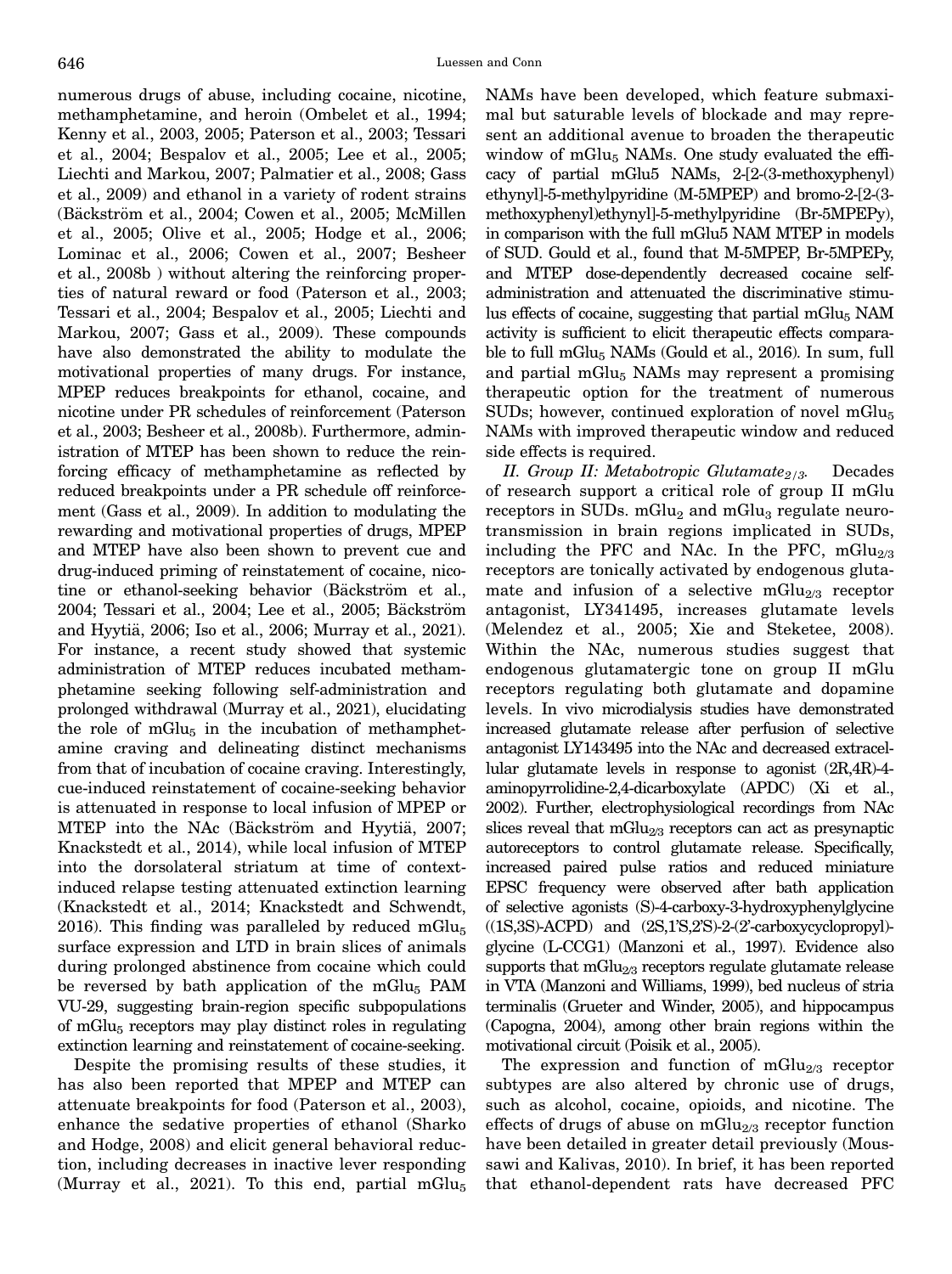numerous drugs of abuse, including cocaine, nicotine, methamphetamine, and heroin (Ombelet et al., 1994; Kenny et al., 2003, 2005; Paterson et al., 2003; Tessari et al., 2004; Bespalov et al., 2005; Lee et al., 2005; Liechti and Markou, 2007; Palmatier et al., 2008; Gass et al., 2009) and ethanol in a variety of rodent strains (Bäckström et al., 2004; Cowen et al., 2005; McMillen et al., 2005; Olive et al., 2005; Hodge et al., 2006; Lominac et al., 2006; Cowen et al., 2007; Besheer et al., 2008b ) without altering the reinforcing properties of natural reward or food (Paterson et al., 2003; Tessari et al., 2004; Bespalov et al., 2005; Liechti and Markou, 2007; Gass et al., 2009). These compounds have also demonstrated the ability to modulate the motivational properties of many drugs. For instance, MPEP reduces breakpoints for ethanol, cocaine, and nicotine under PR schedules of reinforcement (Paterson et al., 2003; Besheer et al., 2008b). Furthermore, administration of MTEP has been shown to reduce the reinforcing efficacy of methamphetamine as reflected by reduced breakpoints under a PR schedule off reinforcement (Gass et al., 2009). In addition to modulating the rewarding and motivational properties of drugs, MPEP and MTEP have also been shown to prevent cue and drug-induced priming of reinstatement of cocaine, nicotine or ethanol-seeking behavior (Bäckström et al., 2004; Tessari et al., 2004; Lee et al., 2005; Bäckström and Hyytiä, 2006; Iso et al., 2006; Murray et al., 2021). For instance, a recent study showed that systemic administration of MTEP reduces incubated methamphetamine seeking following self-administration and prolonged withdrawal (Murray et al., 2021), elucidating the role of $mGlu_5$ in the incubation of methamphetamine craving and delineating distinct mechanisms from that of incubation of cocaine craving. Interestingly, cue-induced reinstatement of cocaine-seeking behavior is attenuated in response to local infusion of MPEP or MTEP into the NAc (Bäckström and Hyytiä, 2007; Knackstedt et al., 2014), while local infusion of MTEP into the dorsolateral striatum at time of context-induced relapse testing attenuated extinction learning (Knackstedt et al., 2014; Knackstedt and Schwendt, 2016). This finding was paralleled by reduced $mGlu_5$ surface expression and LTD in brain slices of animals during prolonged abstinence from cocaine which could be reversed by bath application of the $mGlu_5$ PAM VU-29, suggesting brain-region specific subpopulations of $mGlu_5$ receptors may play distinct roles in regulating extinction learning and reinstatement of cocaine-seeking.

Despite the promising results of these studies, it has also been reported that MPEP and MTEP can attenuate breakpoints for food (Paterson et al., 2003), enhance the sedative properties of ethanol (Sharko and Hodge, 2008) and elicit general behavioral reduction, including decreases in inactive lever responding (Murray et al., 2021). To this end, partial $mGlu_5$ NAMs have been developed, which feature submaximal but saturable levels of blockade and may represent an additional avenue to broaden the therapeutic window of $mGlu_5$ NAMs. One study evaluated the efficacy of partial mGlu5 NAMs, 2-[2-(3-methoxyphenyl) ethynyl]-5-methylpyridine (M-5MPEP) and bromo-2-[2-(3-methoxyphenyl)ethynyl]-5-methylpyridine (Br-5MPEPy), in comparison with the full mGlu5 NAM MTEP in models of SUD. Gould et al., found that M-5MPEP, Br-5MPEPy, and MTEP dose-dependently decreased cocaine self-administration and attenuated the discriminative stimulus effects of cocaine, suggesting that partial $mGlu_5$ NAM activity is sufficient to elicit therapeutic effects comparable to full $mGlu_5$ NAMs (Gould et al., 2016). In sum, full and partial $mGlu_5$ NAMs may represent a promising therapeutic option for the treatment of numerous SUDs; however, continued exploration of novel $mGlu_5$ NAMs with improved therapeutic window and reduced side effects is required.

*II. Group II: Metabotropic Glutamate$_{2/3}$.* Decades of research support a critical role of group II mGlu receptors in SUDs. $mGlu_2$ and $mGlu_3$ regulate neurotransmission in brain regions implicated in SUDs, including the PFC and NAc. In the PFC, $mGlu_{2/3}$ receptors are tonically activated by endogenous glutamate and infusion of a selective $mGlu_{2/3}$ receptor antagonist, LY341495, increases glutamate levels (Melendez et al., 2005; Xie and Steketee, 2008). Within the NAc, numerous studies suggest that endogenous glutamatergic tone on group II mGlu receptors regulating both glutamate and dopamine levels. In vivo microdialysis studies have demonstrated increased glutamate release after perfusion of selective antagonist LY143495 into the NAc and decreased extracellular glutamate levels in response to agonist (2R,4R)-4-aminopyrrolidine-2,4-dicarboxylate (APDC) (Xi et al., 2002). Further, electrophysiological recordings from NAc slices reveal that $mGlu_{2/3}$ receptors can act as presynaptic autoreceptors to control glutamate release. Specifically, increased paired pulse ratios and reduced miniature EPSC frequency were observed after bath application of selective agonists (S)-4-carboxy-3-hydroxyphenylglycine ((1S,3S)-ACPD) and (2S,1'S,2'S)-2-(2'-carboxycyclopropyl)-glycine (L-CCG1) (Manzoni et al., 1997). Evidence also supports that $mGlu_{2/3}$ receptors regulate glutamate release in VTA (Manzoni and Williams, 1999), bed nucleus of stria terminalis (Grueter and Winder, 2005), and hippocampus (Capogna, 2004), among other brain regions within the motivational circuit (Poisik et al., 2005).

The expression and function of $mGlu_{2/3}$ receptor subtypes are also altered by chronic use of drugs, such as alcohol, cocaine, opioids, and nicotine. The effects of drugs of abuse on $mGlu_{2/3}$ receptor function have been detailed in greater detail previously (Moussawi and Kalivas, 2010). In brief, it has been reported that ethanol-dependent rats have decreased PFC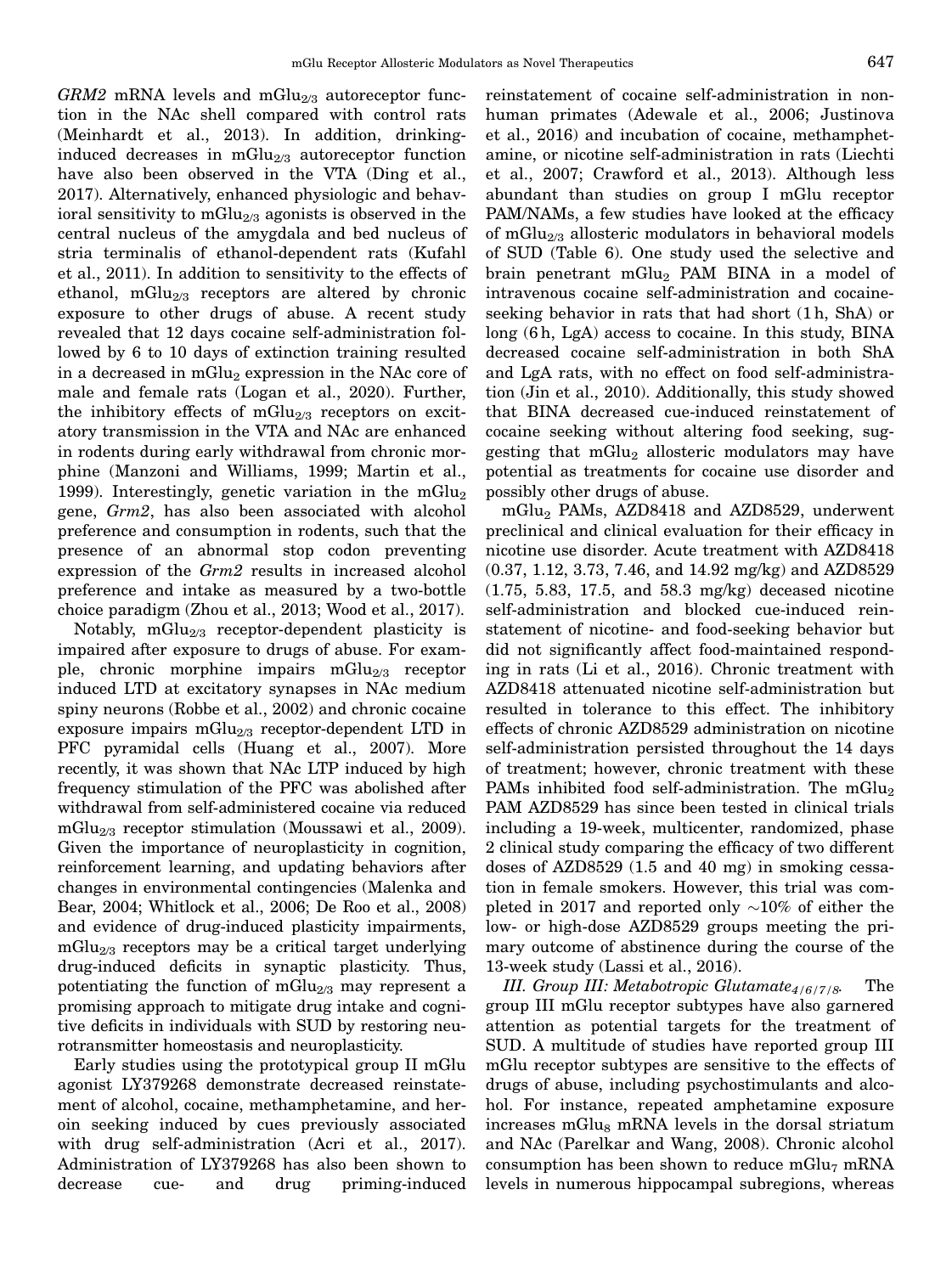*GRM2* mRNA levels and $mGlu_{2/3}$ autoreceptor function in the NAc shell compared with control rats (Meinhardt et al., 2013). In addition, drinking-induced decreases in $mGlu_{2/3}$ autoreceptor function have also been observed in the VTA (Ding et al., 2017). Alternatively, enhanced physiologic and behavioral sensitivity to $mGlu_{2/3}$ agonists is observed in the central nucleus of the amygdala and bed nucleus of stria terminalis of ethanol-dependent rats (Kufahl et al., 2011). In addition to sensitivity to the effects of ethanol, $mGlu_{2/3}$ receptors are altered by chronic exposure to other drugs of abuse. A recent study revealed that 12 days cocaine self-administration followed by 6 to 10 days of extinction training resulted in a decreased in $mGlu_2$ expression in the NAc core of male and female rats (Logan et al., 2020). Further, the inhibitory effects of $mGlu_{2/3}$ receptors on excitatory transmission in the VTA and NAc are enhanced in rodents during early withdrawal from chronic morphine (Manzoni and Williams, 1999; Martin et al., 1999). Interestingly, genetic variation in the $mGlu_2$ gene, *Grm2*, has also been associated with alcohol preference and consumption in rodents, such that the presence of an abnormal stop codon preventing expression of the *Grm2* results in increased alcohol preference and intake as measured by a two-bottle choice paradigm (Zhou et al., 2013; Wood et al., 2017).

Notably, $mGlu_{2/3}$ receptor-dependent plasticity is impaired after exposure to drugs of abuse. For example, chronic morphine impairs $mGlu_{2/3}$ receptor induced LTD at excitatory synapses in NAc medium spiny neurons (Robbe et al., 2002) and chronic cocaine exposure impairs $mGlu_{2/3}$ receptor-dependent LTD in PFC pyramidal cells (Huang et al., 2007). More recently, it was shown that NAc LTP induced by high frequency stimulation of the PFC was abolished after withdrawal from self-administered cocaine via reduced $mGlu_{2/3}$ receptor stimulation (Moussawi et al., 2009). Given the importance of neuroplasticity in cognition, reinforcement learning, and updating behaviors after changes in environmental contingencies (Malenka and Bear, 2004; Whitlock et al., 2006; De Roo et al., 2008) and evidence of drug-induced plasticity impairments, $mGlu_{2/3}$ receptors may be a critical target underlying drug-induced deficits in synaptic plasticity. Thus, potentiating the function of $mGlu_{2/3}$ may represent a promising approach to mitigate drug intake and cognitive deficits in individuals with SUD by restoring neurotransmitter homeostasis and neuroplasticity.

Early studies using the prototypical group II mGlu agonist LY379268 demonstrate decreased reinstatement of alcohol, cocaine, methamphetamine, and heroin seeking induced by cues previously associated with drug self-administration (Acri et al., 2017). Administration of LY379268 has also been shown to decrease cue- and drug priming-induced reinstatement of cocaine self-administration in nonhuman primates (Adewale et al., 2006; Justinova et al., 2016) and incubation of cocaine, methamphetamine, or nicotine self-administration in rats (Liechti et al., 2007; Crawford et al., 2013). Although less abundant than studies on group I mGlu receptor PAM/NAMs, a few studies have looked at the efficacy of $mGlu_{2/3}$ allosteric modulators in behavioral models of SUD (Table 6). One study used the selective and brain penetrant $mGlu_2$ PAM BINA in a model of intravenous cocaine self-administration and cocaine-seeking behavior in rats that had short (1 h, ShA) or long (6 h, LgA) access to cocaine. In this study, BINA decreased cocaine self-administration in both ShA and LgA rats, with no effect on food self-administration (Jin et al., 2010). Additionally, this study showed that BINA decreased cue-induced reinstatement of cocaine seeking without altering food seeking, suggesting that $mGlu_2$ allosteric modulators may have potential as treatments for cocaine use disorder and possibly other drugs of abuse.

$mGlu_2$ PAMs, AZD8418 and AZD8529, underwent preclinical and clinical evaluation for their efficacy in nicotine use disorder. Acute treatment with AZD8418 (0.37, 1.12, 3.73, 7.46, and 14.92 mg/kg) and AZD8529 (1.75, 5.83, 17.5, and 58.3 mg/kg) deceased nicotine self-administration and blocked cue-induced reinstatement of nicotine- and food-seeking behavior but did not significantly affect food-maintained responding in rats (Li et al., 2016). Chronic treatment with AZD8418 attenuated nicotine self-administration but resulted in tolerance to this effect. The inhibitory effects of chronic AZD8529 administration on nicotine self-administration persisted throughout the 14 days of treatment; however, chronic treatment with these PAMs inhibited food self-administration. The $mGlu_2$ PAM AZD8529 has since been tested in clinical trials including a 19-week, multicenter, randomized, phase 2 clinical study comparing the efficacy of two different doses of AZD8529 (1.5 and 40 mg) in smoking cessation in female smokers. However, this trial was completed in 2017 and reported only ~10% of either the low- or high-dose AZD8529 groups meeting the primary outcome of abstinence during the course of the 13-week study (Lassi et al., 2016).

*III. Group III: Metabotropic Glutamate$_{4/6/7/8}$.* The group III mGlu receptor subtypes have also garnered attention as potential targets for the treatment of SUD. A multitude of studies have reported group III mGlu receptor subtypes are sensitive to the effects of drugs of abuse, including psychostimulants and alcohol. For instance, repeated amphetamine exposure increases $mGlu_8$ mRNA levels in the dorsal striatum and NAc (Parelkar and Wang, 2008). Chronic alcohol consumption has been shown to reduce $mGlu_7$ mRNA levels in numerous hippocampal subregions, whereas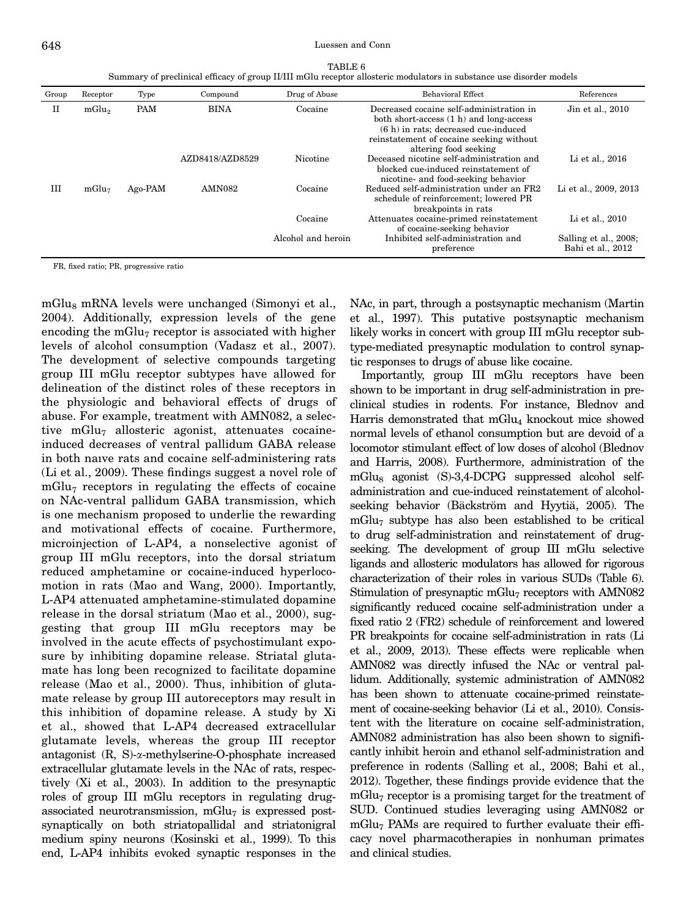TABLE 6

Summary of preclinical efficacy of group II/III mGlu receptor allosteric modulators in substance use disorder models

| Group | Receptor | Type | Compound | Drug of Abuse | Behavioral Effect | References |
|---|---|---|---|---|---|---|
| II | $mGlu_2$ | PAM | BINA | Cocaine | Decreased cocaine self-administration in both short-access (1 h) and long-access (6 h) in rats; decreased cue-induced reinstatement of cocaine seeking without altering food seeking | Jin et al., 2010 |
| | | | AZD8418/AZD8529 | Nicotine | Deceased nicotine self-administration and blocked cue-induced reinstatement of nicotine- and food-seeking behavior | Li et al., 2016 |
| III | $mGlu_7$ | Ago-PAM | AMN082 | Cocaine | Reduced self-administration under an FR2 schedule of reinforcement; lowered PR breakpoints in rats | Li et al., 2009, 2013 |
| | | | | Cocaine | Attenuates cocaine-primed reinstatement of cocaine-seeking behavior | Li et al., 2010 |
| | | | | Alcohol and heroin | Inhibited self-administration and preference | Salling et al., 2008; Bahi et al., 2012 |

FR, fixed ratio; PR, progressive ratio

$mGlu_8$ mRNA levels were unchanged (Simonyi et al., 2004). Additionally, expression levels of the gene encoding the $mGlu_7$ receptor is associated with higher levels of alcohol consumption (Vadasz et al., 2007). The development of selective compounds targeting group III mGlu receptor subtypes have allowed for delineation of the distinct roles of these receptors in the physiologic and behavioral effects of drugs of abuse. For example, treatment with AMN082, a selective $mGlu_7$ allosteric agonist, attenuates cocaine-induced decreases of ventral pallidum GABA release in both naıve rats and cocaine self-administering rats (Li et al., 2009). These findings suggest a novel role of $mGlu_7$ receptors in regulating the effects of cocaine on NAc-ventral pallidum GABA transmission, which is one mechanism proposed to underlie the rewarding and motivational effects of cocaine. Furthermore, microinjection of L-AP4, a nonselective agonist of group III mGlu receptors, into the dorsal striatum reduced amphetamine or cocaine-induced hyperlocomotion in rats (Mao and Wang, 2000). Importantly, L-AP4 attenuated amphetamine-stimulated dopamine release in the dorsal striatum (Mao et al., 2000), suggesting that group III mGlu receptors may be involved in the acute effects of psychostimulant exposure by inhibiting dopamine release. Striatal glutamate has long been recognized to facilitate dopamine release (Mao et al., 2000). Thus, inhibition of glutamate release by group III autoreceptors may result in this inhibition of dopamine release. A study by Xi et al., showed that L-AP4 decreased extracellular glutamate levels, whereas the group III receptor antagonist (R, S)-α-methylserine-O-phosphate increased extracellular glutamate levels in the NAc of rats, respectively (Xi et al., 2003). In addition to the presynaptic roles of group III mGlu receptors in regulating drug-associated neurotransmission, $mGlu_7$ is expressed postsynaptically on both striatopallidal and striatonigral medium spiny neurons (Kosinski et al., 1999). To this end, L-AP4 inhibits evoked synaptic responses in the NAc, in part, through a postsynaptic mechanism (Martin et al., 1997). This putative postsynaptic mechanism likely works in concert with group III mGlu receptor subtype-mediated presynaptic modulation to control synaptic responses to drugs of abuse like cocaine.

Importantly, group III mGlu receptors have been shown to be important in drug self-administration in preclinical studies in rodents. For instance, Blednov and Harris demonstrated that $mGlu_4$ knockout mice showed normal levels of ethanol consumption but are devoid of a locomotor stimulant effect of low doses of alcohol (Blednov and Harris, 2008). Furthermore, administration of the $mGlu_8$ agonist (S)-3,4-DCPG suppressed alcohol self-administration and cue-induced reinstatement of alcohol-seeking behavior (Bäckström and Hyytiä, 2005). The $mGlu_7$ subtype has also been established to be critical to drug self-administration and reinstatement of drug-seeking. The development of group III mGlu selective ligands and allosteric modulators has allowed for rigorous characterization of their roles in various SUDs (Table 6). Stimulation of presynaptic $mGlu_7$ receptors with AMN082 significantly reduced cocaine self-administration under a fixed ratio 2 (FR2) schedule of reinforcement and lowered PR breakpoints for cocaine self-administration in rats (Li et al., 2009, 2013). These effects were replicable when AMN082 was directly infused the NAc or ventral pallidum. Additionally, systemic administration of AMN082 has been shown to attenuate cocaine-primed reinstatement of cocaine-seeking behavior (Li et al., 2010). Consistent with the literature on cocaine self-administration, AMN082 administration has also been shown to significantly inhibit heroin and ethanol self-administration and preference in rodents (Salling et al., 2008; Bahi et al., 2012). Together, these findings provide evidence that the $mGlu_7$ receptor is a promising target for the treatment of SUD. Continued studies leveraging using AMN082 or $mGlu_7$ PAMs are required to further evaluate their efficacy novel pharmacotherapies in nonhuman primates and clinical studies.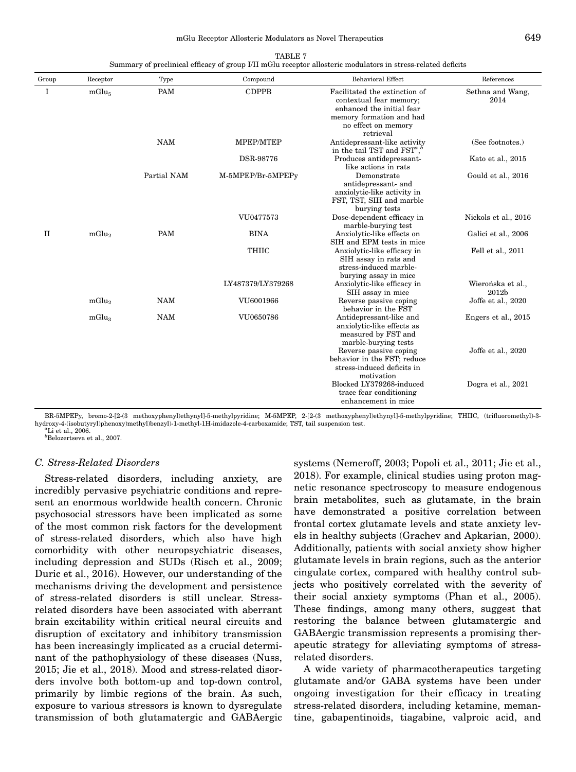TABLE 7

Summary of preclinical efficacy of group I/II mGlu receptor allosteric modulators in stress-related deficits

| Group | Receptor | Type | Compound | Behavioral Effect | References |
|---|---|---|---|---|---|
| I | $mGlu_5$ | PAM | CDPPB | Facilitated the extinction of contextual fear memory; enhanced the initial fear memory formation and had no effect on memory retrieval | Sethna and Wang, 2014 |
| | | NAM | MPEP/MTEP | Antidepressant-like activity in the tail TST and FST[a,b] | (See footnotes.) |
| | | | DSR-98776 | Produces antidepressant-like actions in rats | Kato et al., 2015 |
| | | Partial NAM | M-5MPEP/Br-5MPEPy | Demonstrate antidepressant- and anxiolytic-like activity in FST, TST, SIH and marble burying tests | Gould et al., 2016 |
| | | | VU0477573 | Dose-dependent efficacy in marble-burying test | Nickols et al., 2016 |
| II | $mGlu_2$ | PAM | BINA | Anxiolytic-like effects on SIH and EPM tests in mice | Galici et al., 2006 |
| | | | THIIC | Anxiolytic-like efficacy in SIH assay in rats and stress-induced marble-burying assay in mice | Fell et al., 2011 |
| | | | LY487379/LY379268 | Anxiolytic-like efficacy in SIH assay in mice | Wierońska et al., 2012b |
| | $mGlu_2$ | NAM | VU6001966 | Reverse passive coping behavior in the FST | Joffe et al., 2020 |
| | $mGlu_3$ | NAM | VU0650786 | Antidepressant-like and anxiolytic-like effects as measured by FST and marble-burying tests | Engers et al., 2015 |
| | | | | Reverse passive coping behavior in the FST; reduce stress-induced deficits in motivation | Joffe et al., 2020 |
| | | | | Blocked LY379268-induced trace fear conditioning enhancement in mice | Dogra et al., 2021 |

BR-5MPEPy, bromo-2-[2-(3 methoxyphenyl)ethynyl]-5-methylpyridine; M-5MPEP, 2-[2-(3 methoxyphenyl)ethynyl]-5-methylpyridine; THIIC, (trifluoromethyl)-3-hydroxy-4-(isobutyryl)phenoxy)methyl)benzyl)-1-methyl-1H-imidazole-4-carboxamide; TST, tail suspension test.

[a]Li et al., 2006.

[b]Belozertseva et al., 2007.

### C. Stress-Related Disorders

Stress-related disorders, including anxiety, are incredibly pervasive psychiatric conditions and represent an enormous worldwide health concern. Chronic psychosocial stressors have been implicated as some of the most common risk factors for the development of stress-related disorders, which also have high comorbidity with other neuropsychiatric diseases, including depression and SUDs (Risch et al., 2009; Duric et al., 2016). However, our understanding of the mechanisms driving the development and persistence of stress-related disorders is still unclear. Stress-related disorders have been associated with aberrant brain excitability within critical neural circuits and disruption of excitatory and inhibitory transmission has been increasingly implicated as a crucial determinant of the pathophysiology of these diseases (Nuss, 2015; Jie et al., 2018). Mood and stress-related disorders involve both bottom-up and top-down control, primarily by limbic regions of the brain. As such, exposure to various stressors is known to dysregulate transmission of both glutamatergic and GABAergic systems (Nemeroff, 2003; Popoli et al., 2011; Jie et al., 2018). For example, clinical studies using proton magnetic resonance spectroscopy to measure endogenous brain metabolites, such as glutamate, in the brain have demonstrated a positive correlation between frontal cortex glutamate levels and state anxiety levels in healthy subjects (Grachev and Apkarian, 2000). Additionally, patients with social anxiety show higher glutamate levels in brain regions, such as the anterior cingulate cortex, compared with healthy control subjects who positively correlated with the severity of their social anxiety symptoms (Phan et al., 2005). These findings, among many others, suggest that restoring the balance between glutamatergic and GABAergic transmission represents a promising therapeutic strategy for alleviating symptoms of stress-related disorders.

A wide variety of pharmacotherapeutics targeting glutamate and/or GABA systems have been under ongoing investigation for their efficacy in treating stress-related disorders, including ketamine, memantine, gabapentinoids, tiagabine, valproic acid, and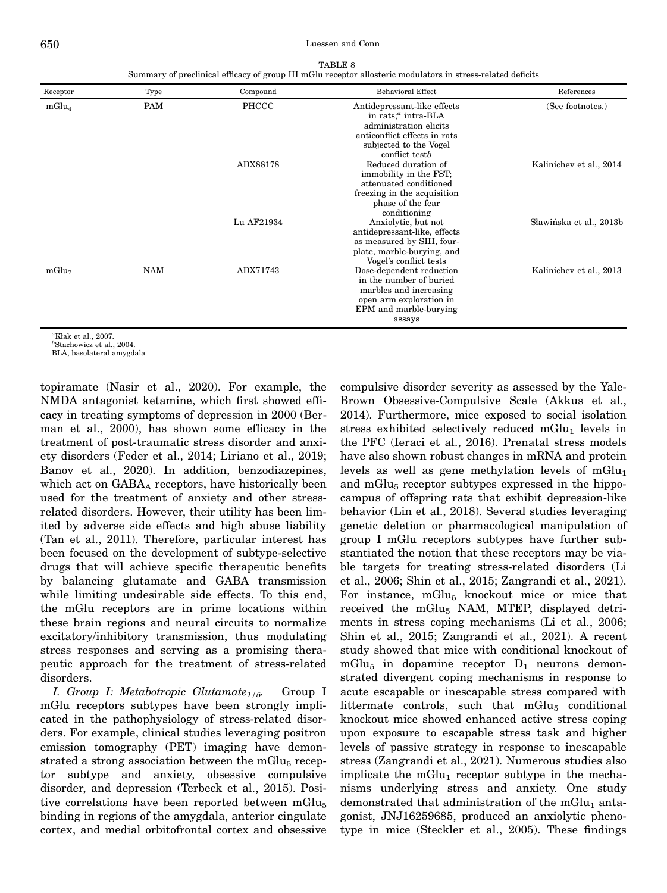TABLE 8

Summary of preclinical efficacy of group III mGlu receptor allosteric modulators in stress-related deficits

| Receptor | Type | Compound | Behavioral Effect | References |
|---|---|---|---|---|
| $mGlu_4$ | PAM | PHCCC | Antidepressant-like effects in rats;[a] intra-BLA administration elicits anticonflict effects in rats subjected to the Vogel conflict test[b] | (See footnotes.) |
| | | ADX88178 | Reduced duration of immobility in the FST; attenuated conditioned freezing in the acquisition phase of the fear conditioning | Kalinichev et al., 2014 |
| | | Lu AF21934 | Anxiolytic, but not antidepressant-like, effects as measured by SIH, four-plate, marble-burying, and Vogel's conflict tests | Sławińska et al., 2013b |
| $mGlu_7$ | NAM | ADX71743 | Dose-dependent reduction in the number of buried marbles and increasing open arm exploration in EPM and marble-burying assays | Kalinichev et al., 2013 |

[a]Kłak et al., 2007.
[b]Stachowicz et al., 2004.
BLA, basolateral amygdala

topiramate (Nasir et al., 2020). For example, the NMDA antagonist ketamine, which first showed efficacy in treating symptoms of depression in 2000 (Berman et al., 2000), has shown some efficacy in the treatment of post-traumatic stress disorder and anxiety disorders (Feder et al., 2014; Liriano et al., 2019; Banov et al., 2020). In addition, benzodiazepines, which act on $GABA_A$ receptors, have historically been used for the treatment of anxiety and other stress-related disorders. However, their utility has been limited by adverse side effects and high abuse liability (Tan et al., 2011). Therefore, particular interest has been focused on the development of subtype-selective drugs that will achieve specific therapeutic benefits by balancing glutamate and GABA transmission while limiting undesirable side effects. To this end, the mGlu receptors are in prime locations within these brain regions and neural circuits to normalize excitatory/inhibitory transmission, thus modulating stress responses and serving as a promising therapeutic approach for the treatment of stress-related disorders.

*I. Group I: Metabotropic Glutamate$_{1/5}$.* Group I mGlu receptors subtypes have been strongly implicated in the pathophysiology of stress-related disorders. For example, clinical studies leveraging positron emission tomography (PET) imaging have demonstrated a strong association between the $mGlu_5$ receptor subtype and anxiety, obsessive compulsive disorder, and depression (Terbeck et al., 2015). Positive correlations have been reported between $mGlu_5$ binding in regions of the amygdala, anterior cingulate cortex, and medial orbitofrontal cortex and obsessive compulsive disorder severity as assessed by the Yale-Brown Obsessive-Compulsive Scale (Akkus et al., 2014). Furthermore, mice exposed to social isolation stress exhibited selectively reduced $mGlu_1$ levels in the PFC (Ieraci et al., 2016). Prenatal stress models have also shown robust changes in mRNA and protein levels as well as gene methylation levels of $mGlu_1$ and $mGlu_5$ receptor subtypes expressed in the hippocampus of offspring rats that exhibit depression-like behavior (Lin et al., 2018). Several studies leveraging genetic deletion or pharmacological manipulation of group I mGlu receptors subtypes have further substantiated the notion that these receptors may be viable targets for treating stress-related disorders (Li et al., 2006; Shin et al., 2015; Zangrandi et al., 2021). For instance, $mGlu_5$ knockout mice or mice that received the $mGlu_5$ NAM, MTEP, displayed detriments in stress coping mechanisms (Li et al., 2006; Shin et al., 2015; Zangrandi et al., 2021). A recent study showed that mice with conditional knockout of $mGlu_5$ in dopamine receptor $D_1$ neurons demonstrated divergent coping mechanisms in response to acute escapable or inescapable stress compared with littermate controls, such that $mGlu_5$ conditional knockout mice showed enhanced active stress coping upon exposure to escapable stress task and higher levels of passive strategy in response to inescapable stress (Zangrandi et al., 2021). Numerous studies also implicate the $mGlu_1$ receptor subtype in the mechanisms underlying stress and anxiety. One study demonstrated that administration of the $mGlu_1$ antagonist, JNJ16259685, produced an anxiolytic phenotype in mice (Steckler et al., 2005). These findings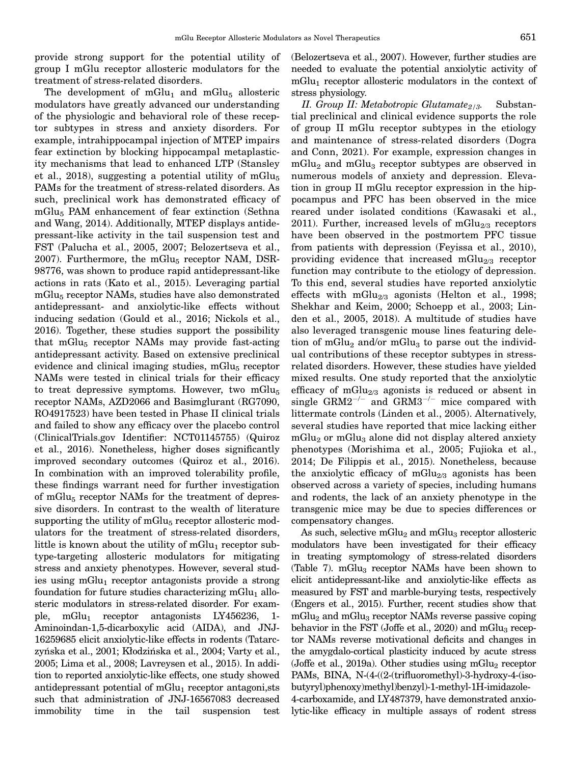provide strong support for the potential utility of group I mGlu receptor allosteric modulators for the treatment of stress-related disorders.

The development of $mGlu_1$ and $mGlu_5$ allosteric modulators have greatly advanced our understanding of the physiologic and behavioral role of these receptor subtypes in stress and anxiety disorders. For example, intrahippocampal injection of MTEP impairs fear extinction by blocking hippocampal metaplasticity mechanisms that lead to enhanced LTP (Stansley et al., 2018), suggesting a potential utility of $mGlu_5$ PAMs for the treatment of stress-related disorders. As such, preclinical work has demonstrated efficacy of $mGlu_5$ PAM enhancement of fear extinction (Sethna and Wang, 2014). Additionally, MTEP displays antidepressant-like activity in the tail suspension test and FST (Palucha et al., 2005, 2007; Belozertseva et al., 2007). Furthermore, the $mGlu_5$ receptor NAM, DSR-98776, was shown to produce rapid antidepressant-like actions in rats (Kato et al., 2015). Leveraging partial $mGlu_5$ receptor NAMs, studies have also demonstrated antidepressant- and anxiolytic-like effects without inducing sedation (Gould et al., 2016; Nickols et al., 2016). Together, these studies support the possibility that $mGlu_5$ receptor NAMs may provide fast-acting antidepressant activity. Based on extensive preclinical evidence and clinical imaging studies, $mGlu_5$ receptor NAMs were tested in clinical trials for their efficacy to treat depressive symptoms. However, two $mGlu_5$ receptor NAMs, AZD2066 and Basimglurant (RG7090, RO4917523) have been tested in Phase II clinical trials and failed to show any efficacy over the placebo control (ClinicalTrials.gov Identifier: NCT01145755) (Quiroz et al., 2016). Nonetheless, higher doses significantly improved secondary outcomes (Quiroz et al., 2016). In combination with an improved tolerability profile, these findings warrant need for further investigation of $mGlu_5$ receptor NAMs for the treatment of depressive disorders. In contrast to the wealth of literature supporting the utility of $mGlu_5$ receptor allosteric modulators for the treatment of stress-related disorders, little is known about the utility of $mGlu_1$ receptor subtype-targeting allosteric modulators for mitigating stress and anxiety phenotypes. However, several studies using $mGlu_1$ receptor antagonists provide a strong foundation for future studies characterizing $mGlu_1$ allosteric modulators in stress-related disorder. For example, $mGlu_1$ receptor antagonists LY456236, 1-Aminoindan-1,5-dicarboxylic acid (AIDA), and JNJ-16259685 elicit anxiolytic-like effects in rodents (Tatarczyńska et al., 2001; Kłodzińska et al., 2004; Varty et al., 2005; Lima et al., 2008; Lavreysen et al., 2015). In addition to reported anxiolytic-like effects, one study showed antidepressant potential of $mGlu_1$ receptor antagoni,sts such that administration of JNJ-16567083 decreased immobility time in the tail suspension test (Belozertseva et al., 2007). However, further studies are needed to evaluate the potential anxiolytic activity of $mGlu_1$ receptor allosteric modulators in the context of stress physiology.

*II. Group II: Metabotropic Glutamate$_{2/3}$.* Substantial preclinical and clinical evidence supports the role of group II mGlu receptor subtypes in the etiology and maintenance of stress-related disorders (Dogra and Conn, 2021). For example, expression changes in $mGlu_2$ and $mGlu_3$ receptor subtypes are observed in numerous models of anxiety and depression. Elevation in group II mGlu receptor expression in the hippocampus and PFC has been observed in the mice reared under isolated conditions (Kawasaki et al., 2011). Further, increased levels of $mGlu_{2/3}$ receptors have been observed in the postmortem PFC tissue from patients with depression (Feyissa et al., 2010), providing evidence that increased $mGlu_{2/3}$ receptor function may contribute to the etiology of depression. To this end, several studies have reported anxiolytic effects with $mGlu_{2/3}$ agonists (Helton et al., 1998; Shekhar and Keim, 2000; Schoepp et al., 2003; Linden et al., 2005, 2018). A multitude of studies have also leveraged transgenic mouse lines featuring deletion of $mGlu_2$ and/or $mGlu_3$ to parse out the individual contributions of these receptor subtypes in stress-related disorders. However, these studies have yielded mixed results. One study reported that the anxiolytic efficacy of $mGlu_{2/3}$ agonists is reduced or absent in single $GRM2^{-/-}$ and $GRM3^{-/-}$ mice compared with littermate controls (Linden et al., 2005). Alternatively, several studies have reported that mice lacking either $mGlu_2$ or $mGlu_3$ alone did not display altered anxiety phenotypes (Morishima et al., 2005; Fujioka et al., 2014; De Filippis et al., 2015). Nonetheless, because the anxiolytic efficacy of $mGlu_{2/3}$ agonists has been observed across a variety of species, including humans and rodents, the lack of an anxiety phenotype in the transgenic mice may be due to species differences or compensatory changes.

As such, selective $mGlu_2$ and $mGlu_3$ receptor allosteric modulators have been investigated for their efficacy in treating symptomology of stress-related disorders (Table 7). $mGlu_3$ receptor NAMs have been shown to elicit antidepressant-like and anxiolytic-like effects as measured by FST and marble-burying tests, respectively (Engers et al., 2015). Further, recent studies show that $mGlu_2$ and $mGlu_3$ receptor NAMs reverse passive coping behavior in the FST (Joffe et al., 2020) and $mGlu_3$ receptor NAMs reverse motivational deficits and changes in the amygdalo-cortical plasticity induced by acute stress (Joffe et al., 2019a). Other studies using $mGlu_2$ receptor PAMs, BINA, N-(4-((2-(trifluoromethyl)-3-hydroxy-4-(isobutyryl)phenoxy)methyl)benzyl)-1-methyl-1H-imidazole-4-carboxamide, and LY487379, have demonstrated anxiolytic-like efficacy in multiple assays of rodent stress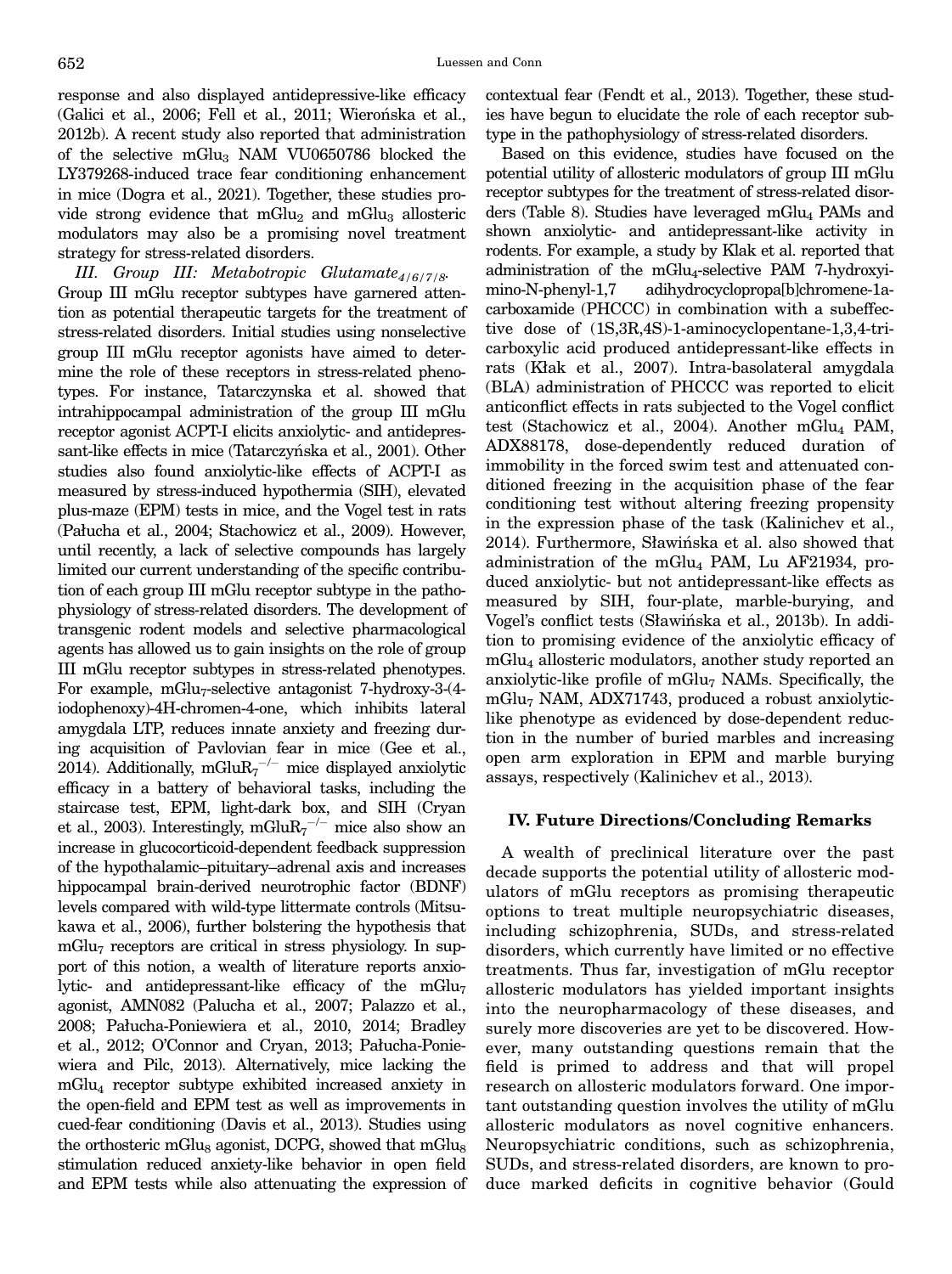response and also displayed antidepressive-like efficacy (Galici et al., 2006; Fell et al., 2011; Wierońska et al., 2012b). A recent study also reported that administration of the selective $mGlu_3$ NAM VU0650786 blocked the LY379268-induced trace fear conditioning enhancement in mice (Dogra et al., 2021). Together, these studies provide strong evidence that $mGlu_2$ and $mGlu_3$ allosteric modulators may also be a promising novel treatment strategy for stress-related disorders.

*III. Group III: Metabotropic Glutamate$_{4/6/7/8}$.* Group III mGlu receptor subtypes have garnered attention as potential therapeutic targets for the treatment of stress-related disorders. Initial studies using nonselective group III mGlu receptor agonists have aimed to determine the role of these receptors in stress-related phenotypes. For instance, Tatarczynska et al. showed that intrahippocampal administration of the group III mGlu receptor agonist ACPT-I elicits anxiolytic- and antidepressant-like effects in mice (Tatarczyńska et al., 2001). Other studies also found anxiolytic-like effects of ACPT-I as measured by stress-induced hypothermia (SIH), elevated plus-maze (EPM) tests in mice, and the Vogel test in rats (Pałucha et al., 2004; Stachowicz et al., 2009). However, until recently, a lack of selective compounds has largely limited our current understanding of the specific contribution of each group III mGlu receptor subtype in the pathophysiology of stress-related disorders. The development of transgenic rodent models and selective pharmacological agents has allowed us to gain insights on the role of group III mGlu receptor subtypes in stress-related phenotypes. For example, $mGlu_7$-selective antagonist 7-hydroxy-3-(4-iodophenoxy)-4H-chromen-4-one, which inhibits lateral amygdala LTP, reduces innate anxiety and freezing during acquisition of Pavlovian fear in mice (Gee et al., 2014). Additionally, $mGluR_7^{-/-}$ mice displayed anxiolytic efficacy in a battery of behavioral tasks, including the staircase test, EPM, light-dark box, and SIH (Cryan et al., 2003). Interestingly, $mGluR_7^{-/-}$ mice also show an increase in glucocorticoid-dependent feedback suppression of the hypothalamic–pituitary–adrenal axis and increases hippocampal brain-derived neurotrophic factor (BDNF) levels compared with wild-type littermate controls (Mitsukawa et al., 2006), further bolstering the hypothesis that $mGlu_7$ receptors are critical in stress physiology. In support of this notion, a wealth of literature reports anxiolytic- and antidepressant-like efficacy of the $mGlu_7$ agonist, AMN082 (Palucha et al., 2007; Palazzo et al., 2008; Pałucha-Poniewiera et al., 2010, 2014; Bradley et al., 2012; O'Connor and Cryan, 2013; Pałucha-Poniewiera and Pilc, 2013). Alternatively, mice lacking the $mGlu_4$ receptor subtype exhibited increased anxiety in the open-field and EPM test as well as improvements in cued-fear conditioning (Davis et al., 2013). Studies using the orthosteric $mGlu_8$ agonist, DCPG, showed that $mGlu_8$ stimulation reduced anxiety-like behavior in open field and EPM tests while also attenuating the expression of contextual fear (Fendt et al., 2013). Together, these studies have begun to elucidate the role of each receptor subtype in the pathophysiology of stress-related disorders.

Based on this evidence, studies have focused on the potential utility of allosteric modulators of group III mGlu receptor subtypes for the treatment of stress-related disorders (Table 8). Studies have leveraged $mGlu_4$ PAMs and shown anxiolytic- and antidepressant-like activity in rodents. For example, a study by Klak et al. reported that administration of the $mGlu_4$-selective PAM 7-hydroxyimino-N-phenyl-1,7 adihydrocyclopropa[b]chromene-1a-carboxamide (PHCCC) in combination with a subeffective dose of (1S,3R,4S)-1-aminocyclopentane-1,3,4-tricarboxylic acid produced antidepressant-like effects in rats (Kłak et al., 2007). Intra-basolateral amygdala (BLA) administration of PHCCC was reported to elicit anticonflict effects in rats subjected to the Vogel conflict test (Stachowicz et al., 2004). Another $mGlu_4$ PAM, ADX88178, dose-dependently reduced duration of immobility in the forced swim test and attenuated conditioned freezing in the acquisition phase of the fear conditioning test without altering freezing propensity in the expression phase of the task (Kalinichev et al., 2014). Furthermore, Sławińska et al. also showed that administration of the $mGlu_4$ PAM, Lu AF21934, produced anxiolytic- but not antidepressant-like effects as measured by SIH, four-plate, marble-burying, and Vogel's conflict tests (Sławińska et al., 2013b). In addition to promising evidence of the anxiolytic efficacy of $mGlu_4$ allosteric modulators, another study reported an anxiolytic-like profile of $mGlu_7$ NAMs. Specifically, the $mGlu_7$ NAM, ADX71743, produced a robust anxiolytic-like phenotype as evidenced by dose-dependent reduction in the number of buried marbles and increasing open arm exploration in EPM and marble burying assays, respectively (Kalinichev et al., 2013).

## IV. Future Directions/Concluding Remarks

A wealth of preclinical literature over the past decade supports the potential utility of allosteric modulators of mGlu receptors as promising therapeutic options to treat multiple neuropsychiatric diseases, including schizophrenia, SUDs, and stress-related disorders, which currently have limited or no effective treatments. Thus far, investigation of mGlu receptor allosteric modulators has yielded important insights into the neuropharmacology of these diseases, and surely more discoveries are yet to be discovered. However, many outstanding questions remain that the field is primed to address and that will propel research on allosteric modulators forward. One important outstanding question involves the utility of mGlu allosteric modulators as novel cognitive enhancers. Neuropsychiatric conditions, such as schizophrenia, SUDs, and stress-related disorders, are known to produce marked deficits in cognitive behavior (Gould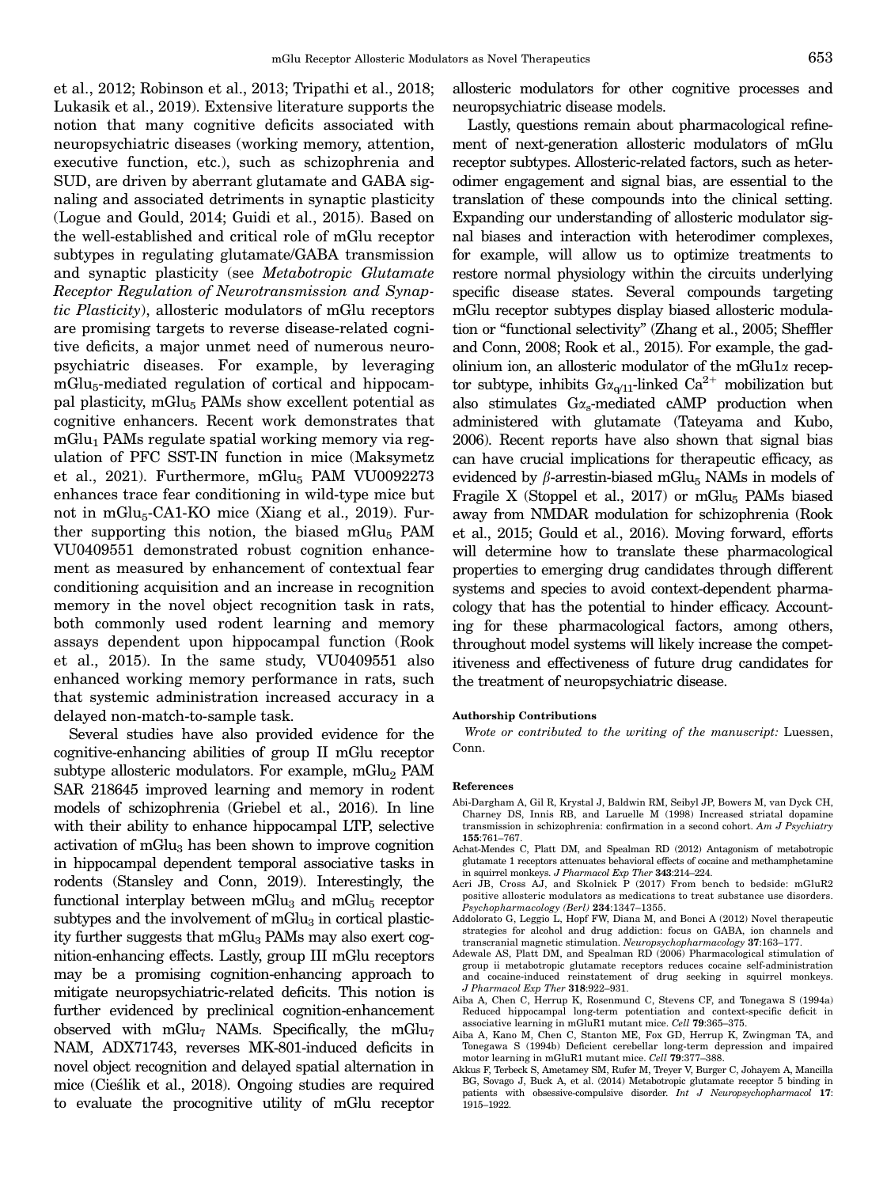et al., 2012; Robinson et al., 2013; Tripathi et al., 2018; Lukasik et al., 2019). Extensive literature supports the notion that many cognitive deficits associated with neuropsychiatric diseases (working memory, attention, executive function, etc.), such as schizophrenia and SUD, are driven by aberrant glutamate and GABA signaling and associated detriments in synaptic plasticity (Logue and Gould, 2014; Guidi et al., 2015). Based on the well-established and critical role of mGlu receptor subtypes in regulating glutamate/GABA transmission and synaptic plasticity (see *Metabotropic Glutamate Receptor Regulation of Neurotransmission and Synaptic Plasticity*), allosteric modulators of mGlu receptors are promising targets to reverse disease-related cognitive deficits, a major unmet need of numerous neuropsychiatric diseases. For example, by leveraging $mGlu_5$-mediated regulation of cortical and hippocampal plasticity, $mGlu_5$ PAMs show excellent potential as cognitive enhancers. Recent work demonstrates that $mGlu_1$ PAMs regulate spatial working memory via regulation of PFC SST-IN function in mice (Maksymetz et al., 2021). Furthermore, $mGlu_5$ PAM VU0092273 enhances trace fear conditioning in wild-type mice but not in $mGlu_5$-CA1-KO mice (Xiang et al., 2019). Further supporting this notion, the biased $mGlu_5$ PAM VU0409551 demonstrated robust cognition enhancement as measured by enhancement of contextual fear conditioning acquisition and an increase in recognition memory in the novel object recognition task in rats, both commonly used rodent learning and memory assays dependent upon hippocampal function (Rook et al., 2015). In the same study, VU0409551 also enhanced working memory performance in rats, such that systemic administration increased accuracy in a delayed non-match-to-sample task.

Several studies have also provided evidence for the cognitive-enhancing abilities of group II mGlu receptor subtype allosteric modulators. For example, $mGlu_2$ PAM SAR 218645 improved learning and memory in rodent models of schizophrenia (Griebel et al., 2016). In line with their ability to enhance hippocampal LTP, selective activation of $mGlu_3$ has been shown to improve cognition in hippocampal dependent temporal associative tasks in rodents (Stansley and Conn, 2019). Interestingly, the functional interplay between $mGlu_3$ and $mGlu_5$ receptor subtypes and the involvement of $mGlu_3$ in cortical plasticity further suggests that $mGlu_3$ PAMs may also exert cognition-enhancing effects. Lastly, group III mGlu receptors may be a promising cognition-enhancing approach to mitigate neuropsychiatric-related deficits. This notion is further evidenced by preclinical cognition-enhancement observed with $mGlu_7$ NAMs. Specifically, the $mGlu_7$ NAM, ADX71743, reverses MK-801-induced deficits in novel object recognition and delayed spatial alternation in mice (Cieślik et al., 2018). Ongoing studies are required to evaluate the procognitive utility of mGlu receptor allosteric modulators for other cognitive processes and neuropsychiatric disease models.

Lastly, questions remain about pharmacological refinement of next-generation allosteric modulators of mGlu receptor subtypes. Allosteric-related factors, such as heterodimer engagement and signal bias, are essential to the translation of these compounds into the clinical setting. Expanding our understanding of allosteric modulator signal biases and interaction with heterodimer complexes, for example, will allow us to optimize treatments to restore normal physiology within the circuits underlying specific disease states. Several compounds targeting mGlu receptor subtypes display biased allosteric modulation or "functional selectivity" (Zhang et al., 2005; Sheffler and Conn, 2008; Rook et al., 2015). For example, the gadolinium ion, an allosteric modulator of the $mGlu1\alpha$ receptor subtype, inhibits $G\alpha_{q/11}$-linked $Ca^{2+}$ mobilization but also stimulates $G\alpha_s$-mediated cAMP production when administered with glutamate (Tateyama and Kubo, 2006). Recent reports have also shown that signal bias can have crucial implications for therapeutic efficacy, as evidenced by $\beta$-arrestin-biased $mGlu_5$ NAMs in models of Fragile X (Stoppel et al., 2017) or $mGlu_5$ PAMs biased away from NMDAR modulation for schizophrenia (Rook et al., 2015; Gould et al., 2016). Moving forward, efforts will determine how to translate these pharmacological properties to emerging drug candidates through different systems and species to avoid context-dependent pharmacology that has the potential to hinder efficacy. Accounting for these pharmacological factors, among others, throughout model systems will likely increase the competitiveness and effectiveness of future drug candidates for the treatment of neuropsychiatric disease.

#### Authorship Contributions

*Wrote or contributed to the writing of the manuscript:* Luessen, Conn.

#### References

Abi-Dargham A, Gil R, Krystal J, Baldwin RM, Seibyl JP, Bowers M, van Dyck CH, Charney DS, Innis RB, and Laruelle M (1998) Increased striatal dopamine transmission in schizophrenia: confirmation in a second cohort. *Am J Psychiatry* **155**:761–767.

Achat-Mendes C, Platt DM, and Spealman RD (2012) Antagonism of metabotropic glutamate 1 receptors attenuates behavioral effects of cocaine and methamphetamine in squirrel monkeys. *J Pharmacol Exp Ther* **343**:214–224.

Acri JB, Cross AJ, and Skolnick P (2017) From bench to bedside: mGluR2 positive allosteric modulators as medications to treat substance use disorders. *Psychopharmacology (Berl)* **234**:1347–1355.

Addolorato G, Leggio L, Hopf FW, Diana M, and Bonci A (2012) Novel therapeutic strategies for alcohol and drug addiction: focus on GABA, ion channels and transcranial magnetic stimulation. *Neuropsychopharmacology* **37**:163–177.

Adewale AS, Platt DM, and Spealman RD (2006) Pharmacological stimulation of group ii metabotropic glutamate receptors reduces cocaine self-administration and cocaine-induced reinstatement of drug seeking in squirrel monkeys. *J Pharmacol Exp Ther* **318**:922–931.

Aiba A, Chen C, Herrup K, Rosenmund C, Stevens CF, and Tonegawa S (1994a) Reduced hippocampal long-term potentiation and context-specific deficit in associative learning in mGluR1 mutant mice. *Cell* **79**:365–375.

Aiba A, Kano M, Chen C, Stanton ME, Fox GD, Herrup K, Zwingman TA, and Tonegawa S (1994b) Deficient cerebellar long-term depression and impaired motor learning in mGluR1 mutant mice. *Cell* **79**:377–388.

Akkus F, Terbeck S, Ametamey SM, Rufer M, Treyer V, Burger C, Johayem A, Mancilla BG, Sovago J, Buck A, et al. (2014) Metabotropic glutamate receptor 5 binding in patients with obsessive-compulsive disorder. *Int J Neuropsychopharmacol* **17**: 1915–1922.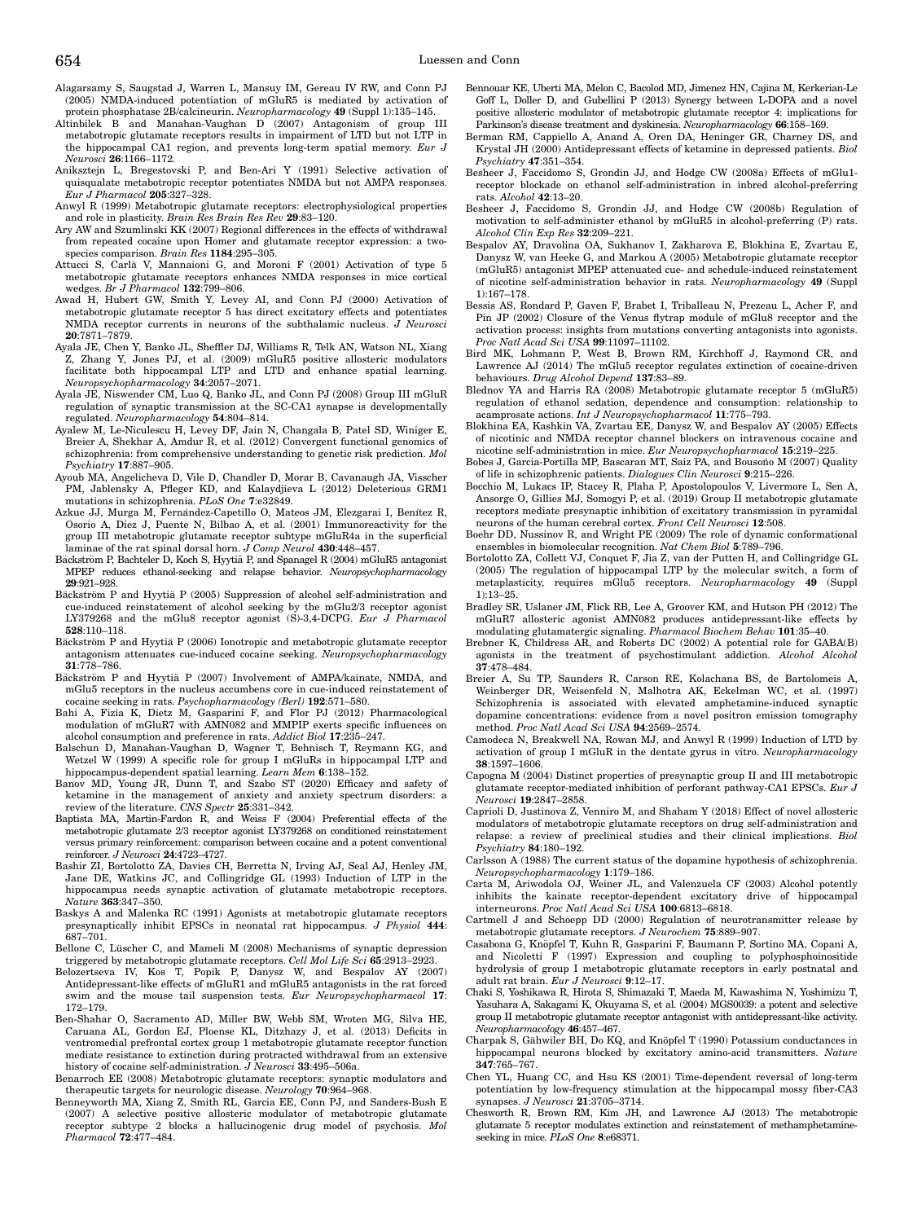Alagarsamy S, Saugstad J, Warren L, Mansuy IM, Gereau IV RW, and Conn PJ (2005) NMDA-induced potentiation of mGluR5 is mediated by activation of protein phosphatase 2B/calcineurin. *Neuropharmacology* **49** (Suppl 1):135–145.

Altinbilek B and Manahan-Vaughan D (2007) Antagonism of group III metabotropic glutamate receptors results in impairment of LTD but not LTP in the hippocampal CA1 region, and prevents long-term spatial memory. *Eur J Neurosci* **26**:1166–1172.

Aniksztejn L, Bregestovski P, and Ben-Ari Y (1991) Selective activation of quisqualate metabotropic receptor potentiates NMDA but not AMPA responses. *Eur J Pharmacol* **205**:327–328.

Anwyl R (1999) Metabotropic glutamate receptors: electrophysiological properties and role in plasticity. *Brain Res Brain Res Rev* **29**:83–120.

Ary AW and Szumlinski KK (2007) Regional differences in the effects of withdrawal from repeated cocaine upon Homer and glutamate receptor expression: a two-species comparison. *Brain Res* **1184**:295–305.

Attucci S, Carlà V, Mannaioni G, and Moroni F (2001) Activation of type 5 metabotropic glutamate receptors enhances NMDA responses in mice cortical wedges. *Br J Pharmacol* **132**:799–806.

Awad H, Hubert GW, Smith Y, Levey AI, and Conn PJ (2000) Activation of metabotropic glutamate receptor 5 has direct excitatory effects and potentiates NMDA receptor currents in neurons of the subthalamic nucleus. *J Neurosci* **20**:7871–7879.

Ayala JE, Chen Y, Banko JL, Sheffler DJ, Williams R, Telk AN, Watson NL, Xiang Z, Zhang Y, Jones PJ, et al. (2009) mGluR5 positive allosteric modulators facilitate both hippocampal LTP and LTD and enhance spatial learning. *Neuropsychopharmacology* **34**:2057–2071.

Ayala JE, Niswender CM, Luo Q, Banko JL, and Conn PJ (2008) Group III mGluR regulation of synaptic transmission at the SC-CA1 synapse is developmentally regulated. *Neuropharmacology* **54**:804–814.

Ayalew M, Le-Niculescu H, Levey DF, Jain N, Changala B, Patel SD, Winiger E, Breier A, Shekhar A, Amdur R, et al. (2012) Convergent functional genomics of schizophrenia: from comprehensive understanding to genetic risk prediction. *Mol Psychiatry* **17**:887–905.

Ayoub MA, Angelicheva D, Vile D, Chandler D, Morar B, Cavanaugh JA, Visscher PM, Jablensky A, Pfleger KD, and Kalaydjieva L (2012) Deleterious GRM1 mutations in schizophrenia. *PLoS One* **7**:e32849.

Azkue JJ, Murga M, Fernández-Capetillo O, Mateos JM, Elezgarai I, Benítez R, Osorio A, Díez J, Puente N, Bilbao A, et al. (2001) Immunoreactivity for the group III metabotropic glutamate receptor subtype mGluR4a in the superficial laminae of the rat spinal dorsal horn. *J Comp Neurol* **430**:448–457.

Bäckström P, Bachteler D, Koch S, Hyytiä P, and Spanagel R (2004) mGluR5 antagonist MPEP reduces ethanol-seeking and relapse behavior. *Neuropsychopharmacology* **29**:921–928.

Bäckström P and Hyytiä P (2005) Suppression of alcohol self-administration and cue-induced reinstatement of alcohol seeking by the mGlu2/3 receptor agonist LY379268 and the mGlu8 receptor agonist (S)-3,4-DCPG. *Eur J Pharmacol* **528**:110–118.

Bäckström P and Hyytiä P (2006) Ionotropic and metabotropic glutamate receptor antagonism attenuates cue-induced cocaine seeking. *Neuropsychopharmacology* **31**:778–786.

Bäckström P and Hyytiä P (2007) Involvement of AMPA/kainate, NMDA, and mGlu5 receptors in the nucleus accumbens core in cue-induced reinstatement of cocaine seeking in rats. *Psychopharmacology (Berl)* **192**:571–580.

Bahi A, Fizia K, Dietz M, Gasparini F, and Flor PJ (2012) Pharmacological modulation of mGluR7 with AMN082 and MMPIP exerts specific influences on alcohol consumption and preference in rats. *Addict Biol* **17**:235–247.

Balschun D, Manahan-Vaughan D, Wagner T, Behnisch T, Reymann KG, and Wetzel W (1999) A specific role for group I mGluRs in hippocampal LTP and hippocampus-dependent spatial learning. *Learn Mem* **6**:138–152.

Banov MD, Young JR, Dunn T, and Szabo ST (2020) Efficacy and safety of ketamine in the management of anxiety and anxiety spectrum disorders: a review of the literature. *CNS Spectr* **25**:331–342.

Baptista MA, Martin-Fardon R, and Weiss F (2004) Preferential effects of the metabotropic glutamate 2/3 receptor agonist LY379268 on conditioned reinstatement versus primary reinforcement: comparison between cocaine and a potent conventional reinforcer. *J Neurosci* **24**:4723–4727.

Bashir ZI, Bortolotto ZA, Davies CH, Berretta N, Irving AJ, Seal AJ, Henley JM, Jane DE, Watkins JC, and Collingridge GL (1993) Induction of LTP in the hippocampus needs synaptic activation of glutamate metabotropic receptors. *Nature* **363**:347–350.

Baskys A and Malenka RC (1991) Agonists at metabotropic glutamate receptors presynaptically inhibit EPSCs in neonatal rat hippocampus. *J Physiol* **444**: 687–701.

Bellone C, Lüscher C, and Mameli M (2008) Mechanisms of synaptic depression triggered by metabotropic glutamate receptors. *Cell Mol Life Sci* **65**:2913–2923.

Belozertseva IV, Kos T, Popik P, Danysz W, and Bespalov AY (2007) Antidepressant-like effects of mGluR1 and mGluR5 antagonists in the rat forced swim and the mouse tail suspension tests. *Eur Neuropsychopharmacol* **17**: 172–179.

Ben-Shahar O, Sacramento AD, Miller BW, Webb SM, Wroten MG, Silva HE, Caruana AL, Gordon EJ, Ploense KL, Ditzhazy J, et al. (2013) Deficits in ventromedial prefrontal cortex group 1 metabotropic glutamate receptor function mediate resistance to extinction during protracted withdrawal from an extensive history of cocaine self-administration. *J Neurosci* **33**:495–506a.

Benarroch EE (2008) Metabotropic glutamate receptors: synaptic modulators and therapeutic targets for neurologic disease. *Neurology* **70**:964–968.

Benneyworth MA, Xiang Z, Smith RL, Garcia EE, Conn PJ, and Sanders-Bush E (2007) A selective positive allosteric modulator of metabotropic glutamate receptor subtype 2 blocks a hallucinogenic drug model of psychosis. *Mol Pharmacol* **72**:477–484.

Bennouar KE, Uberti MA, Melon C, Bacolod MD, Jimenez HN, Cajina M, Kerkerian-Le Goff L, Doller D, and Gubellini P (2013) Synergy between L-DOPA and a novel positive allosteric modulator of metabotropic glutamate receptor 4: implications for Parkinson's disease treatment and dyskinesia. *Neuropharmacology* **66**:158–169.

Berman RM, Cappiello A, Anand A, Oren DA, Heninger GR, Charney DS, and Krystal JH (2000) Antidepressant effects of ketamine in depressed patients. *Biol Psychiatry* **47**:351–354.

Besheer J, Faccidomo S, Grondin JJ, and Hodge CW (2008a) Effects of mGlu1-receptor blockade on ethanol self-administration in inbred alcohol-preferring rats. *Alcohol* **42**:13–20.

Besheer J, Faccidomo S, Grondin JJ, and Hodge CW (2008b) Regulation of motivation to self-administer ethanol by mGluR5 in alcohol-preferring (P) rats. *Alcohol Clin Exp Res* **32**:209–221.

Bespalov AY, Dravolina OA, Sukhanov I, Zakharova E, Blokhina E, Zvartau E, Danysz W, van Heeke G, and Markou A (2005) Metabotropic glutamate receptor (mGluR5) antagonist MPEP attenuated cue- and schedule-induced reinstatement of nicotine self-administration behavior in rats. *Neuropharmacology* **49** (Suppl 1):167–178.

Bessis AS, Rondard P, Gaven F, Brabet I, Triballeau N, Prezeau L, Acher F, and Pin JP (2002) Closure of the Venus flytrap module of mGlu8 receptor and the activation process: insights from mutations converting antagonists into agonists. *Proc Natl Acad Sci USA* **99**:11097–11102.

Bird MK, Lohmann P, West B, Brown RM, Kirchhoff J, Raymond CR, and Lawrence AJ (2014) The mGlu5 receptor regulates extinction of cocaine-driven behaviours. *Drug Alcohol Depend* **137**:83–89.

Blednov YA and Harris RA (2008) Metabotropic glutamate receptor 5 (mGluR5) regulation of ethanol sedation, dependence and consumption: relationship to acamprosate actions. *Int J Neuropsychopharmacol* **11**:775–793.

Blokhina EA, Kashkin VA, Zvartau EE, Danysz W, and Bespalov AY (2005) Effects of nicotinic and NMDA receptor channel blockers on intravenous cocaine and nicotine self-administration in mice. *Eur Neuropsychopharmacol* **15**:219–225.

Bobes J, Garcia-Portilla MP, Bascaran MT, Saiz PA, and Bousoño M (2007) Quality of life in schizophrenic patients. *Dialogues Clin Neurosci* **9**:215–226.

Bocchio M, Lukacs IP, Stacey R, Plaha P, Apostolopoulos V, Livermore L, Sen A, Ansorge O, Gillies MJ, Somogyi P, et al. (2019) Group II metabotropic glutamate receptors mediate presynaptic inhibition of excitatory transmission in pyramidal neurons of the human cerebral cortex. *Front Cell Neurosci* **12**:508.

Boehr DD, Nussinov R, and Wright PE (2009) The role of dynamic conformational ensembles in biomolecular recognition. *Nat Chem Biol* **5**:789–796.

Bortolotto ZA, Collett VJ, Conquet F, Jia Z, van der Putten H, and Collingridge GL (2005) The regulation of hippocampal LTP by the molecular switch, a form of metaplasticity, requires mGlu5 receptors. *Neuropharmacology* **49** (Suppl 1):13–25.

Bradley SR, Uslaner JM, Flick RB, Lee A, Groover KM, and Hutson PH (2012) The mGluR7 allosteric agonist AMN082 produces antidepressant-like effects by modulating glutamatergic signaling. *Pharmacol Biochem Behav* **101**:35–40.

Brebner K, Childress AR, and Roberts DC (2002) A potential role for GABA(B) agonists in the treatment of psychostimulant addiction. *Alcohol Alcohol* **37**:478–484.

Breier A, Su TP, Saunders R, Carson RE, Kolachana BS, de Bartolomeis A, Weinberger DR, Weisenfeld N, Malhotra AK, Eckelman WC, et al. (1997) Schizophrenia is associated with elevated amphetamine-induced synaptic dopamine concentrations: evidence from a novel positron emission tomography method. *Proc Natl Acad Sci USA* **94**:2569–2574.

Camodeca N, Breakwell NA, Rowan MJ, and Anwyl R (1999) Induction of LTD by activation of group I mGluR in the dentate gyrus in vitro. *Neuropharmacology* **38**:1597–1606.

Capogna M (2004) Distinct properties of presynaptic group II and III metabotropic glutamate receptor-mediated inhibition of perforant pathway-CA1 EPSCs. *Eur J Neurosci* **19**:2847–2858.

Caprioli D, Justinova Z, Venniro M, and Shaham Y (2018) Effect of novel allosteric modulators of metabotropic glutamate receptors on drug self-administration and relapse: a review of preclinical studies and their clinical implications. *Biol Psychiatry* **84**:180–192.

Carlsson A (1988) The current status of the dopamine hypothesis of schizophrenia. *Neuropsychopharmacology* **1**:179–186.

Carta M, Ariwodola OJ, Weiner JL, and Valenzuela CF (2003) Alcohol potently inhibits the kainate receptor-dependent excitatory drive of hippocampal interneurons. *Proc Natl Acad Sci USA* **100**:6813–6818.

Cartmell J and Schoepp DD (2000) Regulation of neurotransmitter release by metabotropic glutamate receptors. *J Neurochem* **75**:889–907.

Casabona G, Knöpfel T, Kuhn R, Gasparini F, Baumann P, Sortino MA, Copani A, and Nicoletti F (1997) Expression and coupling to polyphosphoinositide hydrolysis of group I metabotropic glutamate receptors in early postnatal and adult rat brain. *Eur J Neurosci* **9**:12–17.

Chaki S, Yoshikawa R, Hirota S, Shimazaki T, Maeda M, Kawashima N, Yoshimizu T, Yasuhara A, Sakagami K, Okuyama S, et al. (2004) MGS0039: a potent and selective group II metabotropic glutamate receptor antagonist with antidepressant-like activity. *Neuropharmacology* **46**:457–467.

Charpak S, Gähwiler BH, Do KQ, and Knöpfel T (1990) Potassium conductances in hippocampal neurons blocked by excitatory amino-acid transmitters. *Nature* **347**:765–767.

Chen YL, Huang CC, and Hsu KS (2001) Time-dependent reversal of long-term potentiation by low-frequency stimulation at the hippocampal mossy fiber-CA3 synapses. *J Neurosci* **21**:3705–3714.

Chesworth R, Brown RM, Kim JH, and Lawrence AJ (2013) The metabotropic glutamate 5 receptor modulates extinction and reinstatement of methamphetamine-seeking in mice. *PLoS One* **8**:e68371.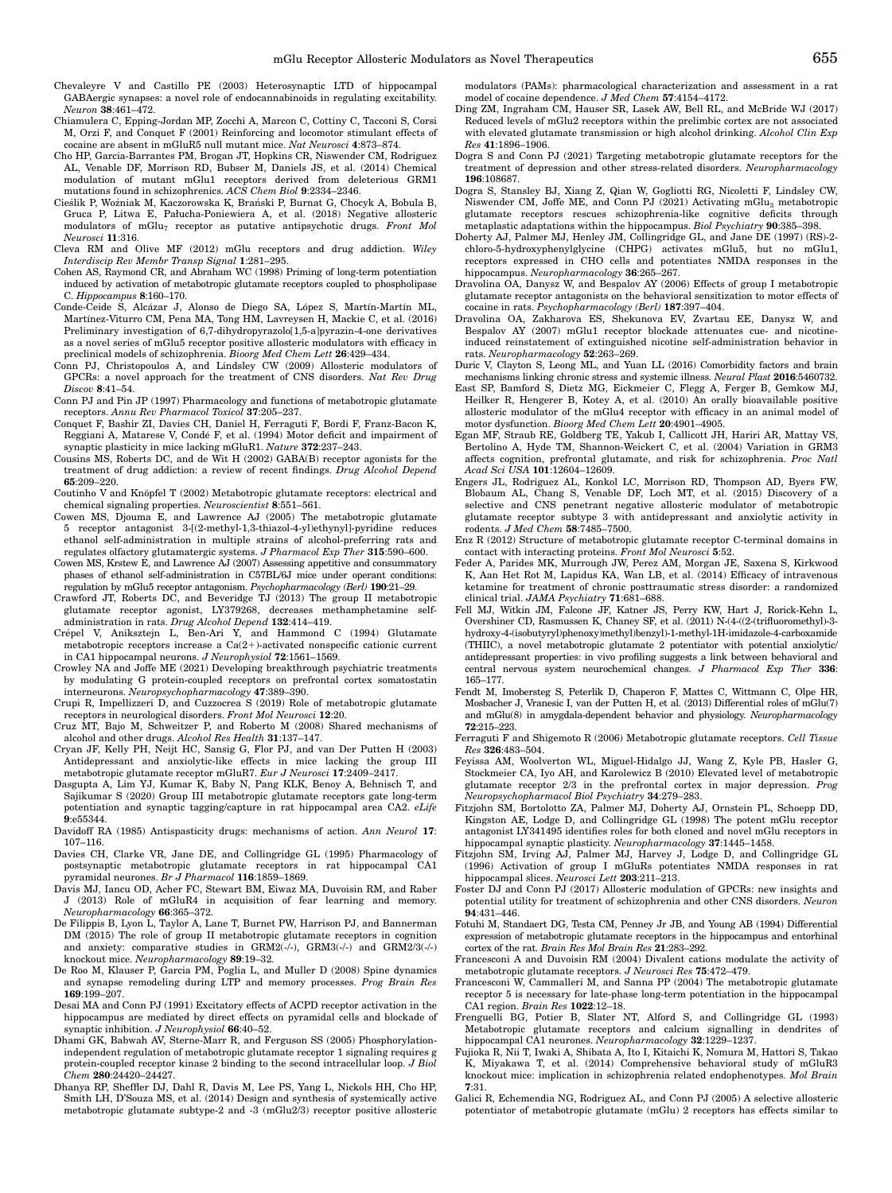Chevaleyre V and Castillo PE (2003) Heterosynaptic LTD of hippocampal GABAergic synapses: a novel role of endocannabinoids in regulating excitability. *Neuron* **38**:461–472.

Chiamulera C, Epping-Jordan MP, Zocchi A, Marcon C, Cottiny C, Tacconi S, Corsi M, Orzi F, and Conquet F (2001) Reinforcing and locomotor stimulant effects of cocaine are absent in mGluR5 null mutant mice. *Nat Neurosci* **4**:873–874.

Cho HP, Garcia-Barrantes PM, Brogan JT, Hopkins CR, Niswender CM, Rodriguez AL, Venable DF, Morrison RD, Bubser M, Daniels JS, et al. (2014) Chemical modulation of mutant mGlu1 receptors derived from deleterious GRM1 mutations found in schizophrenics. *ACS Chem Biol* **9**:2334–2346.

Cieślik P, Woźniak M, Kaczorowska K, Brański P, Burnat G, Chocyk A, Bobula B, Gruca P, Litwa E, Pałucha-Poniewiera A, et al. (2018) Negative allosteric modulators of $mGlu_7$ receptor as putative antipsychotic drugs. *Front Mol Neurosci* **11**:316.

Cleva RM and Olive MF (2012) mGlu receptors and drug addiction. *Wiley Interdiscip Rev Membr Transp Signal* **1**:281–295.

Cohen AS, Raymond CR, and Abraham WC (1998) Priming of long-term potentiation induced by activation of metabotropic glutamate receptors coupled to phospholipase C. *Hippocampus* **8**:160–170.

Conde-Ceide S, Alcázar J, Alonso de Diego SA, López S, Martín-Martín ML, Martínez-Viturro CM, Pena MA, Tong HM, Lavreysen H, Mackie C, et al. (2016) Preliminary investigation of 6,7-dihydropyrazolo[1,5-a]pyrazin-4-one derivatives as a novel series of mGlu5 receptor positive allosteric modulators with efficacy in preclinical models of schizophrenia. *Bioorg Med Chem Lett* **26**:429–434.

Conn PJ, Christopoulos A, and Lindsley CW (2009) Allosteric modulators of GPCRs: a novel approach for the treatment of CNS disorders. *Nat Rev Drug Discov* **8**:41–54.

Conn PJ and Pin JP (1997) Pharmacology and functions of metabotropic glutamate receptors. *Annu Rev Pharmacol Toxicol* **37**:205–237.

Conquet F, Bashir ZI, Davies CH, Daniel H, Ferraguti F, Bordi F, Franz-Bacon K, Reggiani A, Matarese V, Condé F, et al. (1994) Motor deficit and impairment of synaptic plasticity in mice lacking mGluR1. *Nature* **372**:237–243.

Cousins MS, Roberts DC, and de Wit H (2002) GABA(B) receptor agonists for the treatment of drug addiction: a review of recent findings. *Drug Alcohol Depend* **65**:209–220.

Coutinho V and Knöpfel T (2002) Metabotropic glutamate receptors: electrical and chemical signaling properties. *Neuroscientist* **8**:551–561.

Cowen MS, Djouma E, and Lawrence AJ (2005) The metabotropic glutamate 5 receptor antagonist 3-[(2-methyl-1,3-thiazol-4-yl)ethynyl]-pyridine reduces ethanol self-administration in multiple strains of alcohol-preferring rats and regulates olfactory glutamatergic systems. *J Pharmacol Exp Ther* **315**:590–600.

Cowen MS, Krstew E, and Lawrence AJ (2007) Assessing appetitive and consummatory phases of ethanol self-administration in C57BL/6J mice under operant conditions: regulation by mGlu5 receptor antagonism. *Psychopharmacology (Berl)* **190**:21–29.

Crawford JT, Roberts DC, and Beveridge TJ (2013) The group II metabotropic glutamate receptor agonist, LY379268, decreases methamphetamine self-administration in rats. *Drug Alcohol Depend* **132**:414–419.

Crépel V, Aniksztejn L, Ben-Ari Y, and Hammond C (1994) Glutamate metabotropic receptors increase a Ca(2+)-activated nonspecific cationic current in CA1 hippocampal neurons. *J Neurophysiol* **72**:1561–1569.

Crowley NA and Joffe ME (2021) Developing breakthrough psychiatric treatments by modulating G protein-coupled receptors on prefrontal cortex somatostatin interneurons. *Neuropsychopharmacology* **47**:389–390.

Crupi R, Impellizzeri D, and Cuzzocrea S (2019) Role of metabotropic glutamate receptors in neurological disorders. *Front Mol Neurosci* **12**:20.

Cruz MT, Bajo M, Schweitzer P, and Roberto M (2008) Shared mechanisms of alcohol and other drugs. *Alcohol Res Health* **31**:137–147.

Cryan JF, Kelly PH, Neijt HC, Sansig G, Flor PJ, and van Der Putten H (2003) Antidepressant and anxiolytic-like effects in mice lacking the group III metabotropic glutamate receptor mGluR7. *Eur J Neurosci* **17**:2409–2417.

Dasgupta A, Lim YJ, Kumar K, Baby N, Pang KLK, Benoy A, Behnisch T, and Sajikumar S (2020) Group III metabotropic glutamate receptors gate long-term potentiation and synaptic tagging/capture in rat hippocampal area CA2. *eLife* **9**:e55344.

Davidoff RA (1985) Antispasticity drugs: mechanisms of action. *Ann Neurol* **17**:107–116.

Davies CH, Clarke VR, Jane DE, and Collingridge GL (1995) Pharmacology of postsynaptic metabotropic glutamate receptors in rat hippocampal CA1 pyramidal neurones. *Br J Pharmacol* **116**:1859–1869.

Davis MJ, Iancu OD, Acher FC, Stewart BM, Eiwaz MA, Duvoisin RM, and Raber J (2013) Role of mGluR4 in acquisition of fear learning and memory. *Neuropharmacology* **66**:365–372.

De Filippis B, Lyon L, Taylor A, Lane T, Burnet PW, Harrison PJ, and Bannerman DM (2015) The role of group II metabotropic glutamate receptors in cognition and anxiety: comparative studies in GRM2(-/-), GRM3(-/-) and GRM2/3(-/-) knockout mice. *Neuropharmacology* **89**:19–32.

De Roo M, Klauser P, Garcia PM, Poglia L, and Muller D (2008) Spine dynamics and synapse remodeling during LTP and memory processes. *Prog Brain Res* **169**:199–207.

Desai MA and Conn PJ (1991) Excitatory effects of ACPD receptor activation in the hippocampus are mediated by direct effects on pyramidal cells and blockade of synaptic inhibition. *J Neurophysiol* **66**:40–52.

Dhami GK, Babwah AV, Sterne-Marr R, and Ferguson SS (2005) Phosphorylation-independent regulation of metabotropic glutamate receptor 1 signaling requires g protein-coupled receptor kinase 2 binding to the second intracellular loop. *J Biol Chem* **280**:24420–24427.

Dhanya RP, Sheffler DJ, Dahl R, Davis M, Lee PS, Yang L, Nickols HH, Cho HP, Smith LH, D'Souza MS, et al. (2014) Design and synthesis of systemically active metabotropic glutamate subtype-2 and -3 (mGlu2/3) receptor positive allosteric modulators (PAMs): pharmacological characterization and assessment in a rat model of cocaine dependence. *J Med Chem* **57**:4154–4172.

Ding ZM, Ingraham CM, Hauser SR, Lasek AW, Bell RL, and McBride WJ (2017) Reduced levels of mGlu2 receptors within the prelimbic cortex are not associated with elevated glutamate transmission or high alcohol drinking. *Alcohol Clin Exp Res* **41**:1896–1906.

Dogra S and Conn PJ (2021) Targeting metabotropic glutamate receptors for the treatment of depression and other stress-related disorders. *Neuropharmacology* **196**:108687.

Dogra S, Stansley BJ, Xiang Z, Qian W, Gogliotti RG, Nicoletti F, Lindsley CW, Niswender CM, Joffe ME, and Conn PJ (2021) Activating $mGlu_3$ metabotropic glutamate receptors rescues schizophrenia-like cognitive deficits through metaplastic adaptations within the hippocampus. *Biol Psychiatry* **90**:385–398.

Doherty AJ, Palmer MJ, Henley JM, Collingridge GL, and Jane DE (1997) (RS)-2-chloro-5-hydroxyphenylglycine (CHPG) activates mGlu5, but no mGlu1, receptors expressed in CHO cells and potentiates NMDA responses in the hippocampus. *Neuropharmacology* **36**:265–267.

Dravolina OA, Danysz W, and Bespalov AY (2006) Effects of group I metabotropic glutamate receptor antagonists on the behavioral sensitization to motor effects of cocaine in rats. *Psychopharmacology (Berl)* **187**:397–404.

Dravolina OA, Zakharova ES, Shekunova EV, Zvartau EE, Danysz W, and Bespalov AY (2007) mGlu1 receptor blockade attenuates cue- and nicotine-induced reinstatement of extinguished nicotine self-administration behavior in rats. *Neuropharmacology* **52**:263–269.

Duric V, Clayton S, Leong ML, and Yuan LL (2016) Comorbidity factors and brain mechanisms linking chronic stress and systemic illness. *Neural Plast* **2016**:5460732.

East SP, Bamford S, Dietz MG, Eickmeier C, Flegg A, Ferger B, Gemkow MJ, Heilker R, Hengerer B, Kotey A, et al. (2010) An orally bioavailable positive allosteric modulator of the mGlu4 receptor with efficacy in an animal model of motor dysfunction. *Bioorg Med Chem Lett* **20**:4901–4905.

Egan MF, Straub RE, Goldberg TE, Yakub I, Callicott JH, Hariri AR, Mattay VS, Bertolino A, Hyde TM, Shannon-Weickert C, et al. (2004) Variation in GRM3 affects cognition, prefrontal glutamate, and risk for schizophrenia. *Proc Natl Acad Sci USA* **101**:12604–12609.

Engers JL, Rodriguez AL, Konkol LC, Morrison RD, Thompson AD, Byers FW, Blobaum AL, Chang S, Venable DF, Loch MT, et al. (2015) Discovery of a selective and CNS penetrant negative allosteric modulator of metabotropic glutamate receptor subtype 3 with antidepressant and anxiolytic activity in rodents. *J Med Chem* **58**:7485–7500.

Enz R (2012) Structure of metabotropic glutamate receptor C-terminal domains in contact with interacting proteins. *Front Mol Neurosci* **5**:52.

Feder A, Parides MK, Murrough JW, Perez AM, Morgan JE, Saxena S, Kirkwood K, Aan Het Rot M, Lapidus KA, Wan LB, et al. (2014) Efficacy of intravenous ketamine for treatment of chronic posttraumatic stress disorder: a randomized clinical trial. *JAMA Psychiatry* **71**:681–688.

Fell MJ, Witkin JM, Falcone JF, Katner JS, Perry KW, Hart J, Rorick-Kehn L, Overshiner CD, Rasmussen K, Chaney SF, et al. (2011) N-(4-((2-(trifluoromethyl)-3-hydroxy-4-(isobutyryl)phenoxy)methyl)benzyl)-1-methyl-1H-imidazole-4-carboxamide (THIIC), a novel metabotropic glutamate 2 potentiator with potential anxiolytic/antidepressant properties: in vivo profiling suggests a link between behavioral and central nervous system neurochemical changes. *J Pharmacol Exp Ther* **336**:165–177.

Fendt M, Imobersteg S, Peterlik D, Chaperon F, Mattes C, Wittmann C, Olpe HR, Mosbacher J, Vranesic I, van der Putten H, et al. (2013) Differential roles of mGlu(7) and mGlu(8) in amygdala-dependent behavior and physiology. *Neuropharmacology* **72**:215–223.

Ferraguti F and Shigemoto R (2006) Metabotropic glutamate receptors. *Cell Tissue Res* **326**:483–504.

Feyissa AM, Woolverton WL, Miguel-Hidalgo JJ, Wang Z, Kyle PB, Hasler G, Stockmeier CA, Iyo AH, and Karolewicz B (2010) Elevated level of metabotropic glutamate receptor 2/3 in the prefrontal cortex in major depression. *Prog Neuropsychopharmacol Biol Psychiatry* **34**:279–283.

Fitzjohn SM, Bortolotto ZA, Palmer MJ, Doherty AJ, Ornstein PL, Schoepp DD, Kingston AE, Lodge D, and Collingridge GL (1998) The potent mGlu receptor antagonist LY341495 identifies roles for both cloned and novel mGlu receptors in hippocampal synaptic plasticity. *Neuropharmacology* **37**:1445–1458.

Fitzjohn SM, Irving AJ, Palmer MJ, Harvey J, Lodge D, and Collingridge GL (1996) Activation of group I mGluRs potentiates NMDA responses in rat hippocampal slices. *Neurosci Lett* **203**:211–213.

Foster DJ and Conn PJ (2017) Allosteric modulation of GPCRs: new insights and potential utility for treatment of schizophrenia and other CNS disorders. *Neuron* **94**:431–446.

Fotuhi M, Standaert DG, Testa CM, Penney Jr JB, and Young AB (1994) Differential expression of metabotropic glutamate receptors in the hippocampus and entorhinal cortex of the rat. *Brain Res Mol Brain Res* **21**:283–292.

Francesconi A and Duvoisin RM (2004) Divalent cations modulate the activity of metabotropic glutamate receptors. *J Neurosci Res* **75**:472–479.

Francesconi W, Cammalleri M, and Sanna PP (2004) The metabotropic glutamate receptor 5 is necessary for late-phase long-term potentiation in the hippocampal CA1 region. *Brain Res* **1022**:12–18.

Frenguelli BG, Potier B, Slater NT, Alford S, and Collingridge GL (1993) Metabotropic glutamate receptors and calcium signalling in dendrites of hippocampal CA1 neurones. *Neuropharmacology* **32**:1229–1237.

Fujioka R, Nii T, Iwaki A, Shibata A, Ito I, Kitaichi K, Nomura M, Hattori S, Takao K, Miyakawa T, et al. (2014) Comprehensive behavioral study of mGluR3 knockout mice: implication in schizophrenia related endophenotypes. *Mol Brain* **7**:31.

Galici R, Echemendia NG, Rodriguez AL, and Conn PJ (2005) A selective allosteric potentiator of metabotropic glutamate (mGlu) 2 receptors has effects similar to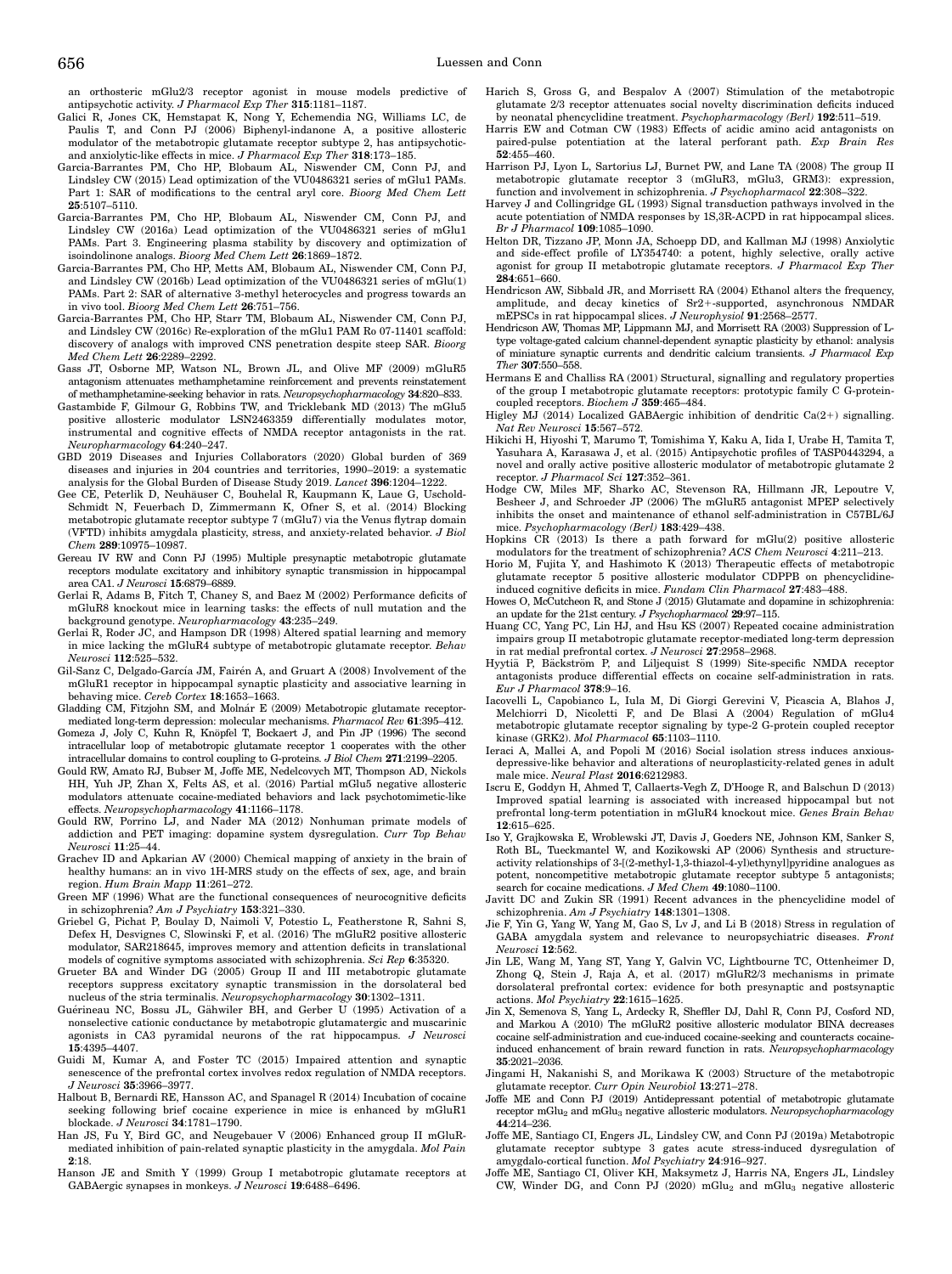an orthosteric mGlu2/3 receptor agonist in mouse models predictive of antipsychotic activity. *J Pharmacol Exp Ther* **315**:1181–1187.

Galici R, Jones CK, Hemstapat K, Nong Y, Echemendia NG, Williams LC, de Paulis T, and Conn PJ (2006) Biphenyl-indanone A, a positive allosteric modulator of the metabotropic glutamate receptor subtype 2, has antipsychotic- and anxiolytic-like effects in mice. *J Pharmacol Exp Ther* **318**:173–185.

Garcia-Barrantes PM, Cho HP, Blobaum AL, Niswender CM, Conn PJ, and Lindsley CW (2015) Lead optimization of the VU0486321 series of mGlu1 PAMs. Part 1: SAR of modifications to the central aryl core. *Bioorg Med Chem Lett* **25**:5107–5110.

Garcia-Barrantes PM, Cho HP, Blobaum AL, Niswender CM, Conn PJ, and Lindsley CW (2016a) Lead optimization of the VU0486321 series of mGlu1 PAMs. Part 3. Engineering plasma stability by discovery and optimization of isoindolinone analogs. *Bioorg Med Chem Lett* **26**:1869–1872.

Garcia-Barrantes PM, Cho HP, Metts AM, Blobaum AL, Niswender CM, Conn PJ, and Lindsley CW (2016b) Lead optimization of the VU0486321 series of mGlu(1) PAMs. Part 2: SAR of alternative 3-methyl heterocycles and progress towards an in vivo tool. *Bioorg Med Chem Lett* **26**:751–756.

Garcia-Barrantes PM, Cho HP, Starr TM, Blobaum AL, Niswender CM, Conn PJ, and Lindsley CW (2016c) Re-exploration of the mGlu1 PAM Ro 07-11401 scaffold: discovery of analogs with improved CNS penetration despite steep SAR. *Bioorg Med Chem Lett* **26**:2289–2292.

Gass JT, Osborne MP, Watson NL, Brown JL, and Olive MF (2009) mGluR5 antagonism attenuates methamphetamine reinforcement and prevents reinstatement of methamphetamine-seeking behavior in rats. *Neuropsychopharmacology* **34**:820–833.

Gastambide F, Gilmour G, Robbins TW, and Tricklebank MD (2013) The mGlu5 positive allosteric modulator LSN2463359 differentially modulates motor, instrumental and cognitive effects of NMDA receptor antagonists in the rat. *Neuropharmacology* **64**:240–247.

GBD 2019 Diseases and Injuries Collaborators (2020) Global burden of 369 diseases and injuries in 204 countries and territories, 1990–2019: a systematic analysis for the Global Burden of Disease Study 2019. *Lancet* **396**:1204–1222.

Gee CE, Peterlik D, Neuhäuser C, Bouhelal R, Kaupmann K, Laue G, Uschold-Schmidt N, Feuerbach D, Zimmermann K, Ofner S, et al. (2014) Blocking metabotropic glutamate receptor subtype 7 (mGlu7) via the Venus flytrap domain (VFTD) inhibits amygdala plasticity, stress, and anxiety-related behavior. *J Biol Chem* **289**:10975–10987.

Gereau IV RW and Conn PJ (1995) Multiple presynaptic metabotropic glutamate receptors modulate excitatory and inhibitory synaptic transmission in hippocampal area CA1. *J Neurosci* **15**:6879–6889.

Gerlai R, Adams B, Fitch T, Chaney S, and Baez M (2002) Performance deficits of mGluR8 knockout mice in learning tasks: the effects of null mutation and the background genotype. *Neuropharmacology* **43**:235–249.

Gerlai R, Roder JC, and Hampson DR (1998) Altered spatial learning and memory in mice lacking the mGluR4 subtype of metabotropic glutamate receptor. *Behav Neurosci* **112**:525–532.

Gil-Sanz C, Delgado-García JM, Fairén A, and Gruart A (2008) Involvement of the mGluR1 receptor in hippocampal synaptic plasticity and associative learning in behaving mice. *Cereb Cortex* **18**:1653–1663.

Gladding CM, Fitzjohn SM, and Molnár E (2009) Metabotropic glutamate receptor-mediated long-term depression: molecular mechanisms. *Pharmacol Rev* **61**:395–412.

Gomeza J, Joly C, Kuhn R, Knöpfel T, Bockaert J, and Pin JP (1996) The second intracellular loop of metabotropic glutamate receptor 1 cooperates with the other intracellular domains to control coupling to G-proteins. *J Biol Chem* **271**:2199–2205.

Gould RW, Amato RJ, Bubser M, Joffe ME, Nedelcovych MT, Thompson AD, Nickols HH, Yuh JP, Zhan X, Felts AS, et al. (2016) Partial mGlu5 negative allosteric modulators attenuate cocaine-mediated behaviors and lack psychotomimetic-like effects. *Neuropsychopharmacology* **41**:1166–1178.

Gould RW, Porrino LJ, and Nader MA (2012) Nonhuman primate models of addiction and PET imaging: dopamine system dysregulation. *Curr Top Behav Neurosci* **11**:25–44.

Grachev ID and Apkarian AV (2000) Chemical mapping of anxiety in the brain of healthy humans: an in vivo 1H-MRS study on the effects of sex, age, and brain region. *Hum Brain Mapp* **11**:261–272.

Green MF (1996) What are the functional consequences of neurocognitive deficits in schizophrenia? *Am J Psychiatry* **153**:321–330.

Griebel G, Pichat P, Boulay D, Naimoli V, Potestio L, Featherstone R, Sahni S, Defex H, Desvignes C, Slowinski F, et al. (2016) The mGluR2 positive allosteric modulator, SAR218645, improves memory and attention deficits in translational models of cognitive symptoms associated with schizophrenia. *Sci Rep* **6**:35320.

Grueter BA and Winder DG (2005) Group II and III metabotropic glutamate receptors suppress excitatory synaptic transmission in the dorsolateral bed nucleus of the stria terminalis. *Neuropsychopharmacology* **30**:1302–1311.

Guérineau NC, Bossu JL, Gähwiler BH, and Gerber U (1995) Activation of a nonselective cationic conductance by metabotropic glutamatergic and muscarinic agonists in CA3 pyramidal neurons of the rat hippocampus. *J Neurosci* **15**:4395–4407.

Guidi M, Kumar A, and Foster TC (2015) Impaired attention and synaptic senescence of the prefrontal cortex involves redox regulation of NMDA receptors. *J Neurosci* **35**:3966–3977.

Halbout B, Bernardi RE, Hansson AC, and Spanagel R (2014) Incubation of cocaine seeking following brief cocaine experience in mice is enhanced by mGluR1 blockade. *J Neurosci* **34**:1781–1790.

Han JS, Fu Y, Bird GC, and Neugebauer V (2006) Enhanced group II mGluR-mediated inhibition of pain-related synaptic plasticity in the amygdala. *Mol Pain* **2**:18.

Hanson JE and Smith Y (1999) Group I metabotropic glutamate receptors at GABAergic synapses in monkeys. *J Neurosci* **19**:6488–6496.

Harich S, Gross G, and Bespalov A (2007) Stimulation of the metabotropic glutamate 2/3 receptor attenuates social novelty discrimination deficits induced by neonatal phencyclidine treatment. *Psychopharmacology (Berl)* **192**:511–519.

Harris EW and Cotman CW (1983) Effects of acidic amino acid antagonists on paired-pulse potentiation at the lateral perforant path. *Exp Brain Res* **52**:455–460.

Harrison PJ, Lyon L, Sartorius LJ, Burnet PW, and Lane TA (2008) The group II metabotropic glutamate receptor 3 (mGluR3, mGlu3, GRM3): expression, function and involvement in schizophrenia. *J Psychopharmacol* **22**:308–322.

Harvey J and Collingridge GL (1993) Signal transduction pathways involved in the acute potentiation of NMDA responses by 1S,3R-ACPD in rat hippocampal slices. *Br J Pharmacol* **109**:1085–1090.

Helton DR, Tizzano JP, Monn JA, Schoepp DD, and Kallman MJ (1998) Anxiolytic and side-effect profile of LY354740: a potent, highly selective, orally active agonist for group II metabotropic glutamate receptors. *J Pharmacol Exp Ther* **284**:651–660.

Hendricson AW, Sibbald JR, and Morrisett RA (2004) Ethanol alters the frequency, amplitude, and decay kinetics of Sr2+-supported, asynchronous NMDAR mEPSCs in rat hippocampal slices. *J Neurophysiol* **91**:2568–2577.

Hendricson AW, Thomas MP, Lippmann MJ, and Morrisett RA (2003) Suppression of L-type voltage-gated calcium channel-dependent synaptic plasticity by ethanol: analysis of miniature synaptic currents and dendritic calcium transients. *J Pharmacol Exp Ther* **307**:550–558.

Hermans E and Challiss RA (2001) Structural, signalling and regulatory properties of the group I metabotropic glutamate receptors: prototypic family C G-protein-coupled receptors. *Biochem J* **359**:465–484.

Higley MJ (2014) Localized GABAergic inhibition of dendritic Ca(2+) signalling. *Nat Rev Neurosci* **15**:567–572.

Hikichi H, Hiyoshi T, Marumo T, Tomishima Y, Kaku A, Iida I, Urabe H, Tamita T, Yasuhara A, Karasawa J, et al. (2015) Antipsychotic profiles of TASP0443294, a novel and orally active positive allosteric modulator of metabotropic glutamate 2 receptor. *J Pharmacol Sci* **127**:352–361.

Hodge CW, Miles MF, Sharko AC, Stevenson RA, Hillmann JR, Lepoutre V, Besheer J, and Schroeder JP (2006) The mGluR5 antagonist MPEP selectively inhibits the onset and maintenance of ethanol self-administration in C57BL/6J mice. *Psychopharmacology (Berl)* **183**:429–438.

Hopkins CR (2013) Is there a path forward for mGlu(2) positive allosteric modulators for the treatment of schizophrenia? *ACS Chem Neurosci* **4**:211–213.

Horio M, Fujita Y, and Hashimoto K (2013) Therapeutic effects of metabotropic glutamate receptor 5 positive allosteric modulator CDPPB on phencyclidine-induced cognitive deficits in mice. *Fundam Clin Pharmacol* **27**:483–488.

Howes O, McCutcheon R, and Stone J (2015) Glutamate and dopamine in schizophrenia: an update for the 21st century. *J Psychopharmacol* **29**:97–115.

Huang CC, Yang PC, Lin HJ, and Hsu KS (2007) Repeated cocaine administration impairs group II metabotropic glutamate receptor-mediated long-term depression in rat medial prefrontal cortex. *J Neurosci* **27**:2958–2968.

Hyytiä P, Bäckström P, and Liljequist S (1999) Site-specific NMDA receptor antagonists produce differential effects on cocaine self-administration in rats. *Eur J Pharmacol* **378**:9–16.

Iacovelli L, Capobianco L, Iula M, Di Giorgi Gerevini V, Picascia A, Blahos J, Melchiorri D, Nicoletti F, and De Blasi A (2004) Regulation of mGlu4 metabotropic glutamate receptor signaling by type-2 G-protein coupled receptor kinase (GRK2). *Mol Pharmacol* **65**:1103–1110.

Ieraci A, Mallei A, and Popoli M (2016) Social isolation stress induces anxious-depressive-like behavior and alterations of neuroplasticity-related genes in adult male mice. *Neural Plast* **2016**:6212983.

Iscru E, Goddyn H, Ahmed T, Callaerts-Vegh Z, D'Hooge R, and Balschun D (2013) Improved spatial learning is associated with increased hippocampal but not prefrontal long-term potentiation in mGluR4 knockout mice. *Genes Brain Behav* **12**:615–625.

Iso Y, Grajkowska E, Wroblewski JT, Davis J, Goeders NE, Johnson KM, Sanker S, Roth BL, Tueckmantel W, and Kozikowski AP (2006) Synthesis and structure-activity relationships of 3-[(2-methyl-1,3-thiazol-4-yl)ethynyl]pyridine analogues as potent, noncompetitive metabotropic glutamate receptor subtype 5 antagonists; search for cocaine medications. *J Med Chem* **49**:1080–1100.

Javitt DC and Zukin SR (1991) Recent advances in the phencyclidine model of schizophrenia. *Am J Psychiatry* **148**:1301–1308.

Jie F, Yin G, Yang W, Yang M, Gao S, Lv J, and Li B (2018) Stress in regulation of GABA amygdala system and relevance to neuropsychiatric diseases. *Front Neurosci* **12**:562.

Jin LE, Wang M, Yang ST, Yang Y, Galvin VC, Lightbourne TC, Ottenheimer D, Zhong Q, Stein J, Raja A, et al. (2017) mGluR2/3 mechanisms in primate dorsolateral prefrontal cortex: evidence for both presynaptic and postsynaptic actions. *Mol Psychiatry* **22**:1615–1625.

Jin X, Semenova S, Yang L, Ardecky R, Sheffler DJ, Dahl R, Conn PJ, Cosford ND, and Markou A (2010) The mGluR2 positive allosteric modulator BINA decreases cocaine self-administration and cue-induced cocaine-seeking and counteracts cocaine-induced enhancement of brain reward function in rats. *Neuropsychopharmacology* **35**:2021–2036.

Jingami H, Nakanishi S, and Morikawa K (2003) Structure of the metabotropic glutamate receptor. *Curr Opin Neurobiol* **13**:271–278.

Joffe ME and Conn PJ (2019) Antidepressant potential of metabotropic glutamate receptor $mGlu_2$ and $mGlu_3$ negative allosteric modulators. *Neuropsychopharmacology* **44**:214–236.

Joffe ME, Santiago CI, Engers JL, Lindsley CW, and Conn PJ (2019a) Metabotropic glutamate receptor subtype 3 gates acute stress-induced dysregulation of amygdalo-cortical function. *Mol Psychiatry* **24**:916–927.

Joffe ME, Santiago CI, Oliver KH, Maksymetz J, Harris NA, Engers JL, Lindsley CW, Winder DG, and Conn PJ (2020) $mGlu_2$ and $mGlu_3$ negative allosteric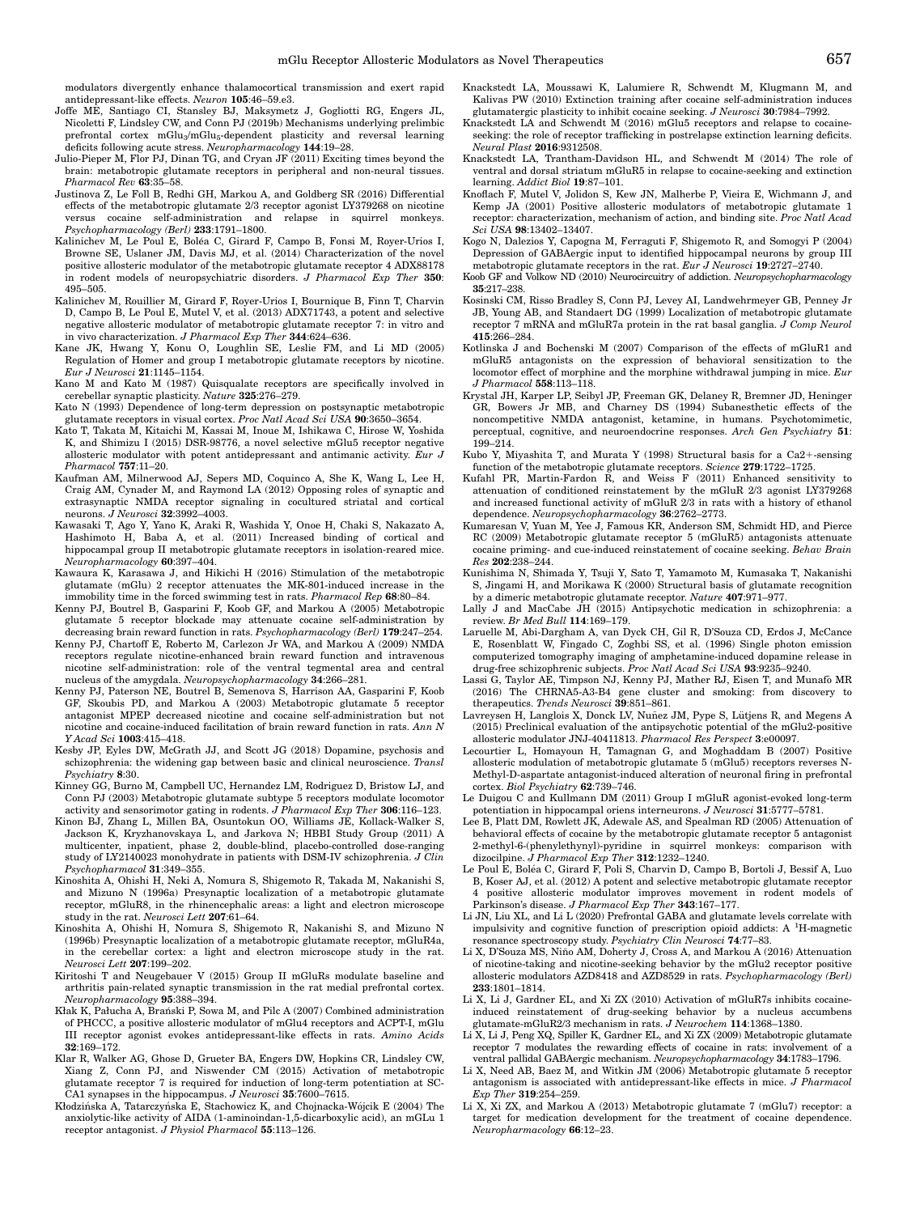modulators divergently enhance thalamocortical transmission and exert rapid antidepressant-like effects. *Neuron* **105**:46–59.e3.

Joffe ME, Santiago CI, Stansley BJ, Maksymetz J, Gogliotti RG, Engers JL, Nicoletti F, Lindsley CW, and Conn PJ (2019b) Mechanisms underlying prelimbic prefrontal cortex $mGlu_3$/$mGlu_5$-dependent plasticity and reversal learning deficits following acute stress. *Neuropharmacology* **144**:19–28.

Julio-Pieper M, Flor PJ, Dinan TG, and Cryan JF (2011) Exciting times beyond the brain: metabotropic glutamate receptors in peripheral and non-neural tissues. *Pharmacol Rev* **63**:35–58.

Justinova Z, Le Foll B, Redhi GH, Markou A, and Goldberg SR (2016) Differential effects of the metabotropic glutamate 2/3 receptor agonist LY379268 on nicotine versus cocaine self-administration and relapse in squirrel monkeys. *Psychopharmacology (Berl)* **233**:1791–1800.

Kalinichev M, Le Poul E, Boléa C, Girard F, Campo B, Fonsi M, Royer-Urios I, Browne SE, Uslaner JM, Davis MJ, et al. (2014) Characterization of the novel positive allosteric modulator of the metabotropic glutamate receptor 4 ADX88178 in rodent models of neuropsychiatric disorders. *J Pharmacol Exp Ther* **350**: 495–505.

Kalinichev M, Rouillier M, Girard F, Royer-Urios I, Bournique B, Finn T, Charvin D, Campo B, Le Poul E, Mutel V, et al. (2013) ADX71743, a potent and selective negative allosteric modulator of metabotropic glutamate receptor 7: in vitro and in vivo characterization. *J Pharmacol Exp Ther* **344**:624–636.

Kane JK, Hwang Y, Konu O, Loughlin SE, Leslie FM, and Li MD (2005) Regulation of Homer and group I metabotropic glutamate receptors by nicotine. *Eur J Neurosci* **21**:1145–1154.

Kano M and Kato M (1987) Quisqualate receptors are specifically involved in cerebellar synaptic plasticity. *Nature* **325**:276–279.

Kato N (1993) Dependence of long-term depression on postsynaptic metabotropic glutamate receptors in visual cortex. *Proc Natl Acad Sci USA* **90**:3650–3654.

Kato T, Takata M, Kitaichi M, Kassai M, Inoue M, Ishikawa C, Hirose W, Yoshida K, and Shimizu I (2015) DSR-98776, a novel selective mGlu5 receptor negative allosteric modulator with potent antidepressant and antimanic activity. *Eur J Pharmacol* **757**:11–20.

Kaufman AM, Milnerwood AJ, Sepers MD, Coquinco A, She K, Wang L, Lee H, Craig AM, Cynader M, and Raymond LA (2012) Opposing roles of synaptic and extrasynaptic NMDA receptor signaling in cocultured striatal and cortical neurons. *J Neurosci* **32**:3992–4003.

Kawasaki T, Ago Y, Yano K, Araki R, Washida Y, Onoe H, Chaki S, Nakazato A, Hashimoto H, Baba A, et al. (2011) Increased binding of cortical and hippocampal group II metabotropic glutamate receptors in isolation-reared mice. *Neuropharmacology* **60**:397–404.

Kawaura K, Karasawa J, and Hikichi H (2016) Stimulation of the metabotropic glutamate (mGlu) 2 receptor attenuates the MK-801-induced increase in the immobility time in the forced swimming test in rats. *Pharmacol Rep* **68**:80–84.

Kenny PJ, Boutrel B, Gasparini F, Koob GF, and Markou A (2005) Metabotropic glutamate 5 receptor blockade may attenuate cocaine self-administration by decreasing brain reward function in rats. *Psychopharmacology (Berl)* **179**:247–254.

Kenny PJ, Chartoff E, Roberto M, Carlezon Jr WA, and Markou A (2009) NMDA receptors regulate nicotine-enhanced brain reward function and intravenous nicotine self-administration: role of the ventral tegmental area and central nucleus of the amygdala. *Neuropsychopharmacology* **34**:266–281.

Kenny PJ, Paterson NE, Boutrel B, Semenova S, Harrison AA, Gasparini F, Koob GF, Skoubis PD, and Markou A (2003) Metabotropic glutamate 5 receptor antagonist MPEP decreased nicotine and cocaine self-administration but not nicotine and cocaine-induced facilitation of brain reward function in rats. *Ann N Y Acad Sci* **1003**:415–418.

Kesby JP, Eyles DW, McGrath JJ, and Scott JG (2018) Dopamine, psychosis and schizophrenia: the widening gap between basic and clinical neuroscience. *Transl Psychiatry* **8**:30.

Kinney GG, Burno M, Campbell UC, Hernandez LM, Rodriguez D, Bristow LJ, and Conn PJ (2003) Metabotropic glutamate subtype 5 receptors modulate locomotor activity and sensorimotor gating in rodents. *J Pharmacol Exp Ther* **306**:116–123.

Kinon BJ, Zhang L, Millen BA, Osuntokun OO, Williams JE, Kollack-Walker S, Jackson K, Kryzhanovskaya L, and Jarkova N; HBBI Study Group (2011) A multicenter, inpatient, phase 2, double-blind, placebo-controlled dose-ranging study of LY2140023 monohydrate in patients with DSM-IV schizophrenia. *J Clin Psychopharmacol* **31**:349–355.

Kinoshita A, Ohishi H, Neki A, Nomura S, Shigemoto R, Takada M, Nakanishi S, and Mizuno N (1996a) Presynaptic localization of a metabotropic glutamate receptor, mGluR8, in the rhinencephalic areas: a light and electron microscope study in the rat. *Neurosci Lett* **207**:61–64.

Kinoshita A, Ohishi H, Nomura S, Shigemoto R, Nakanishi S, and Mizuno N (1996b) Presynaptic localization of a metabotropic glutamate receptor, mGluR4a, in the cerebellar cortex: a light and electron microscope study in the rat. *Neurosci Lett* **207**:199–202.

Kiritoshi T and Neugebauer V (2015) Group II mGluRs modulate baseline and arthritis pain-related synaptic transmission in the rat medial prefrontal cortex. *Neuropharmacology* **95**:388–394.

Kłak K, Pałucha A, Brański P, Sowa M, and Pilc A (2007) Combined administration of PHCCC, a positive allosteric modulator of mGlu4 receptors and ACPT-I, mGlu III receptor agonist evokes antidepressant-like effects in rats. *Amino Acids* **32**:169–172.

Klar R, Walker AG, Ghose D, Grueter BA, Engers DW, Hopkins CR, Lindsley CW, Xiang Z, Conn PJ, and Niswender CM (2015) Activation of metabotropic glutamate receptor 7 is required for induction of long-term potentiation at SC-CA1 synapses in the hippocampus. *J Neurosci* **35**:7600–7615.

Kłodzińska A, Tatarczyńska E, Stachowicz K, and Chojnacka-Wójcik E (2004) The anxiolytic-like activity of AIDA (1-aminoindan-1,5-dicarboxylic acid), an mGLu 1 receptor antagonist. *J Physiol Pharmacol* **55**:113–126.

Knackstedt LA, Moussawi K, Lalumiere R, Schwendt M, Klugmann M, and Kalivas PW (2010) Extinction training after cocaine self-administration induces glutamatergic plasticity to inhibit cocaine seeking. *J Neurosci* **30**:7984–7992.

Knackstedt LA and Schwendt M (2016) mGlu5 receptors and relapse to cocaine-seeking: the role of receptor trafficking in postrelapse extinction learning deficits. *Neural Plast* **2016**:9312508.

Knackstedt LA, Trantham-Davidson HL, and Schwendt M (2014) The role of ventral and dorsal striatum mGluR5 in relapse to cocaine-seeking and extinction learning. *Addict Biol* **19**:87–101.

Knoflach F, Mutel V, Jolidon S, Kew JN, Malherbe P, Vieira E, Wichmann J, and Kemp JA (2001) Positive allosteric modulators of metabotropic glutamate 1 receptor: characterization, mechanism of action, and binding site. *Proc Natl Acad Sci USA* **98**:13402–13407.

Kogo N, Dalezios Y, Capogna M, Ferraguti F, Shigemoto R, and Somogyi P (2004) Depression of GABAergic input to identified hippocampal neurons by group III metabotropic glutamate receptors in the rat. *Eur J Neurosci* **19**:2727–2740.

Koob GF and Volkow ND (2010) Neurocircuitry of addiction. *Neuropsychopharmacology* **35**:217–238.

Kosinski CM, Risso Bradley S, Conn PJ, Levey AI, Landwehrmeyer GB, Penney Jr JB, Young AB, and Standaert DG (1999) Localization of metabotropic glutamate receptor 7 mRNA and mGluR7a protein in the rat basal ganglia. *J Comp Neurol* **415**:266–284.

Kotlinska J and Bochenski M (2007) Comparison of the effects of mGluR1 and mGluR5 antagonists on the expression of behavioral sensitization to the locomotor effect of morphine and the morphine withdrawal jumping in mice. *Eur J Pharmacol* **558**:113–118.

Krystal JH, Karper LP, Seibyl JP, Freeman GK, Delaney R, Bremner JD, Heninger GR, Bowers Jr MB, and Charney DS (1994) Subanesthetic effects of the noncompetitive NMDA antagonist, ketamine, in humans. Psychotomimetic, perceptual, cognitive, and neuroendocrine responses. *Arch Gen Psychiatry* **51**: 199–214.

Kubo Y, Miyashita T, and Murata Y (1998) Structural basis for a $Ca2+$-sensing function of the metabotropic glutamate receptors. *Science* **279**:1722–1725.

Kufahl PR, Martin-Fardon R, and Weiss F (2011) Enhanced sensitivity to attenuation of conditioned reinstatement by the mGluR 2/3 agonist LY379268 and increased functional activity of mGluR 2/3 in rats with a history of ethanol dependence. *Neuropsychopharmacology* **36**:2762–2773.

Kumaresan V, Yuan M, Yee J, Famous KR, Anderson SM, Schmidt HD, and Pierce RC (2009) Metabotropic glutamate receptor 5 (mGluR5) antagonists attenuate cocaine priming- and cue-induced reinstatement of cocaine seeking. *Behav Brain Res* **202**:238–244.

Kunishima N, Shimada Y, Tsuji Y, Sato T, Yamamoto M, Kumasaka T, Nakanishi S, Jingami H, and Morikawa K (2000) Structural basis of glutamate recognition by a dimeric metabotropic glutamate receptor. *Nature* **407**:971–977.

Lally J and MacCabe JH (2015) Antipsychotic medication in schizophrenia: a review. *Br Med Bull* **114**:169–179.

Laruelle M, Abi-Dargham A, van Dyck CH, Gil R, D'Souza CD, Erdos J, McCance E, Rosenblatt W, Fingado C, Zoghbi SS, et al. (1996) Single photon emission computerized tomography imaging of amphetamine-induced dopamine release in drug-free schizophrenic subjects. *Proc Natl Acad Sci USA* **93**:9235–9240.

Lassi G, Taylor AE, Timpson NJ, Kenny PJ, Mather RJ, Eisen T, and Munafò MR (2016) The CHRNA5-A3-B4 gene cluster and smoking: from discovery to therapeutics. *Trends Neurosci* **39**:851–861.

Lavreysen H, Langlois X, Donck LV, Nuñez JM, Pype S, Lütjens R, and Megens A (2015) Preclinical evaluation of the antipsychotic potential of the mGlu2-positive allosteric modulator JNJ-40411813. *Pharmacol Res Perspect* **3**:e00097.

Lecourtier L, Homayoun H, Tamagnan G, and Moghaddam B (2007) Positive allosteric modulation of metabotropic glutamate 5 (mGlu5) receptors reverses N-Methyl-D-aspartate antagonist-induced alteration of neuronal firing in prefrontal cortex. *Biol Psychiatry* **62**:739–746.

Le Duigou C and Kullmann DM (2011) Group I mGluR agonist-evoked long-term potentiation in hippocampal oriens interneurons. *J Neurosci* **31**:5777–5781.

Lee B, Platt DM, Rowlett JK, Adewale AS, and Spealman RD (2005) Attenuation of behavioral effects of cocaine by the metabotropic glutamate receptor 5 antagonist 2-methyl-6-(phenylethynyl)-pyridine in squirrel monkeys: comparison with dizocilpine. *J Pharmacol Exp Ther* **312**:1232–1240.

Le Poul E, Boléa C, Girard F, Poli S, Charvin D, Campo B, Bortoli J, Bessif A, Luo B, Koser AJ, et al. (2012) A potent and selective metabotropic glutamate receptor 4 positive allosteric modulator improves movement in rodent models of Parkinson's disease. *J Pharmacol Exp Ther* **343**:167–177.

Li JN, Liu XL, and Li L (2020) Prefrontal GABA and glutamate levels correlate with impulsivity and cognitive function of prescription opioid addicts: A $^1$H-magnetic resonance spectroscopy study. *Psychiatry Clin Neurosci* **74**:77–83.

Li X, D'Souza MS, Niño AM, Doherty J, Cross A, and Markou A (2016) Attenuation of nicotine-taking and nicotine-seeking behavior by the mGlu2 receptor positive allosteric modulators AZD8418 and AZD8529 in rats. *Psychopharmacology (Berl)* **233**:1801–1814.

Li X, Li J, Gardner EL, and Xi ZX (2010) Activation of mGluR7s inhibits cocaine-induced reinstatement of drug-seeking behavior by a nucleus accumbens glutamate-mGluR2/3 mechanism in rats. *J Neurochem* **114**:1368–1380.

Li X, Li J, Peng XQ, Spiller K, Gardner EL, and Xi ZX (2009) Metabotropic glutamate receptor 7 modulates the rewarding effects of cocaine in rats: involvement of a ventral pallidal GABAergic mechanism. *Neuropsychopharmacology* **34**:1783–1796.

Li X, Need AB, Baez M, and Witkin JM (2006) Metabotropic glutamate 5 receptor antagonism is associated with antidepressant-like effects in mice. *J Pharmacol Exp Ther* **319**:254–259.

Li X, Xi ZX, and Markou A (2013) Metabotropic glutamate 7 (mGlu7) receptor: a target for medication development for the treatment of cocaine dependence. *Neuropharmacology* **66**:12–23.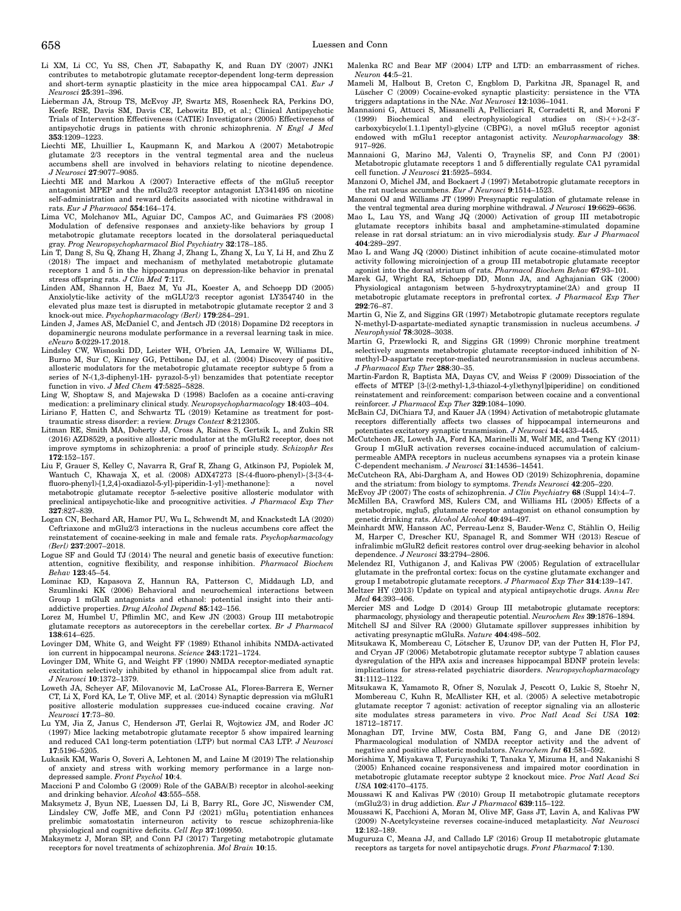Li XM, Li CC, Yu SS, Chen JT, Sabapathy K, and Ruan DY (2007) JNK1 contributes to metabotropic glutamate receptor-dependent long-term depression and short-term synaptic plasticity in the mice area hippocampal CA1. *Eur J Neurosci* **25**:391–396.

Lieberman JA, Stroup TS, McEvoy JP, Swartz MS, Rosenheck RA, Perkins DO, Keefe RSE, Davis SM, Davis CE, Lebowitz BD, et al.; Clinical Antipsychotic Trials of Intervention Effectiveness (CATIE) Investigators (2005) Effectiveness of antipsychotic drugs in patients with chronic schizophrenia. *N Engl J Med* **353**:1209–1223.

Liechti ME, Lhuillier L, Kaupmann K, and Markou A (2007) Metabotropic glutamate 2/3 receptors in the ventral tegmental area and the nucleus accumbens shell are involved in behaviors relating to nicotine dependence. *J Neurosci* **27**:9077–9085.

Liechti ME and Markou A (2007) Interactive effects of the mGlu5 receptor antagonist MPEP and the mGlu2/3 receptor antagonist LY341495 on nicotine self-administration and reward deficits associated with nicotine withdrawal in rats. *Eur J Pharmacol* **554**:164–174.

Lima VC, Molchanov ML, Aguiar DC, Campos AC, and Guimarães FS (2008) Modulation of defensive responses and anxiety-like behaviors by group I metabotropic glutamate receptors located in the dorsolateral periaqueductal gray. *Prog Neuropsychopharmacol Biol Psychiatry* **32**:178–185.

Lin T, Dang S, Su Q, Zhang H, Zhang J, Zhang L, Zhang X, Lu Y, Li H, and Zhu Z (2018) The impact and mechanism of methylated metabotropic glutamate receptors 1 and 5 in the hippocampus on depression-like behavior in prenatal stress offspring rats. *J Clin Med* **7**:117.

Linden AM, Shannon H, Baez M, Yu JL, Koester A, and Schoepp DD (2005) Anxiolytic-like activity of the mGLU2/3 receptor agonist LY354740 in the elevated plus maze test is disrupted in metabotropic glutamate receptor 2 and 3 knock-out mice. *Psychopharmacology (Berl)* **179**:284–291.

Linden J, James AS, McDaniel C, and Jentsch JD (2018) Dopamine D2 receptors in dopaminergic neurons modulate performance in a reversal learning task in mice. *eNeuro* **5**:0229-17.2018.

Lindsley CW, Wisnoski DD, Leister WH, O'brien JA, Lemaire W, Williams DL, Burno M, Sur C, Kinney GG, Pettibone DJ, et al. (2004) Discovery of positive allosteric modulators for the metabotropic glutamate receptor subtype 5 from a series of N-(1,3-diphenyl-1H- pyrazol-5-yl) benzamides that potentiate receptor function in vivo. *J Med Chem* **47**:5825–5828.

Ling W, Shoptaw S, and Majewska D (1998) Baclofen as a cocaine anti-craving medication: a preliminary clinical study. *Neuropsychopharmacology* **18**:403–404.

Liriano F, Hatten C, and Schwartz TL (2019) Ketamine as treatment for post-traumatic stress disorder: a review. *Drugs Context* **8**:212305.

Litman RE, Smith MA, Doherty JJ, Cross A, Raines S, Gertsik L, and Zukin SR (2016) AZD8529, a positive allosteric modulator at the mGluR2 receptor, does not improve symptoms in schizophrenia: a proof of principle study. *Schizophr Res* **172**:152–157.

Liu F, Grauer S, Kelley C, Navarra R, Graf R, Zhang G, Atkinson PJ, Popiolek M, Wantuch C, Khawaja X, et al. (2008) ADX47273 [S-(4-fluoro-phenyl)-{3-[3-(4-fluoro-phenyl)-[1,2,4]-oxadiazol-5-yl]-piperidin-1-yl}-methanone]: a novel metabotropic glutamate receptor 5-selective positive allosteric modulator with preclinical antipsychotic-like and procognitive activities. *J Pharmacol Exp Ther* **327**:827–839.

Logan CN, Bechard AR, Hamor PU, Wu L, Schwendt M, and Knackstedt LA (2020) Ceftriaxone and mGlu2/3 interactions in the nucleus accumbens core affect the reinstatement of cocaine-seeking in male and female rats. *Psychopharmacology (Berl)* **237**:2007–2018.

Logue SF and Gould TJ (2014) The neural and genetic basis of executive function: attention, cognitive flexibility, and response inhibition. *Pharmacol Biochem Behav* **123**:45–54.

Lominac KD, Kapasova Z, Hannun RA, Patterson C, Middaugh LD, and Szumlinski KK (2006) Behavioral and neurochemical interactions between Group 1 mGluR antagonists and ethanol: potential insight into their anti-addictive properties. *Drug Alcohol Depend* **85**:142–156.

Lorez M, Humbel U, Pflimlin MC, and Kew JN (2003) Group III metabotropic glutamate receptors as autoreceptors in the cerebellar cortex. *Br J Pharmacol* **138**:614–625.

Lovinger DM, White G, and Weight FF (1989) Ethanol inhibits NMDA-activated ion current in hippocampal neurons. *Science* **243**:1721–1724.

Lovinger DM, White G, and Weight FF (1990) NMDA receptor-mediated synaptic excitation selectively inhibited by ethanol in hippocampal slice from adult rat. *J Neurosci* **10**:1372–1379.

Loweth JA, Scheyer AF, Milovanovic M, LaCrosse AL, Flores-Barrera E, Werner CT, Li X, Ford KA, Le T, Olive MF, et al. (2014) Synaptic depression via mGluR1 positive allosteric modulation suppresses cue-induced cocaine craving. *Nat Neurosci* **17**:73–80.

Lu YM, Jia Z, Janus C, Henderson JT, Gerlai R, Wojtowicz JM, and Roder JC (1997) Mice lacking metabotropic glutamate receptor 5 show impaired learning and reduced CA1 long-term potentiation (LTP) but normal CA3 LTP. *J Neurosci* **17**:5196–5205.

Lukasik KM, Waris O, Soveri A, Lehtonen M, and Laine M (2019) The relationship of anxiety and stress with working memory performance in a large non-depressed sample. *Front Psychol* **10**:4.

Maccioni P and Colombo G (2009) Role of the GABA(B) receptor in alcohol-seeking and drinking behavior. *Alcohol* **43**:555–558.

Maksymetz J, Byun NE, Luessen DJ, Li B, Barry RL, Gore JC, Niswender CM, Lindsley CW, Joffe ME, and Conn PJ (2021) mGlu$_1$ potentiation enhances prelimbic somatostatin interneuron activity to rescue schizophrenia-like physiological and cognitive deficits. *Cell Rep* **37**:109950.

Maksymetz J, Moran SP, and Conn PJ (2017) Targeting metabotropic glutamate receptors for novel treatments of schizophrenia. *Mol Brain* **10**:15.

Malenka RC and Bear MF (2004) LTP and LTD: an embarrassment of riches. *Neuron* **44**:5–21.

Mameli M, Halbout B, Creton C, Engblom D, Parkitna JR, Spanagel R, and Lüscher C (2009) Cocaine-evoked synaptic plasticity: persistence in the VTA triggers adaptations in the NAc. *Nat Neurosci* **12**:1036–1041.

Mannaioni G, Attucci S, Missanelli A, Pellicciari R, Corradetti R, and Moroni F (1999) Biochemical and electrophysiological studies on (S)-(+)-2-(3′-carboxybicyclo(1.1.1)pentyl)-glycine (CBPG), a novel mGlu5 receptor agonist endowed with mGlu1 receptor antagonist activity. *Neuropharmacology* **38**: 917–926.

Mannaioni G, Marino MJ, Valenti O, Traynelis SF, and Conn PJ (2001) Metabotropic glutamate receptors 1 and 5 differentially regulate CA1 pyramidal cell function. *J Neurosci* **21**:5925–5934.

Manzoni O, Michel JM, and Bockaert J (1997) Metabotropic glutamate receptors in the rat nucleus accumbens. *Eur J Neurosci* **9**:1514–1523.

Manzoni OJ and Williams JT (1999) Presynaptic regulation of glutamate release in the ventral tegmental area during morphine withdrawal. *J Neurosci* **19**:6629–6636.

Mao L, Lau YS, and Wang JQ (2000) Activation of group III metabotropic glutamate receptors inhibits basal and amphetamine-stimulated dopamine release in rat dorsal striatum: an in vivo microdialysis study. *Eur J Pharmacol* **404**:289–297.

Mao L and Wang JQ (2000) Distinct inhibition of acute cocaine-stimulated motor activity following microinjection of a group III metabotropic glutamate receptor agonist into the dorsal striatum of rats. *Pharmacol Biochem Behav* **67**:93–101.

Marek GJ, Wright RA, Schoepp DD, Monn JA, and Aghajanian GK (2000) Physiological antagonism between 5-hydroxytryptamine(2A) and group II metabotropic glutamate receptors in prefrontal cortex. *J Pharmacol Exp Ther* **292**:76–87.

Martin G, Nie Z, and Siggins GR (1997) Metabotropic glutamate receptors regulate N-methyl-D-aspartate-mediated synaptic transmission in nucleus accumbens. *J Neurophysiol* **78**:3028–3038.

Martin G, Przewlocki R, and Siggins GR (1999) Chronic morphine treatment selectively augments metabotropic glutamate receptor-induced inhibition of N-methyl-D-aspartate receptor-mediated neurotransmission in nucleus accumbens. *J Pharmacol Exp Ther* **288**:30–35.

Martin-Fardon R, Baptista MA, Dayas CV, and Weiss F (2009) Dissociation of the effects of MTEP [3-[(2-methyl-1,3-thiazol-4-yl)ethynyl]piperidine] on conditioned reinstatement and reinforcement: comparison between cocaine and a conventional reinforcer. *J Pharmacol Exp Ther* **329**:1084–1090.

McBain CJ, DiChiara TJ, and Kauer JA (1994) Activation of metabotropic glutamate receptors differentially affects two classes of hippocampal interneurons and potentiates excitatory synaptic transmission. *J Neurosci* **14**:4433–4445.

McCutcheon JE, Loweth JA, Ford KA, Marinelli M, Wolf ME, and Tseng KY (2011) Group I mGluR activation reverses cocaine-induced accumulation of calcium-permeable AMPA receptors in nucleus accumbens synapses via a protein kinase C-dependent mechanism. *J Neurosci* **31**:14536–14541.

McCutcheon RA, Abi-Dargham A, and Howes OD (2019) Schizophrenia, dopamine and the striatum: from biology to symptoms. *Trends Neurosci* **42**:205–220.

McEvoy JP (2007) The costs of schizophrenia. *J Clin Psychiatry* **68** (Suppl 14):4–7.

McMillen BA, Crawford MS, Kulers CM, and Williams HL (2005) Effects of a metabotropic, mglu5, glutamate receptor antagonist on ethanol consumption by genetic drinking rats. *Alcohol Alcohol* **40**:494–497.

Meinhardt MW, Hansson AC, Perreau-Lenz S, Bauder-Wenz C, Stählin O, Heilig M, Harper C, Drescher KU, Spanagel R, and Sommer WH (2013) Rescue of infralimbic mGluR2 deficit restores control over drug-seeking behavior in alcohol dependence. *J Neurosci* **33**:2794–2806.

Melendez RI, Vuthiganon J, and Kalivas PW (2005) Regulation of extracellular glutamate in the prefrontal cortex: focus on the cystine glutamate exchanger and group I metabotropic glutamate receptors. *J Pharmacol Exp Ther* **314**:139–147.

Meltzer HY (2013) Update on typical and atypical antipsychotic drugs. *Annu Rev Med* **64**:393–406.

Mercier MS and Lodge D (2014) Group III metabotropic glutamate receptors: pharmacology, physiology and therapeutic potential. *Neurochem Res* **39**:1876–1894.

Mitchell SJ and Silver RA (2000) Glutamate spillover suppresses inhibition by activating presynaptic mGluRs. *Nature* **404**:498–502.

Mitsukawa K, Mombereau C, Lötscher E, Uzunov DP, van der Putten H, Flor PJ, and Cryan JF (2006) Metabotropic glutamate receptor subtype 7 ablation causes dysregulation of the HPA axis and increases hippocampal BDNF protein levels: implications for stress-related psychiatric disorders. *Neuropsychopharmacology* **31**:1112–1122.

Mitsukawa K, Yamamoto R, Ofner S, Nozulak J, Pescott O, Lukic S, Stoehr N, Mombereau C, Kuhn R, McAllister KH, et al. (2005) A selective metabotropic glutamate receptor 7 agonist: activation of receptor signaling via an allosteric site modulates stress parameters in vivo. *Proc Natl Acad Sci USA* **102**: 18712–18717.

Monaghan DT, Irvine MW, Costa BM, Fang G, and Jane DE (2012) Pharmacological modulation of NMDA receptor activity and the advent of negative and positive allosteric modulators. *Neurochem Int* **61**:581–592.

Morishima Y, Miyakawa T, Furuyashiki T, Tanaka Y, Mizuma H, and Nakanishi S (2005) Enhanced cocaine responsiveness and impaired motor coordination in metabotropic glutamate receptor subtype 2 knockout mice. *Proc Natl Acad Sci USA* **102**:4170–4175.

Moussawi K and Kalivas PW (2010) Group II metabotropic glutamate receptors (mGlu2/3) in drug addiction. *Eur J Pharmacol* **639**:115–122.

Moussawi K, Pacchioni A, Moran M, Olive MF, Gass JT, Lavin A, and Kalivas PW (2009) N-Acetylcysteine reverses cocaine-induced metaplasticity. *Nat Neurosci* **12**:182–189.

Muguruza C, Meana JJ, and Callado LF (2016) Group II metabotropic glutamate receptors as targets for novel antipsychotic drugs. *Front Pharmacol* **7**:130.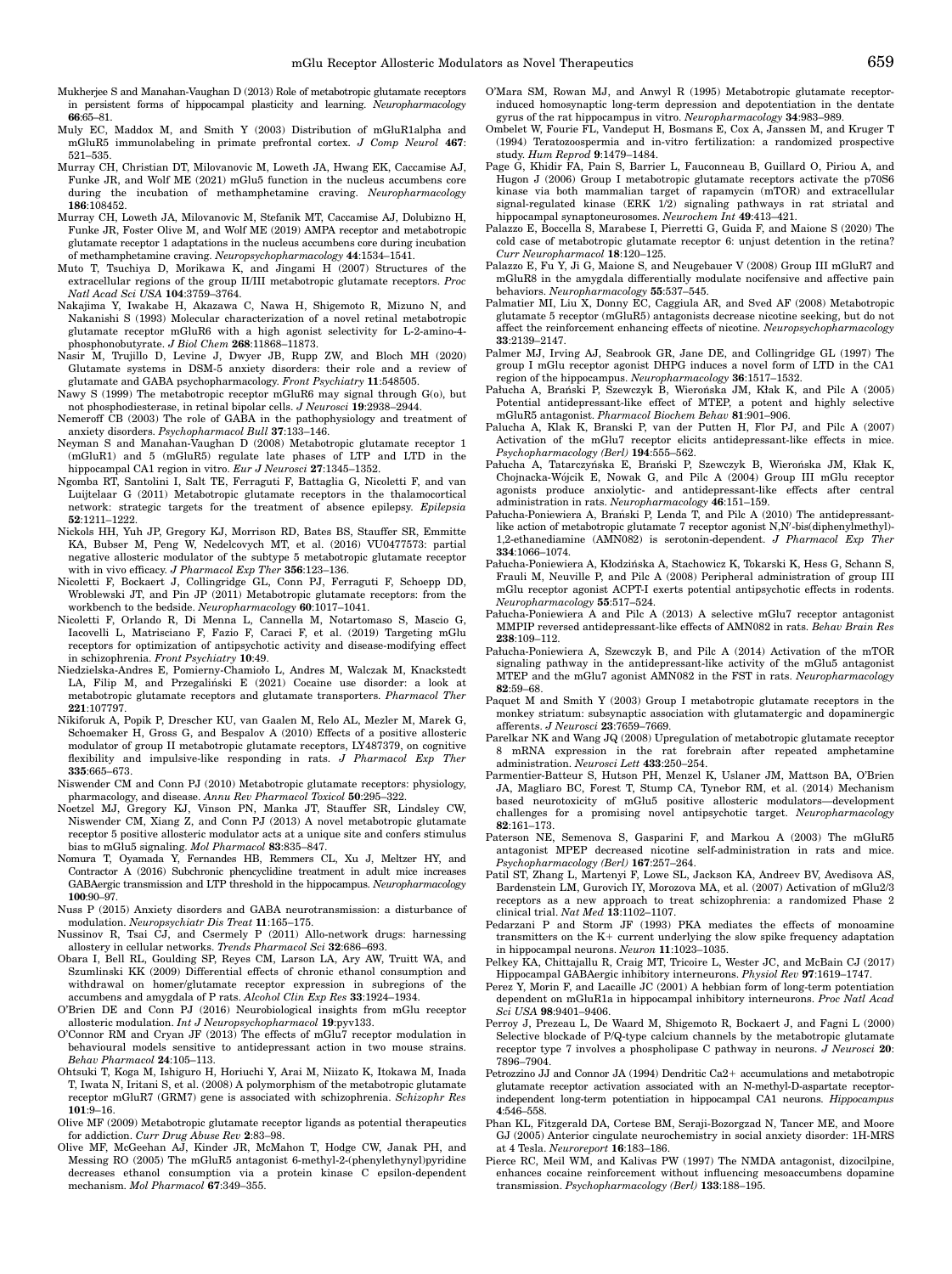Mukherjee S and Manahan-Vaughan D (2013) Role of metabotropic glutamate receptors in persistent forms of hippocampal plasticity and learning. *Neuropharmacology* **66**:65–81.

Muly EC, Maddox M, and Smith Y (2003) Distribution of mGluR1alpha and mGluR5 immunolabeling in primate prefrontal cortex. *J Comp Neurol* **467**: 521–535.

Murray CH, Christian DT, Milovanovic M, Loweth JA, Hwang EK, Caccamise AJ, Funke JR, and Wolf ME (2021) mGlu5 function in the nucleus accumbens core during the incubation of methamphetamine craving. *Neuropharmacology* **186**:108452.

Murray CH, Loweth JA, Milovanovic M, Stefanik MT, Caccamise AJ, Dolubizno H, Funke JR, Foster Olive M, and Wolf ME (2019) AMPA receptor and metabotropic glutamate receptor 1 adaptations in the nucleus accumbens core during incubation of methamphetamine craving. *Neuropsychopharmacology* **44**:1534–1541.

Muto T, Tsuchiya D, Morikawa K, and Jingami H (2007) Structures of the extracellular regions of the group II/III metabotropic glutamate receptors. *Proc Natl Acad Sci USA* **104**:3759–3764.

Nakajima Y, Iwakabe H, Akazawa C, Nawa H, Shigemoto R, Mizuno N, and Nakanishi S (1993) Molecular characterization of a novel retinal metabotropic glutamate receptor mGluR6 with a high agonist selectivity for L-2-amino-4-phosphonobutyrate. *J Biol Chem* **268**:11868–11873.

Nasir M, Trujillo D, Levine J, Dwyer JB, Rupp ZW, and Bloch MH (2020) Glutamate systems in DSM-5 anxiety disorders: their role and a review of glutamate and GABA psychopharmacology. *Front Psychiatry* **11**:548505.

Nawy S (1999) The metabotropic receptor mGluR6 may signal through G(o), but not phosphodiesterase, in retinal bipolar cells. *J Neurosci* **19**:2938–2944.

Nemeroff CB (2003) The role of GABA in the pathophysiology and treatment of anxiety disorders. *Psychopharmacol Bull* **37**:133–146.

Neyman S and Manahan-Vaughan D (2008) Metabotropic glutamate receptor 1 (mGluR1) and 5 (mGluR5) regulate late phases of LTP and LTD in the hippocampal CA1 region in vitro. *Eur J Neurosci* **27**:1345–1352.

Ngomba RT, Santolini I, Salt TE, Ferraguti F, Battaglia G, Nicoletti F, and van Luijtelaar G (2011) Metabotropic glutamate receptors in the thalamocortical network: strategic targets for the treatment of absence epilepsy. *Epilepsia* **52**:1211–1222.

Nickols HH, Yuh JP, Gregory KJ, Morrison RD, Bates BS, Stauffer SR, Emmitte KA, Bubser M, Peng W, Nedelcovych MT, et al. (2016) VU0477573: partial negative allosteric modulator of the subtype 5 metabotropic glutamate receptor with in vivo efficacy. *J Pharmacol Exp Ther* **356**:123–136.

Nicoletti F, Bockaert J, Collingridge GL, Conn PJ, Ferraguti F, Schoepp DD, Wroblewski JT, and Pin JP (2011) Metabotropic glutamate receptors: from the workbench to the bedside. *Neuropharmacology* **60**:1017–1041.

Nicoletti F, Orlando R, Di Menna L, Cannella M, Notartomaso S, Mascio G, Iacovelli L, Matrisciano F, Fazio F, Caraci F, et al. (2019) Targeting mGlu receptors for optimization of antipsychotic activity and disease-modifying effect in schizophrenia. *Front Psychiatry* **10**:49.

Niedzielska-Andres E, Pomierny-Chamioło L, Andres M, Walczak M, Knackstedt LA, Filip M, and Przegaliński E (2021) Cocaine use disorder: a look at metabotropic glutamate receptors and glutamate transporters. *Pharmacol Ther* **221**:107797.

Nikiforuk A, Popik P, Drescher KU, van Gaalen M, Relo AL, Mezler M, Marek G, Schoemaker H, Gross G, and Bespalov A (2010) Effects of a positive allosteric modulator of group II metabotropic glutamate receptors, LY487379, on cognitive flexibility and impulsive-like responding in rats. *J Pharmacol Exp Ther* **335**:665–673.

Niswender CM and Conn PJ (2010) Metabotropic glutamate receptors: physiology, pharmacology, and disease. *Annu Rev Pharmacol Toxicol* **50**:295–322.

Noetzel MJ, Gregory KJ, Vinson PN, Manka JT, Stauffer SR, Lindsley CW, Niswender CM, Xiang Z, and Conn PJ (2013) A novel metabotropic glutamate receptor 5 positive allosteric modulator acts at a unique site and confers stimulus bias to mGlu5 signaling. *Mol Pharmacol* **83**:835–847.

Nomura T, Oyamada Y, Fernandes HB, Remmers CL, Xu J, Meltzer HY, and Contractor A (2016) Subchronic phencyclidine treatment in adult mice increases GABAergic transmission and LTP threshold in the hippocampus. *Neuropharmacology* **100**:90–97.

Nuss P (2015) Anxiety disorders and GABA neurotransmission: a disturbance of modulation. *Neuropsychiatr Dis Treat* **11**:165–175.

Nussinov R, Tsai CJ, and Csermely P (2011) Allo-network drugs: harnessing allostery in cellular networks. *Trends Pharmacol Sci* **32**:686–693.

Obara I, Bell RL, Goulding SP, Reyes CM, Larson LA, Ary AW, Truitt WA, and Szumlinski KK (2009) Differential effects of chronic ethanol consumption and withdrawal on homer/glutamate receptor expression in subregions of the accumbens and amygdala of P rats. *Alcohol Clin Exp Res* **33**:1924–1934.

O'Brien DE and Conn PJ (2016) Neurobiological insights from mGlu receptor allosteric modulation. *Int J Neuropsychopharmacol* **19**:pyv133.

O'Connor RM and Cryan JF (2013) The effects of mGlu7 receptor modulation in behavioural models sensitive to antidepressant action in two mouse strains. *Behav Pharmacol* **24**:105–113.

Ohtsuki T, Koga M, Ishiguro H, Horiuchi Y, Arai M, Niizato K, Itokawa M, Inada T, Iwata N, Iritani S, et al. (2008) A polymorphism of the metabotropic glutamate receptor mGluR7 (GRM7) gene is associated with schizophrenia. *Schizophr Res* **101**:9–16.

Olive MF (2009) Metabotropic glutamate receptor ligands as potential therapeutics for addiction. *Curr Drug Abuse Rev* **2**:83–98.

Olive MF, McGeehan AJ, Kinder JR, McMahon T, Hodge CW, Janak PH, and Messing RO (2005) The mGluR5 antagonist 6-methyl-2-(phenylethynyl)pyridine decreases ethanol consumption via a protein kinase C epsilon-dependent mechanism. *Mol Pharmacol* **67**:349–355.

O'Mara SM, Rowan MJ, and Anwyl R (1995) Metabotropic glutamate receptor-induced homosynaptic long-term depression and depotentiation in the dentate gyrus of the rat hippocampus in vitro. *Neuropharmacology* **34**:983–989.

Ombelet W, Fourie FL, Vandeput H, Bosmans E, Cox A, Janssen M, and Kruger T (1994) Teratozoospermia and in-vitro fertilization: a randomized prospective study. *Hum Reprod* **9**:1479–1484.

Page G, Khidir FA, Pain S, Barrier L, Fauconneau B, Guillard O, Piriou A, and Hugon J (2006) Group I metabotropic glutamate receptors activate the p70S6 kinase via both mammalian target of rapamycin (mTOR) and extracellular signal-regulated kinase (ERK 1/2) signaling pathways in rat striatal and hippocampal synaptoneurosomes. *Neurochem Int* **49**:413–421.

Palazzo E, Boccella S, Marabese I, Pierretti G, Guida F, and Maione S (2020) The cold case of metabotropic glutamate receptor 6: unjust detention in the retina? *Curr Neuropharmacol* **18**:120–125.

Palazzo E, Fu Y, Ji G, Maione S, and Neugebauer V (2008) Group III mGluR7 and mGluR8 in the amygdala differentially modulate nocifensive and affective pain behaviors. *Neuropharmacology* **55**:537–545.

Palmatier MI, Liu X, Donny EC, Caggiula AR, and Sved AF (2008) Metabotropic glutamate 5 receptor (mGluR5) antagonists decrease nicotine seeking, but do not affect the reinforcement enhancing effects of nicotine. *Neuropsychopharmacology* **33**:2139–2147.

Palmer MJ, Irving AJ, Seabrook GR, Jane DE, and Collingridge GL (1997) The group I mGlu receptor agonist DHPG induces a novel form of LTD in the CA1 region of the hippocampus. *Neuropharmacology* **36**:1517–1532.

Pałucha A, Brański P, Szewczyk B, Wierońska JM, Kłak K, and Pilc A (2005) Potential antidepressant-like effect of MTEP, a potent and highly selective mGluR5 antagonist. *Pharmacol Biochem Behav* **81**:901–906.

Palucha A, Klak K, Branski P, van der Putten H, Flor PJ, and Pilc A (2007) Activation of the mGlu7 receptor elicits antidepressant-like effects in mice. *Psychopharmacology (Berl)* **194**:555–562.

Pałucha A, Tatarczyńska E, Brański P, Szewczyk B, Wierońska JM, Kłak K, Chojnacka-Wójcik E, Nowak G, and Pilc A (2004) Group III mGlu receptor agonists produce anxiolytic- and antidepressant-like effects after central administration in rats. *Neuropharmacology* **46**:151–159.

Pałucha-Poniewiera A, Brański P, Lenda T, and Pilc A (2010) The antidepressant-like action of metabotropic glutamate 7 receptor agonist N,N′-bis(diphenylmethyl)-1,2-ethanediamine (AMN082) is serotonin-dependent. *J Pharmacol Exp Ther* **334**:1066–1074.

Pałucha-Poniewiera A, Kłodzińska A, Stachowicz K, Tokarski K, Hess G, Schann S, Frauli M, Neuville P, and Pilc A (2008) Peripheral administration of group III mGlu receptor agonist ACPT-I exerts potential antipsychotic effects in rodents. *Neuropharmacology* **55**:517–524.

Pałucha-Poniewiera A and Pilc A (2013) A selective mGlu7 receptor antagonist MMPIP reversed antidepressant-like effects of AMN082 in rats. *Behav Brain Res* **238**:109–112.

Pałucha-Poniewiera A, Szewczyk B, and Pilc A (2014) Activation of the mTOR signaling pathway in the antidepressant-like activity of the mGlu5 antagonist MTEP and the mGlu7 agonist AMN082 in the FST in rats. *Neuropharmacology* **82**:59–68.

Paquet M and Smith Y (2003) Group I metabotropic glutamate receptors in the monkey striatum: subsynaptic association with glutamatergic and dopaminergic afferents. *J Neurosci* **23**:7659–7669.

Parelkar NK and Wang JQ (2008) Upregulation of metabotropic glutamate receptor 8 mRNA expression in the rat forebrain after repeated amphetamine administration. *Neurosci Lett* **433**:250–254.

Parmentier-Batteur S, Hutson PH, Menzel K, Uslaner JM, Mattson BA, O'Brien JA, Magliaro BC, Forest T, Stump CA, Tynebor RM, et al. (2014) Mechanism based neurotoxicity of mGlu5 positive allosteric modulators—development challenges for a promising novel antipsychotic target. *Neuropharmacology* **82**:161–173.

Paterson NE, Semenova S, Gasparini F, and Markou A (2003) The mGluR5 antagonist MPEP decreased nicotine self-administration in rats and mice. *Psychopharmacology (Berl)* **167**:257–264.

Patil ST, Zhang L, Martenyi F, Lowe SL, Jackson KA, Andreev BV, Avedisova AS, Bardenstein LM, Gurovich IY, Morozova MA, et al. (2007) Activation of mGlu2/3 receptors as a new approach to treat schizophrenia: a randomized Phase 2 clinical trial. *Nat Med* **13**:1102–1107.

Pedarzani P and Storm JF (1993) PKA mediates the effects of monoamine transmitters on the K+ current underlying the slow spike frequency adaptation in hippocampal neurons. *Neuron* **11**:1023–1035.

Pelkey KA, Chittajallu R, Craig MT, Tricoire L, Wester JC, and McBain CJ (2017) Hippocampal GABAergic inhibitory interneurons. *Physiol Rev* **97**:1619–1747.

Perez Y, Morin F, and Lacaille JC (2001) A hebbian form of long-term potentiation dependent on mGluR1a in hippocampal inhibitory interneurons. *Proc Natl Acad Sci USA* **98**:9401–9406.

Perroy J, Prezeau L, De Waard M, Shigemoto R, Bockaert J, and Fagni L (2000) Selective blockade of P/Q-type calcium channels by the metabotropic glutamate receptor type 7 involves a phospholipase C pathway in neurons. *J Neurosci* **20**: 7896–7904.

Petrozzino JJ and Connor JA (1994) Dendritic Ca2+ accumulations and metabotropic glutamate receptor activation associated with an N-methyl-D-aspartate receptor-independent long-term potentiation in hippocampal CA1 neurons. *Hippocampus* **4**:546–558.

Phan KL, Fitzgerald DA, Cortese BM, Seraji-Bozorgzad N, Tancer ME, and Moore GJ (2005) Anterior cingulate neurochemistry in social anxiety disorder: 1H-MRS at 4 Tesla. *Neuroreport* **16**:183–186.

Pierce RC, Meil WM, and Kalivas PW (1997) The NMDA antagonist, dizocilpine, enhances cocaine reinforcement without influencing mesoaccumbens dopamine transmission. *Psychopharmacology (Berl)* **133**:188–195.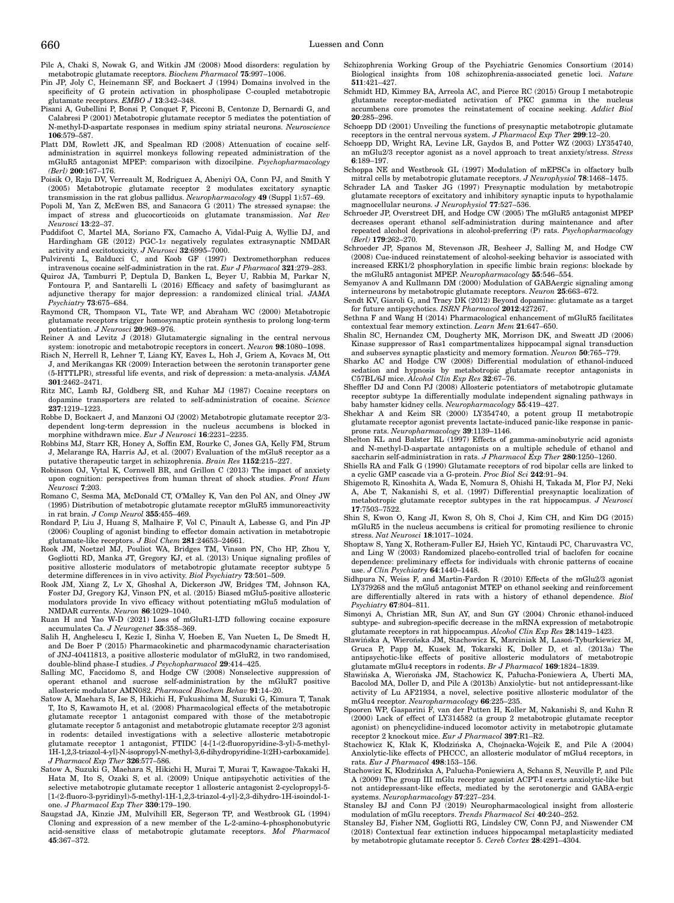Pilc A, Chaki S, Nowak G, and Witkin JM (2008) Mood disorders: regulation by metabotropic glutamate receptors. *Biochem Pharmacol* **75**:997–1006.

Pin JP, Joly C, Heinemann SF, and Bockaert J (1994) Domains involved in the specificity of G protein activation in phospholipase C-coupled metabotropic glutamate receptors. *EMBO J* **13**:342–348.

Pisani A, Gubellini P, Bonsi P, Conquet F, Picconi B, Centonze D, Bernardi G, and Calabresi P (2001) Metabotropic glutamate receptor 5 mediates the potentiation of N-methyl-D-aspartate responses in medium spiny striatal neurons. *Neuroscience* **106**:579–587.

Platt DM, Rowlett JK, and Spealman RD (2008) Attenuation of cocaine self-administration in squirrel monkeys following repeated administration of the mGluR5 antagonist MPEP: comparison with dizocilpine. *Psychopharmacology (Berl)* **200**:167–176.

Poisik O, Raju DV, Verreault M, Rodriguez A, Abeniyi OA, Conn PJ, and Smith Y (2005) Metabotropic glutamate receptor 2 modulates excitatory synaptic transmission in the rat globus pallidus. *Neuropharmacology* **49** (Suppl 1):57–69.

Popoli M, Yan Z, McEwen BS, and Sanacora G (2011) The stressed synapse: the impact of stress and glucocorticoids on glutamate transmission. *Nat Rev Neurosci* **13**:22–37.

Puddifoot C, Martel MA, Soriano FX, Camacho A, Vidal-Puig A, Wyllie DJ, and Hardingham GE (2012) PGC-1α negatively regulates extrasynaptic NMDAR activity and excitotoxicity. *J Neurosci* **32**:6995–7000.

Pulvirenti L, Balducci C, and Koob GF (1997) Dextromethorphan reduces intravenous cocaine self-administration in the rat. *Eur J Pharmacol* **321**:279–283.

Quiroz JA, Tamburri P, Deptula D, Banken L, Beyer U, Rabbia M, Parkar N, Fontoura P, and Santarelli L (2016) Efficacy and safety of basimglurant as adjunctive therapy for major depression: a randomized clinical trial. *JAMA Psychiatry* **73**:675–684.

Raymond CR, Thompson VL, Tate WP, and Abraham WC (2000) Metabotropic glutamate receptors trigger homosynaptic protein synthesis to prolong long-term potentiation. *J Neurosci* **20**:969–976.

Reiner A and Levitz J (2018) Glutamatergic signaling in the central nervous system: ionotropic and metabotropic receptors in concert. *Neuron* **98**:1080–1098.

Risch N, Herrell R, Lehner T, Liang KY, Eaves L, Hoh J, Griem A, Kovacs M, Ott J, and Merikangas KR (2009) Interaction between the serotonin transporter gene (5-HTTLPR), stressful life events, and risk of depression: a meta-analysis. *JAMA* **301**:2462–2471.

Ritz MC, Lamb RJ, Goldberg SR, and Kuhar MJ (1987) Cocaine receptors on dopamine transporters are related to self-administration of cocaine. *Science* **237**:1219–1223.

Robbe D, Bockaert J, and Manzoni OJ (2002) Metabotropic glutamate receptor 2/3-dependent long-term depression in the nucleus accumbens is blocked in morphine withdrawn mice. *Eur J Neurosci* **16**:2231–2235.

Robbins MJ, Starr KR, Honey A, Soffin EM, Rourke C, Jones GA, Kelly FM, Strum J, Melarange RA, Harris AJ, et al. (2007) Evaluation of the mGlu8 receptor as a putative therapeutic target in schizophrenia. *Brain Res* **1152**:215–227.

Robinson OJ, Vytal K, Cornwell BR, and Grillon C (2013) The impact of anxiety upon cognition: perspectives from human threat of shock studies. *Front Hum Neurosci* **7**:203.

Romano C, Sesma MA, McDonald CT, O'Malley K, Van den Pol AN, and Olney JW (1995) Distribution of metabotropic glutamate receptor mGluR5 immunoreactivity in rat brain. *J Comp Neurol* **355**:455–469.

Rondard P, Liu J, Huang S, Malhaire F, Vol C, Pinault A, Labesse G, and Pin JP (2006) Coupling of agonist binding to effector domain activation in metabotropic glutamate-like receptors. *J Biol Chem* **281**:24653–24661.

Rook JM, Noetzel MJ, Pouliot WA, Bridges TM, Vinson PN, Cho HP, Zhou Y, Gogliotti RD, Manka JT, Gregory KJ, et al. (2013) Unique signaling profiles of positive allosteric modulators of metabotropic glutamate receptor subtype 5 determine differences in in vivo activity. *Biol Psychiatry* **73**:501–509.

Rook JM, Xiang Z, Lv X, Ghoshal A, Dickerson JW, Bridges TM, Johnson KA, Foster DJ, Gregory KJ, Vinson PN, et al. (2015) Biased mGlu5-positive allosteric modulators provide In vivo efficacy without potentiating mGlu5 modulation of NMDAR currents. *Neuron* **86**:1029–1040.

Ruan H and Yao W-D (2021) Loss of mGluR1-LTD following cocaine exposure accumulates Ca. *J Neurogenet* **35**:358–369.

Salih H, Anghelescu I, Kezic I, Sinha V, Hoeben E, Van Nueten L, De Smedt H, and De Boer P (2015) Pharmacokinetic and pharmacodynamic characterisation of JNJ-40411813, a positive allosteric modulator of mGluR2, in two randomised, double-blind phase-I studies. *J Psychopharmacol* **29**:414–425.

Salling MC, Faccidomo S, and Hodge CW (2008) Nonselective suppression of operant ethanol and sucrose self-administration by the mGluR7 positive allosteric modulator AMN082. *Pharmacol Biochem Behav* **91**:14–20.

Satow A, Maehara S, Ise S, Hikichi H, Fukushima M, Suzuki G, Kimura T, Tanak T, Ito S, Kawamoto H, et al. (2008) Pharmacological effects of the metabotropic glutamate receptor 1 antagonist compared with those of the metabotropic glutamate receptor 5 antagonist and metabotropic glutamate receptor 2/3 agonist in rodents: detailed investigations with a selective allosteric metabotropic glutamate receptor 1 antagonist, FTIDC [4-[1-(2-fluoropyridine-3-yl)-5-methyl-1H-1,2,3-triazol-4-yl]-N-isopropyl-N-methyl-3,6-dihydropyridine-1(2H)-carboxamide]. *J Pharmacol Exp Ther* **326**:577–586.

Satow A, Suzuki G, Maehara S, Hikichi H, Murai T, Murai T, Kawagoe-Takaki H, Hata M, Ito S, Ozaki S, et al. (2009) Unique antipsychotic activities of the selective metabotropic glutamate receptor 1 allosteric antagonist 2-cyclopropyl-5-[1-(2-fluoro-3-pyridinyl)-5-methyl-1H-1,2,3-triazol-4-yl]-2,3-dihydro-1H-isoindol-1-one. *J Pharmacol Exp Ther* **330**:179–190.

Saugstad JA, Kinzie JM, Mulvihill ER, Segerson TP, and Westbrook GL (1994) Cloning and expression of a new member of the L-2-amino-4-phosphonobutyric acid-sensitive class of metabotropic glutamate receptors. *Mol Pharmacol* **45**:367–372.

Schizophrenia Working Group of the Psychiatric Genomics Consortium (2014) Biological insights from 108 schizophrenia-associated genetic loci. *Nature* **511**:421–427.

Schmidt HD, Kimmey BA, Arreola AC, and Pierce RC (2015) Group I metabotropic glutamate receptor-mediated activation of PKC gamma in the nucleus accumbens core promotes the reinstatement of cocaine seeking. *Addict Biol* **20**:285–296.

Schoepp DD (2001) Unveiling the functions of presynaptic metabotropic glutamate receptors in the central nervous system. *J Pharmacol Exp Ther* **299**:12–20.

Schoepp DD, Wright RA, Levine LR, Gaydos B, and Potter WZ (2003) LY354740, an mGlu2/3 receptor agonist as a novel approach to treat anxiety/stress. *Stress* **6**:189–197.

Schoppa NE and Westbrook GL (1997) Modulation of mEPSCs in olfactory bulb mitral cells by metabotropic glutamate receptors. *J Neurophysiol* **78**:1468–1475.

Schrader LA and Tasker JG (1997) Presynaptic modulation by metabotropic glutamate receptors of excitatory and inhibitory synaptic inputs to hypothalamic magnocellular neurons. *J Neurophysiol* **77**:527–536.

Schroeder JP, Overstreet DH, and Hodge CW (2005) The mGluR5 antagonist MPEP decreases operant ethanol self-administration during maintenance and after repeated alcohol deprivations in alcohol-preferring (P) rats. *Psychopharmacology (Berl)* **179**:262–270.

Schroeder JP, Spanos M, Stevenson JR, Besheer J, Salling M, and Hodge CW (2008) Cue-induced reinstatement of alcohol-seeking behavior is associated with increased ERK1/2 phosphorylation in specific limbic brain regions: blockade by the mGluR5 antagonist MPEP. *Neuropharmacology* **55**:546–554.

Semyanov A and Kullmann DM (2000) Modulation of GABAergic signaling among interneurons by metabotropic glutamate receptors. *Neuron* **25**:663–672.

Sendt KV, Giaroli G, and Tracy DK (2012) Beyond dopamine: glutamate as a target for future antipsychotics. *ISRN Pharmacol* **2012**:427267.

Sethna F and Wang H (2014) Pharmacological enhancement of mGluR5 facilitates contextual fear memory extinction. *Learn Mem* **21**:647–650.

Shalin SC, Hernandez CM, Dougherty MK, Morrison DK, and Sweatt JD (2006) Kinase suppressor of Ras1 compartmentalizes hippocampal signal transduction and subserves synaptic plasticity and memory formation. *Neuron* **50**:765–779.

Sharko AC and Hodge CW (2008) Differential modulation of ethanol-induced sedation and hypnosis by metabotropic glutamate receptor antagonists in C57BL/6J mice. *Alcohol Clin Exp Res* **32**:67–76.

Sheffler DJ and Conn PJ (2008) Allosteric potentiators of metabotropic glutamate receptor subtype 1a differentially modulate independent signaling pathways in baby hamster kidney cells. *Neuropharmacology* **55**:419–427.

Shekhar A and Keim SR (2000) LY354740, a potent group II metabotropic glutamate receptor agonist prevents lactate-induced panic-like response in panic-prone rats. *Neuropharmacology* **39**:1139–1146.

Shelton KL and Balster RL (1997) Effects of gamma-aminobutyric acid agonists and N-methyl-D-aspartate antagonists on a multiple schedule of ethanol and saccharin self-administration in rats. *J Pharmacol Exp Ther* **280**:1250–1260.

Shiells RA and Falk G (1990) Glutamate receptors of rod bipolar cells are linked to a cyclic GMP cascade via a G-protein. *Proc Biol Sci* **242**:91–94.

Shigemoto R, Kinoshita A, Wada E, Nomura S, Ohishi H, Takada M, Flor PJ, Neki A, Abe T, Nakanishi S, et al. (1997) Differential presynaptic localization of metabotropic glutamate receptor subtypes in the rat hippocampus. *J Neurosci* **17**:7503–7522.

Shin S, Kwon O, Kang JI, Kwon S, Oh S, Choi J, Kim CH, and Kim DG (2015) mGluR5 in the nucleus accumbens is critical for promoting resilience to chronic stress. *Nat Neurosci* **18**:1017–1024.

Shoptaw S, Yang X, Rotheram-Fuller EJ, Hsieh YC, Kintaudi PC, Charuvastra VC, and Ling W (2003) Randomized placebo-controlled trial of baclofen for cocaine dependence: preliminary effects for individuals with chronic patterns of cocaine use. *J Clin Psychiatry* **64**:1440–1448.

Sidhpura N, Weiss F, and Martin-Fardon R (2010) Effects of the mGlu2/3 agonist LY379268 and the mGlu5 antagonist MTEP on ethanol seeking and reinforcement are differentially altered in rats with a history of ethanol dependence. *Biol Psychiatry* **67**:804–811.

Simonyi A, Christian MR, Sun AY, and Sun GY (2004) Chronic ethanol-induced subtype- and subregion-specific decrease in the mRNA expression of metabotropic glutamate receptors in rat hippocampus. *Alcohol Clin Exp Res* **28**:1419–1423.

Sławińska A, Wierońska JM, Stachowicz K, Marciniak M, Lasoń-Tyburkiewicz M, Gruca P, Papp M, Kusek M, Tokarski K, Doller D, et al. (2013a) The antipsychotic-like effects of positive allosteric modulators of metabotropic glutamate mGlu4 receptors in rodents. *Br J Pharmacol* **169**:1824–1839.

Sławińska A, Wierońska JM, Stachowicz K, Pałucha-Poniewiera A, Uberti MA, Bacolod MA, Doller D, and Pilc A (2013b) Anxiolytic- but not antidepressant-like activity of Lu AF21934, a novel, selective positive allosteric modulator of the mGlu4 receptor. *Neuropharmacology* **66**:225–235.

Spooren WP, Gasparini F, van der Putten H, Koller M, Nakanishi S, and Kuhn R (2000) Lack of effect of LY314582 (a group 2 metabotropic glutamate receptor agonist) on phencyclidine-induced locomotor activity in metabotropic glutamate receptor 2 knockout mice. *Eur J Pharmacol* **397**:R1–R2.

Stachowicz K, Kłak K, Kłodzińska A, Chojnacka-Wojcik E, and Pilc A (2004) Anxiolytic-like effects of PHCCC, an allosteric modulator of mGlu4 receptors, in rats. *Eur J Pharmacol* **498**:153–156.

Stachowicz K, Kłodzińska A, Palucha-Poniewiera A, Schann S, Neuville P, and Pilc A (2009) The group III mGlu receptor agonist ACPT-I exerts anxiolytic-like but not antidepressant-like effects, mediated by the serotonergic and GABA-ergic systems. *Neuropharmacology* **57**:227–234.

Stansley BJ and Conn PJ (2019) Neuropharmacological insight from allosteric modulation of mGlu receptors. *Trends Pharmacol Sci* **40**:240–252.

Stansley BJ, Fisher NM, Gogliotti RG, Lindsley CW, Conn PJ, and Niswender CM (2018) Contextual fear extinction induces hippocampal metaplasticity mediated by metabotropic glutamate receptor 5. *Cereb Cortex* **28**:4291–4304.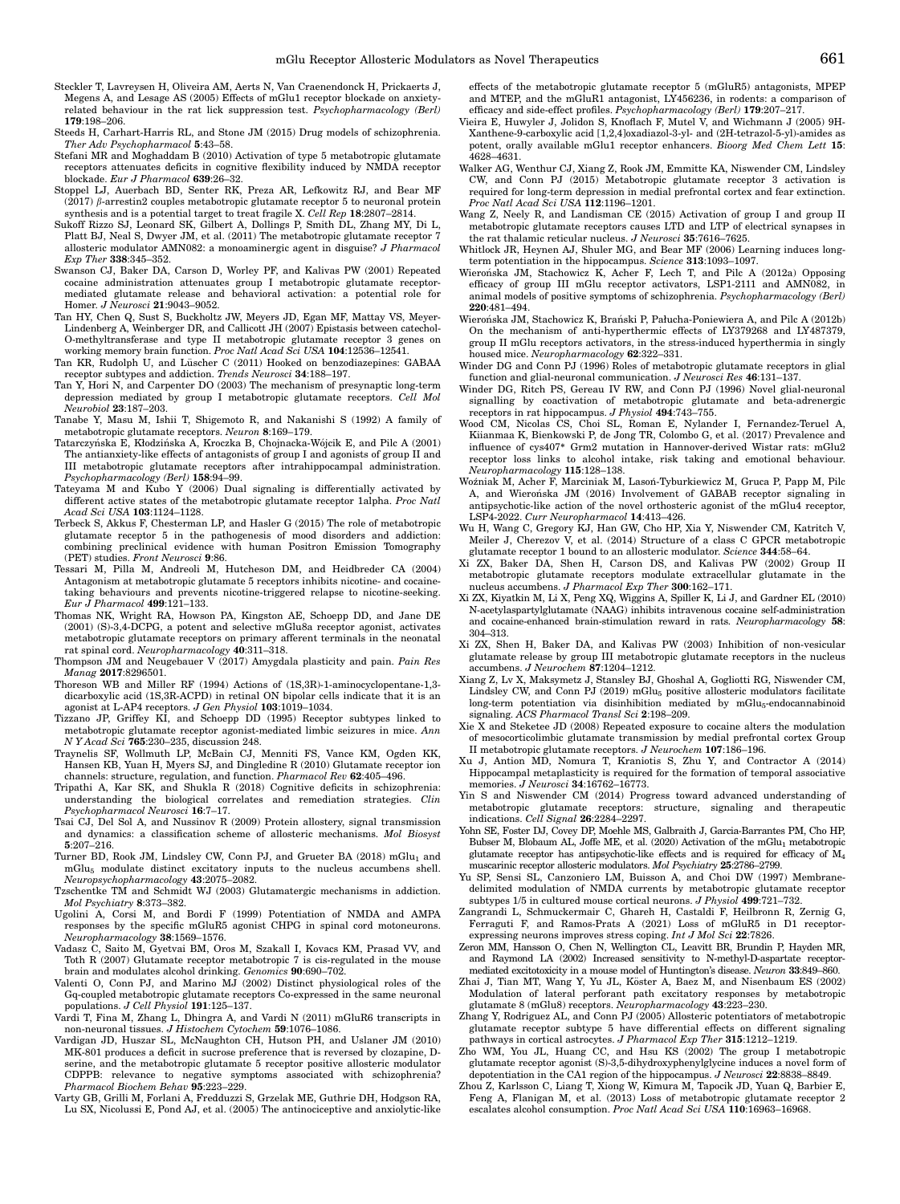Steckler T, Lavreysen H, Oliveira AM, Aerts N, Van Craenendonck H, Prickaerts J, Megens A, and Lesage AS (2005) Effects of mGlu1 receptor blockade on anxiety-related behaviour in the rat lick suppression test. *Psychopharmacology (Berl)* **179**:198–206.

Steeds H, Carhart-Harris RL, and Stone JM (2015) Drug models of schizophrenia. *Ther Adv Psychopharmacol* **5**:43–58.

Stefani MR and Moghaddam B (2010) Activation of type 5 metabotropic glutamate receptors attenuates deficits in cognitive flexibility induced by NMDA receptor blockade. *Eur J Pharmacol* **639**:26–32.

Stoppel LJ, Auerbach BD, Senter RK, Preza AR, Lefkowitz RJ, and Bear MF (2017) β-arrestin2 couples metabotropic glutamate receptor 5 to neuronal protein synthesis and is a potential target to treat fragile X. *Cell Rep* **18**:2807–2814.

Sukoff Rizzo SJ, Leonard SK, Gilbert A, Dollings P, Smith DL, Zhang MY, Di L, Platt BJ, Neal S, Dwyer JM, et al. (2011) The metabotropic glutamate receptor 7 allosteric modulator AMN082: a monoaminergic agent in disguise? *J Pharmacol Exp Ther* **338**:345–352.

Swanson CJ, Baker DA, Carson D, Worley PF, and Kalivas PW (2001) Repeated cocaine administration attenuates group I metabotropic glutamate receptor-mediated glutamate release and behavioral activation: a potential role for Homer. *J Neurosci* **21**:9043–9052.

Tan HY, Chen Q, Sust S, Buckholtz JW, Meyers JD, Egan MF, Mattay VS, Meyer-Lindenberg A, Weinberger DR, and Callicott JH (2007) Epistasis between catechol-O-methyltransferase and type II metabotropic glutamate receptor 3 genes on working memory brain function. *Proc Natl Acad Sci USA* **104**:12536–12541.

Tan KR, Rudolph U, and Lüscher C (2011) Hooked on benzodiazepines: GABAA receptor subtypes and addiction. *Trends Neurosci* **34**:188–197.

Tan Y, Hori N, and Carpenter DO (2003) The mechanism of presynaptic long-term depression mediated by group I metabotropic glutamate receptors. *Cell Mol Neurobiol* **23**:187–203.

Tanabe Y, Masu M, Ishii T, Shigemoto R, and Nakanishi S (1992) A family of metabotropic glutamate receptors. *Neuron* **8**:169–179.

Tatarczyńska E, Kłodzińska A, Kroczka B, Chojnacka-Wójcik E, and Pilc A (2001) The antianxiety-like effects of antagonists of group I and agonists of group II and III metabotropic glutamate receptors after intrahippocampal administration. *Psychopharmacology (Berl)* **158**:94–99.

Tateyama M and Kubo Y (2006) Dual signaling is differentially activated by different active states of the metabotropic glutamate receptor 1alpha. *Proc Natl Acad Sci USA* **103**:1124–1128.

Terbeck S, Akkus F, Chesterman LP, and Hasler G (2015) The role of metabotropic glutamate receptor 5 in the pathogenesis of mood disorders and addiction: combining preclinical evidence with human Positron Emission Tomography (PET) studies. *Front Neurosci* **9**:86.

Tessari M, Pilla M, Andreoli M, Hutcheson DM, and Heidbreder CA (2004) Antagonism at metabotropic glutamate 5 receptors inhibits nicotine- and cocaine-taking behaviours and prevents nicotine-triggered relapse to nicotine-seeking. *Eur J Pharmacol* **499**:121–133.

Thomas NK, Wright RA, Howson PA, Kingston AE, Schoepp DD, and Jane DE (2001) (S)-3,4-DCPG, a potent and selective mGlu8a receptor agonist, activates metabotropic glutamate receptors on primary afferent terminals in the neonatal rat spinal cord. *Neuropharmacology* **40**:311–318.

Thompson JM and Neugebauer V (2017) Amygdala plasticity and pain. *Pain Res Manag* **2017**:8296501.

Thoreson WB and Miller RF (1994) Actions of (1S,3R)-1-aminocyclopentane-1,3-dicarboxylic acid (1S,3R-ACPD) in retinal ON bipolar cells indicate that it is an agonist at L-AP4 receptors. *J Gen Physiol* **103**:1019–1034.

Tizzano JP, Griffey KI, and Schoepp DD (1995) Receptor subtypes linked to metabotropic glutamate receptor agonist-mediated limbic seizures in mice. *Ann N Y Acad Sci* **765**:230–235, discussion 248.

Traynelis SF, Wollmuth LP, McBain CJ, Menniti FS, Vance KM, Ogden KK, Hansen KB, Yuan H, Myers SJ, and Dingledine R (2010) Glutamate receptor ion channels: structure, regulation, and function. *Pharmacol Rev* **62**:405–496.

Tripathi A, Kar SK, and Shukla R (2018) Cognitive deficits in schizophrenia: understanding the biological correlates and remediation strategies. *Clin Psychopharmacol Neurosci* **16**:7–17.

Tsai CJ, Del Sol A, and Nussinov R (2009) Protein allostery, signal transmission and dynamics: a classification scheme of allosteric mechanisms. *Mol Biosyst* **5**:207–216.

Turner BD, Rook JM, Lindsley CW, Conn PJ, and Grueter BA (2018) $mGlu_1$ and $mGlu_5$ modulate distinct excitatory inputs to the nucleus accumbens shell. *Neuropsychopharmacology* **43**:2075–2082.

Tzschentke TM and Schmidt WJ (2003) Glutamatergic mechanisms in addiction. *Mol Psychiatry* **8**:373–382.

Ugolini A, Corsi M, and Bordi F (1999) Potentiation of NMDA and AMPA responses by the specific mGluR5 agonist CHPG in spinal cord motoneurons. *Neuropharmacology* **38**:1569–1576.

Vadasz C, Saito M, Gyetvai BM, Oros M, Szakall I, Kovacs KM, Prasad VV, and Toth R (2007) Glutamate receptor metabotropic 7 is cis-regulated in the mouse brain and modulates alcohol drinking. *Genomics* **90**:690–702.

Valenti O, Conn PJ, and Marino MJ (2002) Distinct physiological roles of the Gq-coupled metabotropic glutamate receptors Co-expressed in the same neuronal populations. *J Cell Physiol* **191**:125–137.

Vardi T, Fina M, Zhang L, Dhingra A, and Vardi N (2011) mGluR6 transcripts in non-neuronal tissues. *J Histochem Cytochem* **59**:1076–1086.

Vardigan JD, Huszar SL, McNaughton CH, Hutson PH, and Uslaner JM (2010) MK-801 produces a deficit in sucrose preference that is reversed by clozapine, D-serine, and the metabotropic glutamate 5 receptor positive allosteric modulator CDPPB: relevance to negative symptoms associated with schizophrenia? *Pharmacol Biochem Behav* **95**:223–229.

Varty GB, Grilli M, Forlani A, Fredduzzi S, Grzelak ME, Guthrie DH, Hodgson RA, Lu SX, Nicolussi E, Pond AJ, et al. (2005) The antinociceptive and anxiolytic-like effects of the metabotropic glutamate receptor 5 (mGluR5) antagonists, MPEP and MTEP, and the mGluR1 antagonist, LY456236, in rodents: a comparison of efficacy and side-effect profiles. *Psychopharmacology (Berl)* **179**:207–217.

Vieira E, Huwyler J, Jolidon S, Knoflach F, Mutel V, and Wichmann J (2005) 9H-Xanthene-9-carboxylic acid [1,2,4]oxadiazol-3-yl- and (2H-tetrazol-5-yl)-amides as potent, orally available mGlu1 receptor enhancers. *Bioorg Med Chem Lett* **15**: 4628–4631.

Walker AG, Wenthur CJ, Xiang Z, Rook JM, Emmitte KA, Niswender CM, Lindsley CW, and Conn PJ (2015) Metabotropic glutamate receptor 3 activation is required for long-term depression in medial prefrontal cortex and fear extinction. *Proc Natl Acad Sci USA* **112**:1196–1201.

Wang Z, Neely R, and Landisman CE (2015) Activation of group I and group II metabotropic glutamate receptors causes LTD and LTP of electrical synapses in the rat thalamic reticular nucleus. *J Neurosci* **35**:7616–7625.

Whitlock JR, Heynen AJ, Shuler MG, and Bear MF (2006) Learning induces long-term potentiation in the hippocampus. *Science* **313**:1093–1097.

Wierońska JM, Stachowicz K, Acher F, Lech T, and Pilc A (2012a) Opposing efficacy of group III mGlu receptor activators, LSP1-2111 and AMN082, in animal models of positive symptoms of schizophrenia. *Psychopharmacology (Berl)* **220**:481–494.

Wierońska JM, Stachowicz K, Brański P, Pałucha-Poniewiera A, and Pilc A (2012b) On the mechanism of anti-hyperthermic effects of LY379268 and LY487379, group II mGlu receptors activators, in the stress-induced hyperthermia in singly housed mice. *Neuropharmacology* **62**:322–331.

Winder DG and Conn PJ (1996) Roles of metabotropic glutamate receptors in glial function and glial-neuronal communication. *J Neurosci Res* **46**:131–137.

Winder DG, Ritch PS, Gereau IV RW, and Conn PJ (1996) Novel glial-neuronal signalling by coactivation of metabotropic glutamate and beta-adrenergic receptors in rat hippocampus. *J Physiol* **494**:743–755.

Wood CM, Nicolas CS, Choi SL, Roman E, Nylander I, Fernandez-Teruel A, Kiianmaa K, Bienkowski P, de Jong TR, Colombo G, et al. (2017) Prevalence and influence of cys407* Grm2 mutation in Hannover-derived Wistar rats: mGlu2 receptor loss links to alcohol intake, risk taking and emotional behaviour. *Neuropharmacology* **115**:128–138.

Woźniak M, Acher F, Marciniak M, Lasoń-Tyburkiewicz M, Gruca P, Papp M, Pilc A, and Wierońska JM (2016) Involvement of GABAB receptor signaling in antipsychotic-like action of the novel orthosteric agonist of the mGlu4 receptor, LSP4-2022. *Curr Neuropharmacol* **14**:413–426.

Wu H, Wang C, Gregory KJ, Han GW, Cho HP, Xia Y, Niswender CM, Katritch V, Meiler J, Cherezov V, et al. (2014) Structure of a class C GPCR metabotropic glutamate receptor 1 bound to an allosteric modulator. *Science* **344**:58–64.

Xi ZX, Baker DA, Shen H, Carson DS, and Kalivas PW (2002) Group II metabotropic glutamate receptors modulate extracellular glutamate in the nucleus accumbens. *J Pharmacol Exp Ther* **300**:162–171.

Xi ZX, Kiyatkin M, Li X, Peng XQ, Wiggins A, Spiller K, Li J, and Gardner EL (2010) N-acetylaspartylglutamate (NAAG) inhibits intravenous cocaine self-administration and cocaine-enhanced brain-stimulation reward in rats. *Neuropharmacology* **58**: 304–313.

Xi ZX, Shen H, Baker DA, and Kalivas PW (2003) Inhibition of non-vesicular glutamate release by group III metabotropic glutamate receptors in the nucleus accumbens. *J Neurochem* **87**:1204–1212.

Xiang Z, Lv X, Maksymetz J, Stansley BJ, Ghoshal A, Gogliotti RG, Niswender CM, Lindsley CW, and Conn PJ (2019) $mGlu_5$ positive allosteric modulators facilitate long-term potentiation via disinhibition mediated by $mGlu_5$-endocannabinoid signaling. *ACS Pharmacol Transl Sci* **2**:198–209.

Xie X and Steketee JD (2008) Repeated exposure to cocaine alters the modulation of mesocorticolimbic glutamate transmission by medial prefrontal cortex Group II metabotropic glutamate receptors. *J Neurochem* **107**:186–196.

Xu J, Antion MD, Nomura T, Kraniotis S, Zhu Y, and Contractor A (2014) Hippocampal metaplasticity is required for the formation of temporal associative memories. *J Neurosci* **34**:16762–16773.

Yin S and Niswender CM (2014) Progress toward advanced understanding of metabotropic glutamate receptors: structure, signaling and therapeutic indications. *Cell Signal* **26**:2284–2297.

Yohn SE, Foster DJ, Covey DP, Moehle MS, Galbraith J, Garcia-Barrantes PM, Cho HP, Bubser M, Blobaum AL, Joffe ME, et al. (2020) Activation of the $mGlu_1$ metabotropic glutamate receptor has antipsychotic-like effects and is required for efficacy of $M_4$ muscarinic receptor allosteric modulators. *Mol Psychiatry* **25**:2786–2799.

Yu SP, Sensi SL, Canzoniero LM, Buisson A, and Choi DW (1997) Membrane-delimited modulation of NMDA currents by metabotropic glutamate receptor subtypes 1/5 in cultured mouse cortical neurons. *J Physiol* **499**:721–732.

Zangrandi L, Schmuckermair C, Ghareh H, Castaldi F, Heilbronn R, Zernig G, Ferraguti F, and Ramos-Prats A (2021) Loss of mGluR5 in D1 receptor-expressing neurons improves stress coping. *Int J Mol Sci* **22**:7826.

Zeron MM, Hansson O, Chen N, Wellington CL, Leavitt BR, Brundin P, Hayden MR, and Raymond LA (2002) Increased sensitivity to N-methyl-D-aspartate receptor-mediated excitotoxicity in a mouse model of Huntington's disease. *Neuron* **33**:849–860.

Zhai J, Tian MT, Wang Y, Yu JL, Köster A, Baez M, and Nisenbaum ES (2002) Modulation of lateral perforant path excitatory responses by metabotropic glutamate 8 (mGlu8) receptors. *Neuropharmacology* **43**:223–230.

Zhang Y, Rodriguez AL, and Conn PJ (2005) Allosteric potentiators of metabotropic glutamate receptor subtype 5 have differential effects on different signaling pathways in cortical astrocytes. *J Pharmacol Exp Ther* **315**:1212–1219.

Zho WM, You JL, Huang CC, and Hsu KS (2002) The group I metabotropic glutamate receptor agonist (S)-3,5-dihydroxyphenylglycine induces a novel form of depotentiation in the CA1 region of the hippocampus. *J Neurosci* **22**:8838–8849.

Zhou Z, Karlsson C, Liang T, Xiong W, Kimura M, Tapocik JD, Yuan Q, Barbier E, Feng A, Flanigan M, et al. (2013) Loss of metabotropic glutamate receptor 2 escalates alcohol consumption. *Proc Natl Acad Sci USA* **110**:16963–16968.